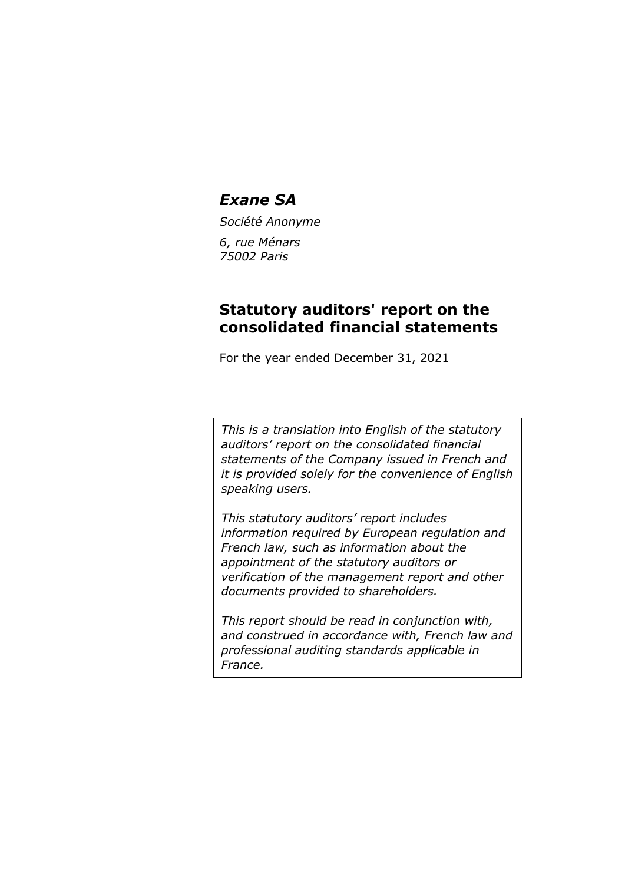# *Exane SA*

*Société Anonyme*

*6, rue Ménars*
*75002 Paris*

---

## Statutory auditors' report on the consolidated financial statements

For the year ended December 31, 2021

*This is a translation into English of the statutory auditors' report on the consolidated financial statements of the Company issued in French and it is provided solely for the convenience of English speaking users.*

*This statutory auditors' report includes information required by European regulation and French law, such as information about the appointment of the statutory auditors or verification of the management report and other documents provided to shareholders.*

*This report should be read in conjunction with, and construed in accordance with, French law and professional auditing standards applicable in France.*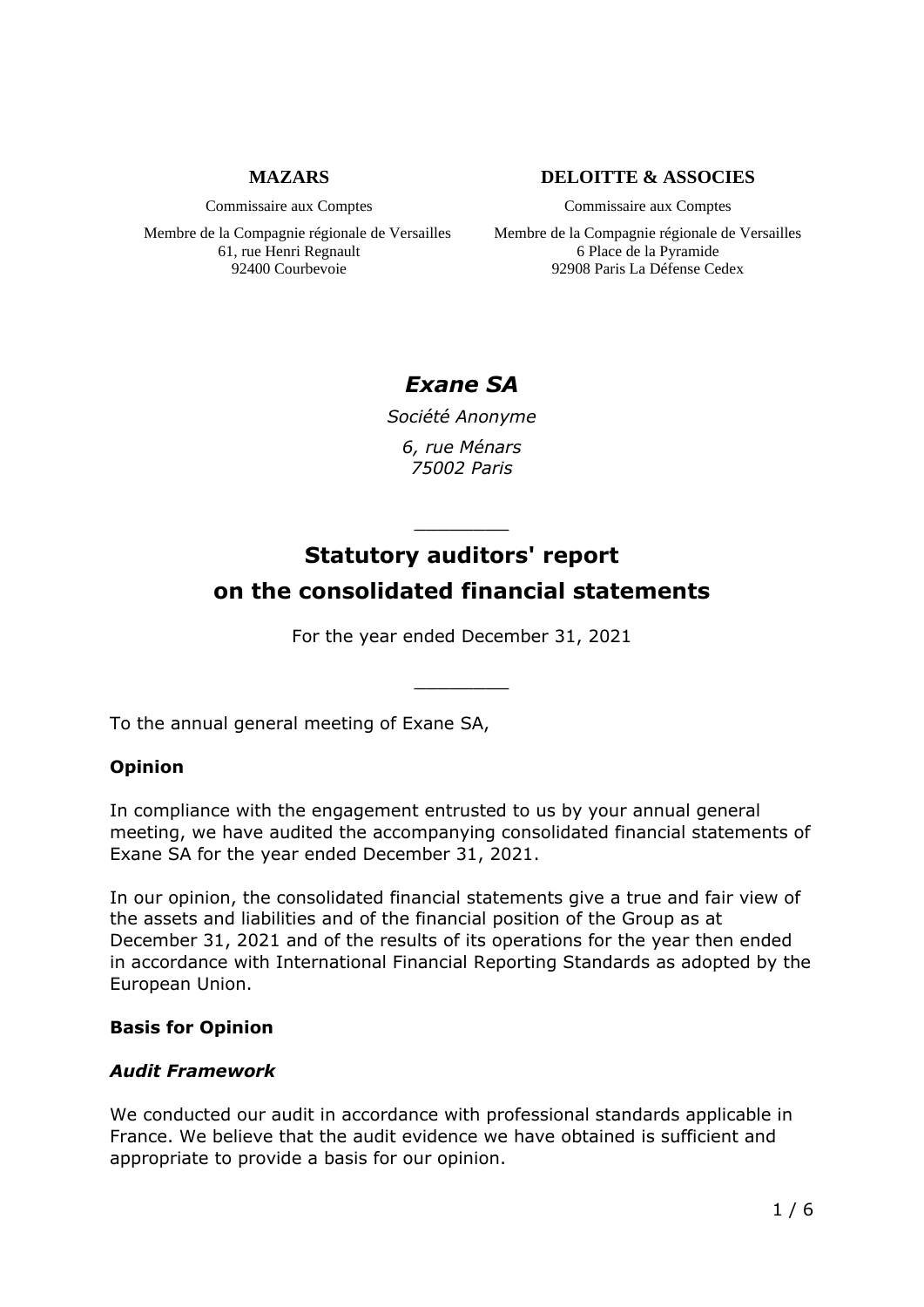**MAZARS**

Commissaire aux Comptes

Membre de la Compagnie régionale de Versailles
61, rue Henri Regnault
92400 Courbevoie

**DELOITTE & ASSOCIES**

Commissaire aux Comptes

Membre de la Compagnie régionale de Versailles
6 Place de la Pyramide
92908 Paris La Défense Cedex

# *Exane SA*

*Société Anonyme*

*6, rue Ménars*
*75002 Paris*

---

# Statutory auditors' report on the consolidated financial statements

For the year ended December 31, 2021

---

To the annual general meeting of Exane SA,

## Opinion

In compliance with the engagement entrusted to us by your annual general meeting, we have audited the accompanying consolidated financial statements of Exane SA for the year ended December 31, 2021.

In our opinion, the consolidated financial statements give a true and fair view of the assets and liabilities and of the financial position of the Group as at December 31, 2021 and of the results of its operations for the year then ended in accordance with International Financial Reporting Standards as adopted by the European Union.

## Basis for Opinion

### *Audit Framework*

We conducted our audit in accordance with professional standards applicable in France. We believe that the audit evidence we have obtained is sufficient and appropriate to provide a basis for our opinion.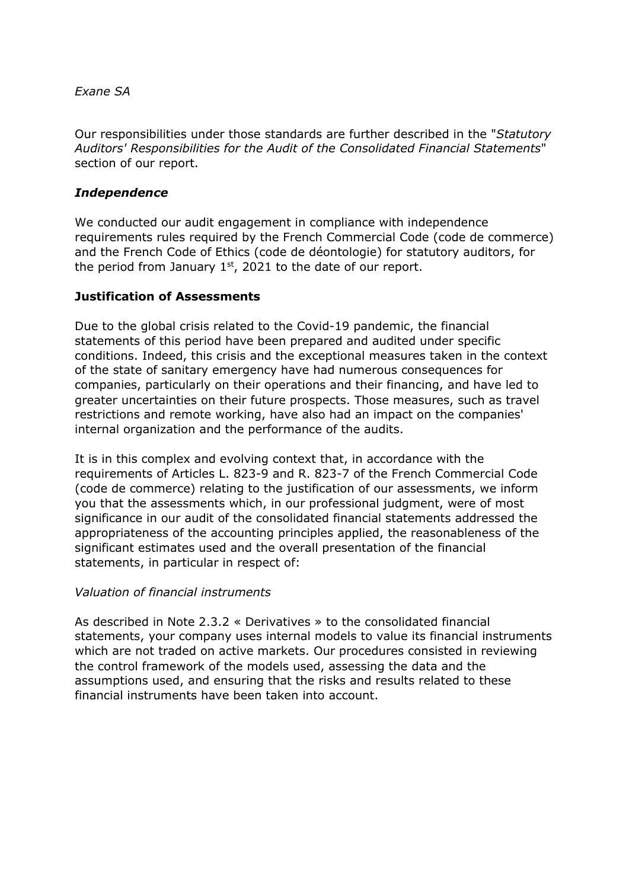Our responsibilities under those standards are further described in the "*Statutory Auditors' Responsibilities for the Audit of the Consolidated Financial Statements*" section of our report.

### *Independence*

We conducted our audit engagement in compliance with independence requirements rules required by the French Commercial Code (code de commerce) and the French Code of Ethics (code de déontologie) for statutory auditors, for the period from January 1st, 2021 to the date of our report.

### **Justification of Assessments**

Due to the global crisis related to the Covid-19 pandemic, the financial statements of this period have been prepared and audited under specific conditions. Indeed, this crisis and the exceptional measures taken in the context of the state of sanitary emergency have had numerous consequences for companies, particularly on their operations and their financing, and have led to greater uncertainties on their future prospects. Those measures, such as travel restrictions and remote working, have also had an impact on the companies' internal organization and the performance of the audits.

It is in this complex and evolving context that, in accordance with the requirements of Articles L. 823-9 and R. 823-7 of the French Commercial Code (code de commerce) relating to the justification of our assessments, we inform you that the assessments which, in our professional judgment, were of most significance in our audit of the consolidated financial statements addressed the appropriateness of the accounting principles applied, the reasonableness of the significant estimates used and the overall presentation of the financial statements, in particular in respect of:

*Valuation of financial instruments*

As described in Note 2.3.2 « Derivatives » to the consolidated financial statements, your company uses internal models to value its financial instruments which are not traded on active markets. Our procedures consisted in reviewing the control framework of the models used, assessing the data and the assumptions used, and ensuring that the risks and results related to these financial instruments have been taken into account.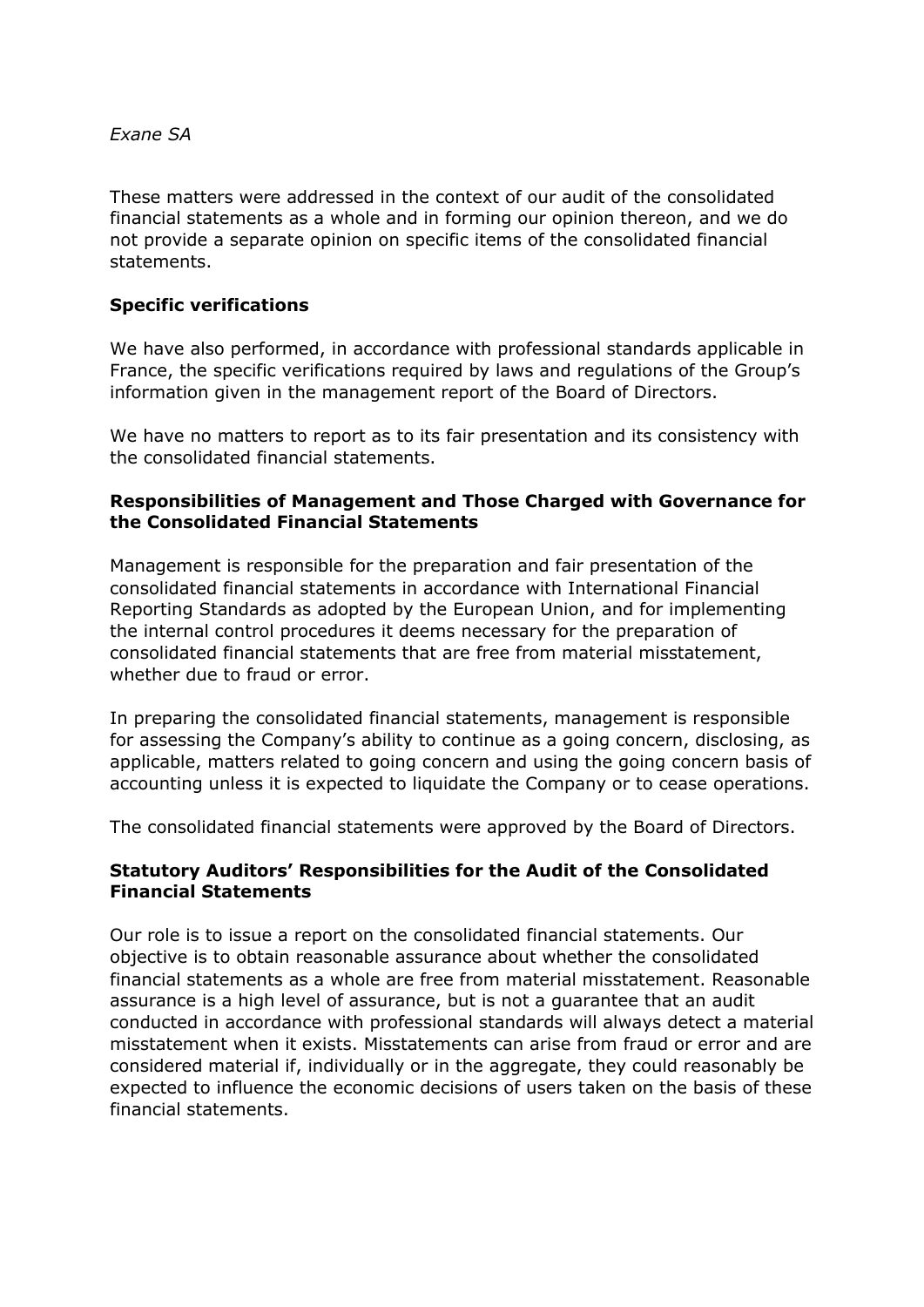These matters were addressed in the context of our audit of the consolidated financial statements as a whole and in forming our opinion thereon, and we do not provide a separate opinion on specific items of the consolidated financial statements.

**Specific verifications**

We have also performed, in accordance with professional standards applicable in France, the specific verifications required by laws and regulations of the Group's information given in the management report of the Board of Directors.

We have no matters to report as to its fair presentation and its consistency with the consolidated financial statements.

**Responsibilities of Management and Those Charged with Governance for the Consolidated Financial Statements**

Management is responsible for the preparation and fair presentation of the consolidated financial statements in accordance with International Financial Reporting Standards as adopted by the European Union, and for implementing the internal control procedures it deems necessary for the preparation of consolidated financial statements that are free from material misstatement, whether due to fraud or error.

In preparing the consolidated financial statements, management is responsible for assessing the Company's ability to continue as a going concern, disclosing, as applicable, matters related to going concern and using the going concern basis of accounting unless it is expected to liquidate the Company or to cease operations.

The consolidated financial statements were approved by the Board of Directors.

**Statutory Auditors' Responsibilities for the Audit of the Consolidated Financial Statements**

Our role is to issue a report on the consolidated financial statements. Our objective is to obtain reasonable assurance about whether the consolidated financial statements as a whole are free from material misstatement. Reasonable assurance is a high level of assurance, but is not a guarantee that an audit conducted in accordance with professional standards will always detect a material misstatement when it exists. Misstatements can arise from fraud or error and are considered material if, individually or in the aggregate, they could reasonably be expected to influence the economic decisions of users taken on the basis of these financial statements.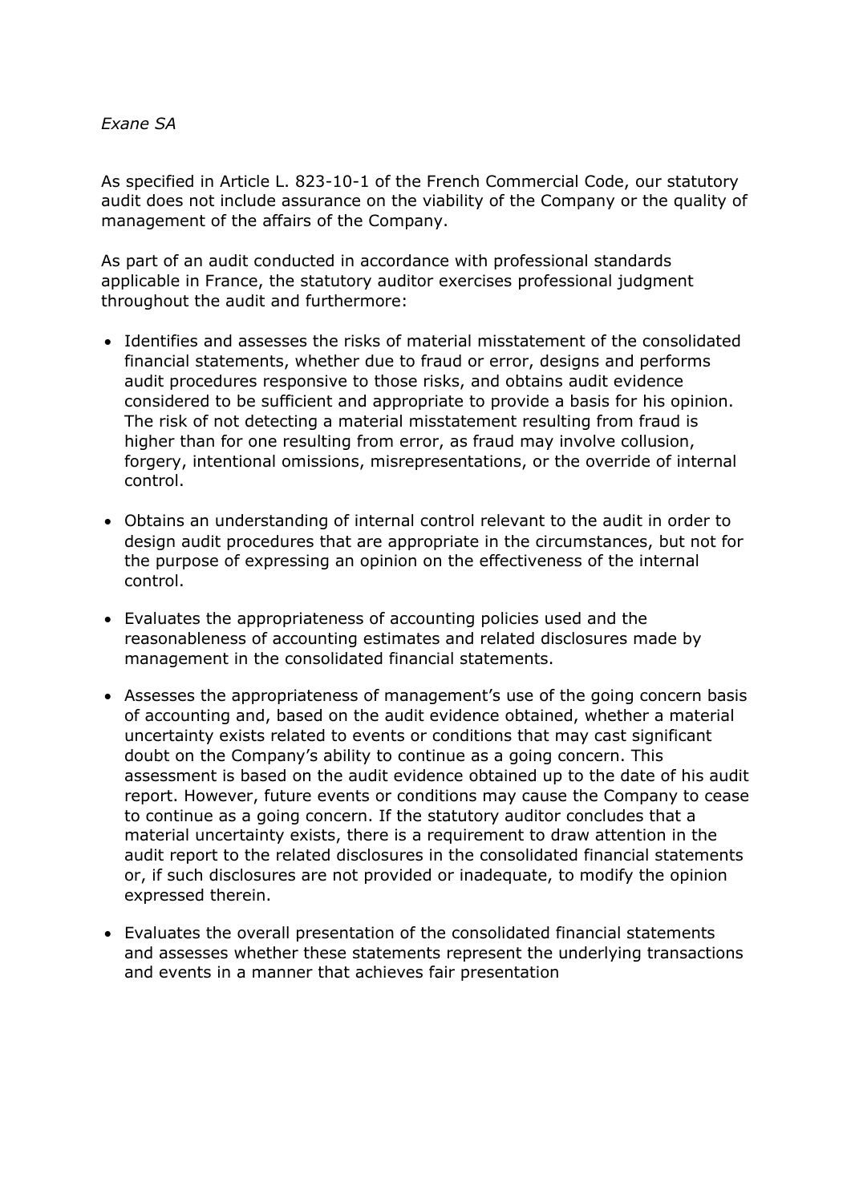*Exane SA*

As specified in Article L. 823-10-1 of the French Commercial Code, our statutory audit does not include assurance on the viability of the Company or the quality of management of the affairs of the Company.

As part of an audit conducted in accordance with professional standards applicable in France, the statutory auditor exercises professional judgment throughout the audit and furthermore:

- Identifies and assesses the risks of material misstatement of the consolidated financial statements, whether due to fraud or error, designs and performs audit procedures responsive to those risks, and obtains audit evidence considered to be sufficient and appropriate to provide a basis for his opinion. The risk of not detecting a material misstatement resulting from fraud is higher than for one resulting from error, as fraud may involve collusion, forgery, intentional omissions, misrepresentations, or the override of internal control.

- Obtains an understanding of internal control relevant to the audit in order to design audit procedures that are appropriate in the circumstances, but not for the purpose of expressing an opinion on the effectiveness of the internal control.

- Evaluates the appropriateness of accounting policies used and the reasonableness of accounting estimates and related disclosures made by management in the consolidated financial statements.

- Assesses the appropriateness of management's use of the going concern basis of accounting and, based on the audit evidence obtained, whether a material uncertainty exists related to events or conditions that may cast significant doubt on the Company's ability to continue as a going concern. This assessment is based on the audit evidence obtained up to the date of his audit report. However, future events or conditions may cause the Company to cease to continue as a going concern. If the statutory auditor concludes that a material uncertainty exists, there is a requirement to draw attention in the audit report to the related disclosures in the consolidated financial statements or, if such disclosures are not provided or inadequate, to modify the opinion expressed therein.

- Evaluates the overall presentation of the consolidated financial statements and assesses whether these statements represent the underlying transactions and events in a manner that achieves fair presentation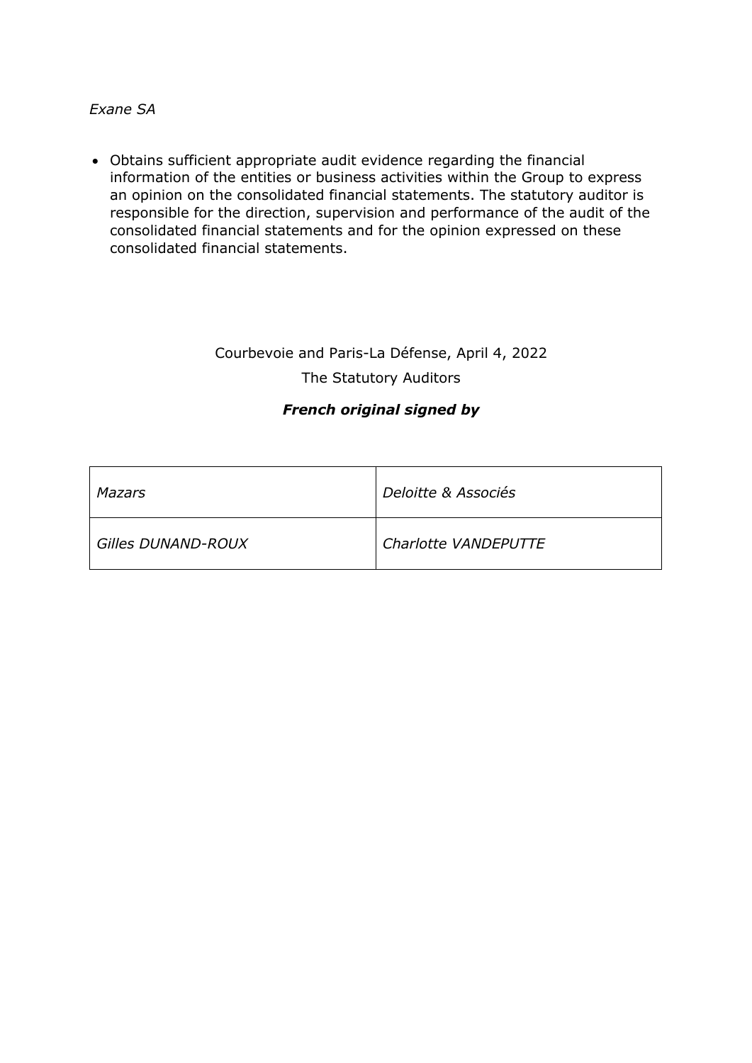- Obtains sufficient appropriate audit evidence regarding the financial information of the entities or business activities within the Group to express an opinion on the consolidated financial statements. The statutory auditor is responsible for the direction, supervision and performance of the audit of the consolidated financial statements and for the opinion expressed on these consolidated financial statements.

Courbevoie and Paris-La Défense, April 4, 2022

The Statutory Auditors

***French original signed by***

| *Mazars* | *Deloitte & Associés* |
|---|---|
| *Gilles DUNAND-ROUX* | *Charlotte VANDEPUTTE* |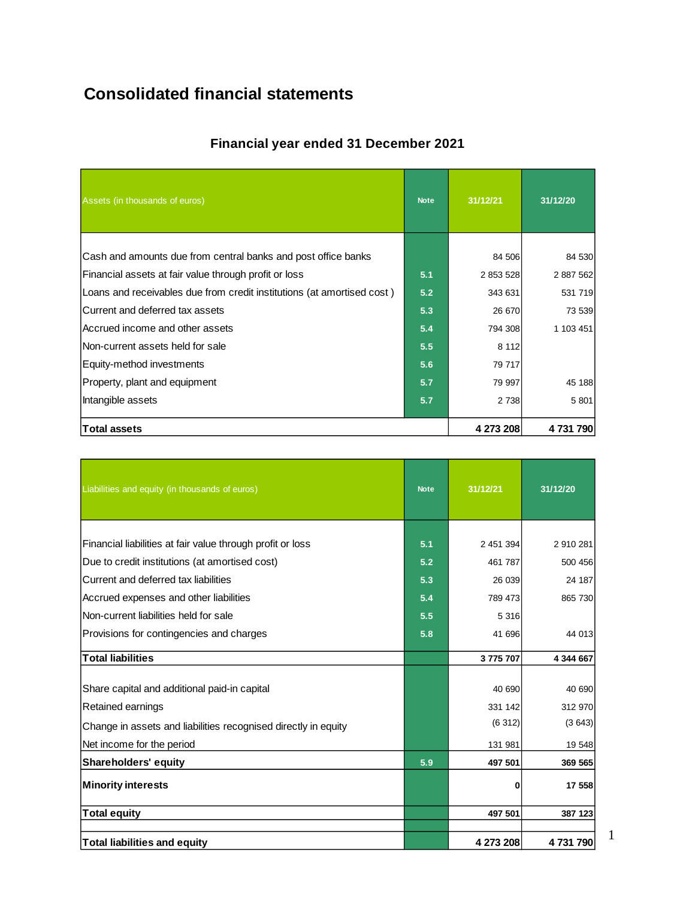# Consolidated financial statements

## Financial year ended 31 December 2021

| Assets (in thousands of euros) | Note | 31/12/21 | 31/12/20 |
|---|---|---|---|
| Cash and amounts due from central banks and post office banks | | 84 506 | 84 530 |
| Financial assets at fair value through profit or loss | 5.1 | 2 853 528 | 2 887 562 |
| Loans and receivables due from credit institutions (at amortised cost ) | 5.2 | 343 631 | 531 719 |
| Current and deferred tax assets | 5.3 | 26 670 | 73 539 |
| Accrued income and other assets | 5.4 | 794 308 | 1 103 451 |
| Non-current assets held for sale | 5.5 | 8 112 | |
| Equity-method investments | 5.6 | 79 717 | |
| Property, plant and equipment | 5.7 | 79 997 | 45 188 |
| Intangible assets | 5.7 | 2 738 | 5 801 |
| **Total assets** | | **4 273 208** | **4 731 790** |

| Liabilities and equity (in thousands of euros) | Note | 31/12/21 | 31/12/20 |
|---|---|---|---|
| Financial liabilities at fair value through profit or loss | 5.1 | 2 451 394 | 2 910 281 |
| Due to credit institutions (at amortised cost) | 5.2 | 461 787 | 500 456 |
| Current and deferred tax liabilities | 5.3 | 26 039 | 24 187 |
| Accrued expenses and other liabilities | 5.4 | 789 473 | 865 730 |
| Non-current liabilities held for sale | 5.5 | 5 316 | |
| Provisions for contingencies and charges | 5.8 | 41 696 | 44 013 |
| **Total liabilities** | | **3 775 707** | **4 344 667** |
| Share capital and additional paid-in capital | | 40 690 | 40 690 |
| Retained earnings | | 331 142 | 312 970 |
| Change in assets and liabilities recognised directly in equity | | (6 312) | (3 643) |
| Net income for the period | | 131 981 | 19 548 |
| **Shareholders' equity** | 5.9 | **497 501** | **369 565** |
| **Minority interests** | | **0** | **17 558** |
| **Total equity** | | **497 501** | **387 123** |
| **Total liabilities and equity** | | **4 273 208** | **4 731 790** |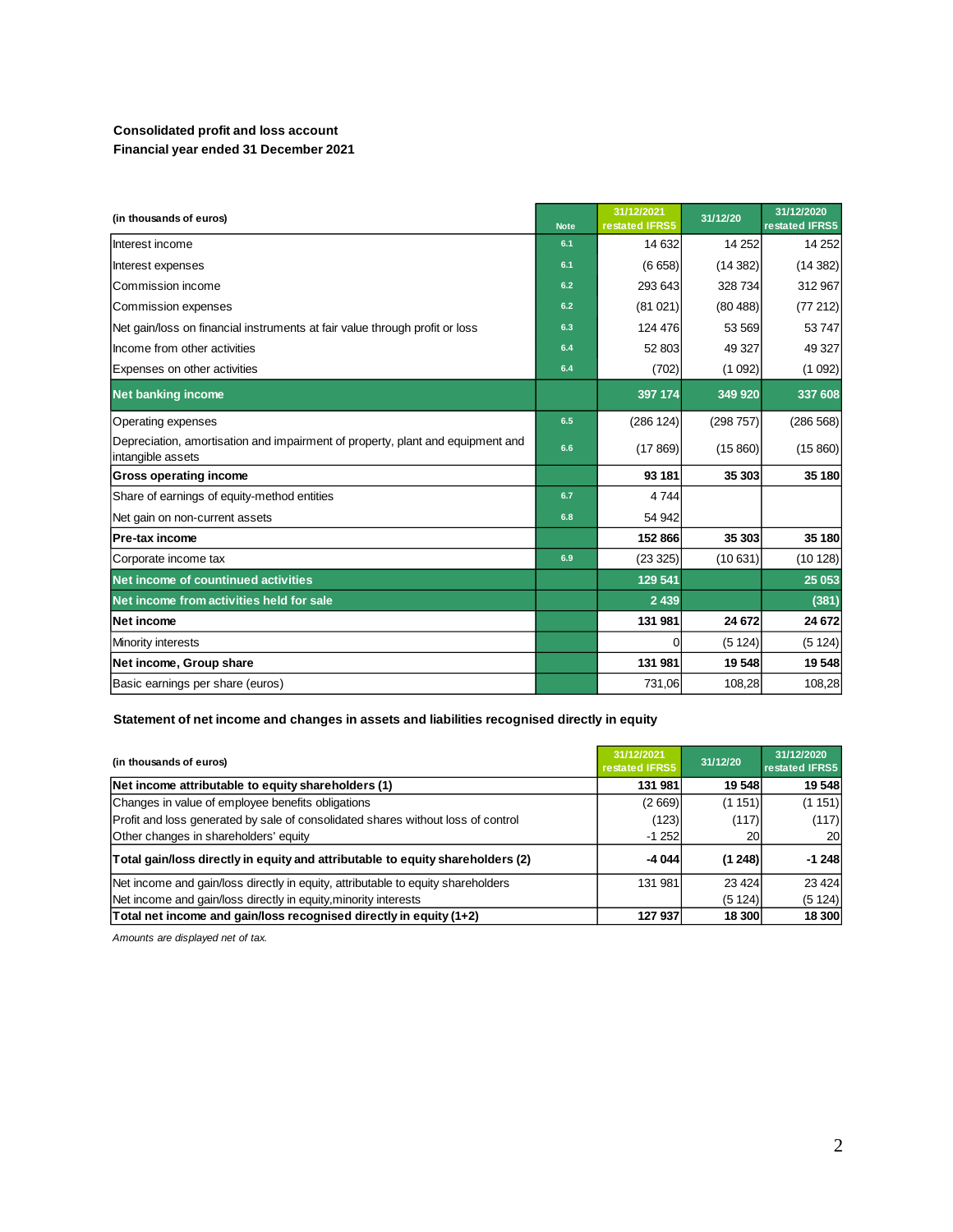**Consolidated profit and loss account**
**Financial year ended 31 December 2021**

| (in thousands of euros) | Note | 31/12/2021 restated IFRS5 | 31/12/20 | 31/12/2020 restated IFRS5 |
|---|---|---|---|---|
| Interest income | 6.1 | 14 632 | 14 252 | 14 252 |
| Interest expenses | 6.1 | (6 658) | (14 382) | (14 382) |
| Commission income | 6.2 | 293 643 | 328 734 | 312 967 |
| Commission expenses | 6.2 | (81 021) | (80 488) | (77 212) |
| Net gain/loss on financial instruments at fair value through profit or loss | 6.3 | 124 476 | 53 569 | 53 747 |
| Income from other activities | 6.4 | 52 803 | 49 327 | 49 327 |
| Expenses on other activities | 6.4 | (702) | (1 092) | (1 092) |
| **Net banking income** | | **397 174** | **349 920** | **337 608** |
| Operating expenses | 6.5 | (286 124) | (298 757) | (286 568) |
| Depreciation, amortisation and impairment of property, plant and equipment and intangible assets | 6.6 | (17 869) | (15 860) | (15 860) |
| **Gross operating income** | | **93 181** | **35 303** | **35 180** |
| Share of earnings of equity-method entities | 6.7 | 4 744 | | |
| Net gain on non-current assets | 6.8 | 54 942 | | |
| **Pre-tax income** | | **152 866** | **35 303** | **35 180** |
| Corporate income tax | 6.9 | (23 325) | (10 631) | (10 128) |
| **Net income of countinued activities** | | **129 541** | | **25 053** |
| **Net income from activities held for sale** | | **2 439** | | **(381)** |
| **Net income** | | **131 981** | **24 672** | **24 672** |
| Minority interests | | 0 | (5 124) | (5 124) |
| **Net income, Group share** | | **131 981** | **19 548** | **19 548** |
| Basic earnings per share (euros) | | 731,06 | 108,28 | 108,28 |

**Statement of net income and changes in assets and liabilities recognised directly in equity**

| (in thousands of euros) | 31/12/2021 restated IFRS5 | 31/12/20 | 31/12/2020 restated IFRS5 |
|---|---|---|---|
| **Net income attributable to equity shareholders (1)** | **131 981** | **19 548** | **19 548** |
| Changes in value of employee benefits obligations | (2 669) | (1 151) | (1 151) |
| Profit and loss generated by sale of consolidated shares without loss of control | (123) | (117) | (117) |
| Other changes in shareholders' equity | -1 252 | 20 | 20 |
| **Total gain/loss directly in equity and attributable to equity shareholders (2)** | **-4 044** | **(1 248)** | **-1 248** |
| Net income and gain/loss directly in equity, attributable to equity shareholders | 131 981 | 23 424 | 23 424 |
| Net income and gain/loss directly in equity,minority interests | | (5 124) | (5 124) |
| **Total net income and gain/loss recognised directly in equity (1+2)** | **127 937** | **18 300** | **18 300** |

*Amounts are displayed net of tax.*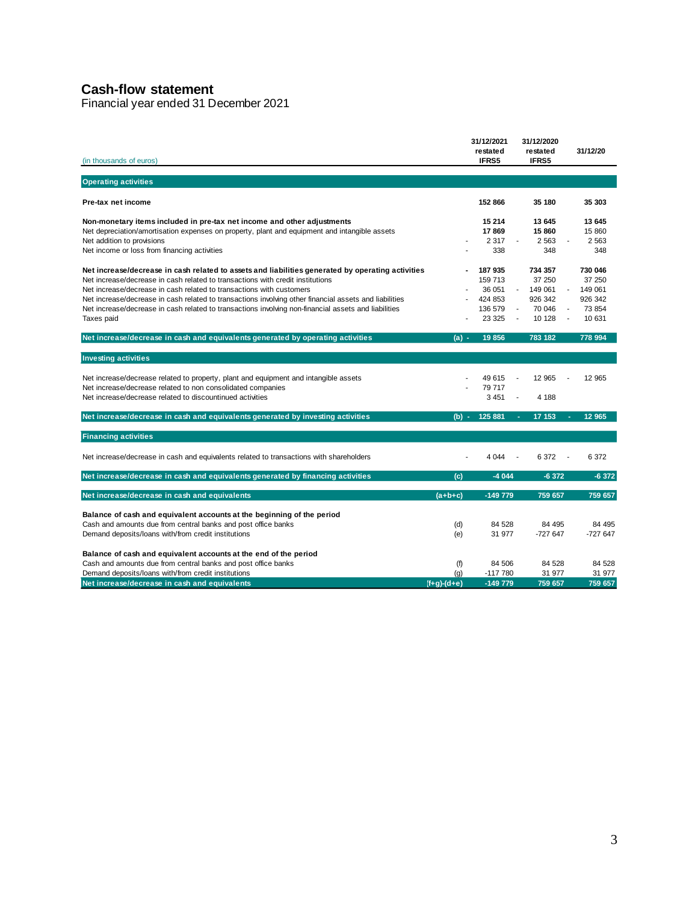# Cash-flow statement

Financial year ended 31 December 2021

| (in thousands of euros) | | 31/12/2021 restated IFRS5 | 31/12/2020 restated IFRS5 | 31/12/20 |
|---|---|---|---|---|
| **Operating activities** | | | | |
| **Pre-tax net income** | | **152 866** | **35 180** | **35 303** |
| **Non-monetary items included in pre-tax net income and other adjustments** | | **15 214** | **13 645** | **13 645** |
| Net depreciation/amortisation expenses on property, plant and equipment and intangible assets | | **17 869** | **15 860** | 15 860 |
| Net addition to provisions | | -2 317 | -2 563 | -2 563 |
| Net income or loss from financing activities | | -338 | 348 | 348 |
| **Net increase/decrease in cash related to assets and liabilities generated by operating activities** | | **-187 935** | **734 357** | **730 046** |
| Net increase/decrease in cash related to transactions with credit institutions | | 159 713 | 37 250 | 37 250 |
| Net increase/decrease in cash related to transactions with customers | | -36 051 | -149 061 | -149 061 |
| Net increase/decrease in cash related to transactions involving other financial assets and liabilities | | -424 853 | 926 342 | 926 342 |
| Net increase/decrease in cash related to transactions involving non-financial assets and liabilities | | 136 579 | -70 046 | -73 854 |
| Taxes paid | | -23 325 | -10 128 | -10 631 |
| **Net increase/decrease in cash and equivalents generated by operating activities** | (a) | **-19 856** | **783 182** | **778 994** |
| **Investing activities** | | | | |
| Net increase/decrease related to property, plant and equipment and intangible assets | | -49 615 | -12 965 | -12 965 |
| Net increase/decrease related to non consolidated companies | | -79 717 | | |
| Net increase/decrease related to discontinued activities | | 3 451 | -4 188 | |
| **Net increase/decrease in cash and equivalents generated by investing activities** | (b) | **-125 881** | **-17 153** | **-12 965** |
| **Financing activities** | | | | |
| Net increase/decrease in cash and equivalents related to transactions with shareholders | | -4 044 | -6 372 | -6 372 |
| **Net increase/decrease in cash and equivalents generated by financing activities** | (c) | **-4 044** | **-6 372** | **-6 372** |
| **Net increase/decrease in cash and equivalents** | (a+b+c) | **-149 779** | **759 657** | **759 657** |
| **Balance of cash and equivalent accounts at the beginning of the period** | | | | |
| Cash and amounts due from central banks and post office banks | (d) | 84 528 | 84 495 | 84 495 |
| Demand deposits/loans with/from credit institutions | (e) | 31 977 | -727 647 | -727 647 |
| **Balance of cash and equivalent accounts at the end of the period** | | | | |
| Cash and amounts due from central banks and post office banks | (f) | 84 506 | 84 528 | 84 528 |
| Demand deposits/loans with/from credit institutions | (g) | -117 780 | 31 977 | 31 977 |
| **Net increase/decrease in cash and equivalents** | (f+g)-(d+e) | **-149 779** | **759 657** | **759 657** |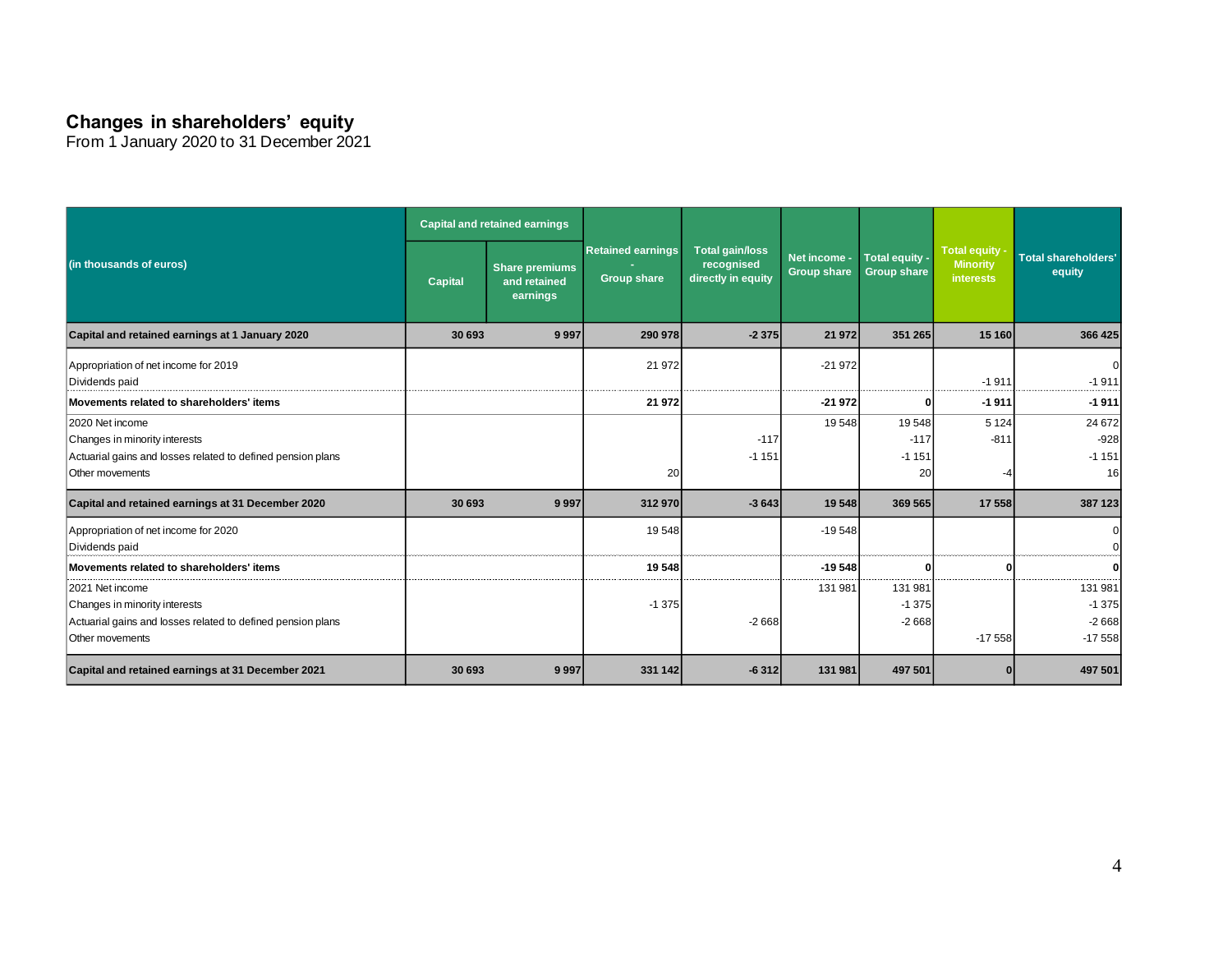## Changes in shareholders' equity

From 1 January 2020 to 31 December 2021

| (in thousands of euros) | Capital and retained earnings | | Retained earnings - Group share | Total gain/loss recognised directly in equity | Net income - Group share | Total equity - Group share | Total equity - Minority interests | Total shareholders' equity |
|---|---|---|---|---|---|---|---|---|
| | Capital | Share premiums and retained earnings | | | | | | |
| **Capital and retained earnings at 1 January 2020** | **30 693** | **9 997** | **290 978** | **-2 375** | **21 972** | **351 265** | **15 160** | **366 425** |
| Appropriation of net income for 2019 | | | 21 972 | | -21 972 | | | 0 |
| Dividends paid | | | | | | | -1 911 | -1 911 |
| **Movements related to shareholders' items** | | | **21 972** | | **-21 972** | **0** | **-1 911** | **-1 911** |
| 2020 Net income | | | | | 19 548 | 19 548 | 5 124 | 24 672 |
| Changes in minority interests | | | | -117 | | -117 | -811 | -928 |
| Actuarial gains and losses related to defined pension plans | | | | -1 151 | | -1 151 | | -1 151 |
| Other movements | | | 20 | | | 20 | -4 | 16 |
| **Capital and retained earnings at 31 December 2020** | **30 693** | **9 997** | **312 970** | **-3 643** | **19 548** | **369 565** | **17 558** | **387 123** |
| Appropriation of net income for 2020 | | | 19 548 | | -19 548 | | | 0 |
| Dividends paid | | | | | | | | 0 |
| **Movements related to shareholders' items** | | | **19 548** | | **-19 548** | **0** | **0** | **0** |
| 2021 Net income | | | | | 131 981 | 131 981 | | 131 981 |
| Changes in minority interests | | | -1 375 | | | -1 375 | | -1 375 |
| Actuarial gains and losses related to defined pension plans | | | | -2 668 | | -2 668 | | -2 668 |
| Other movements | | | | | | | -17 558 | -17 558 |
| **Capital and retained earnings at 31 December 2021** | **30 693** | **9 997** | **331 142** | **-6 312** | **131 981** | **497 501** | **0** | **497 501** |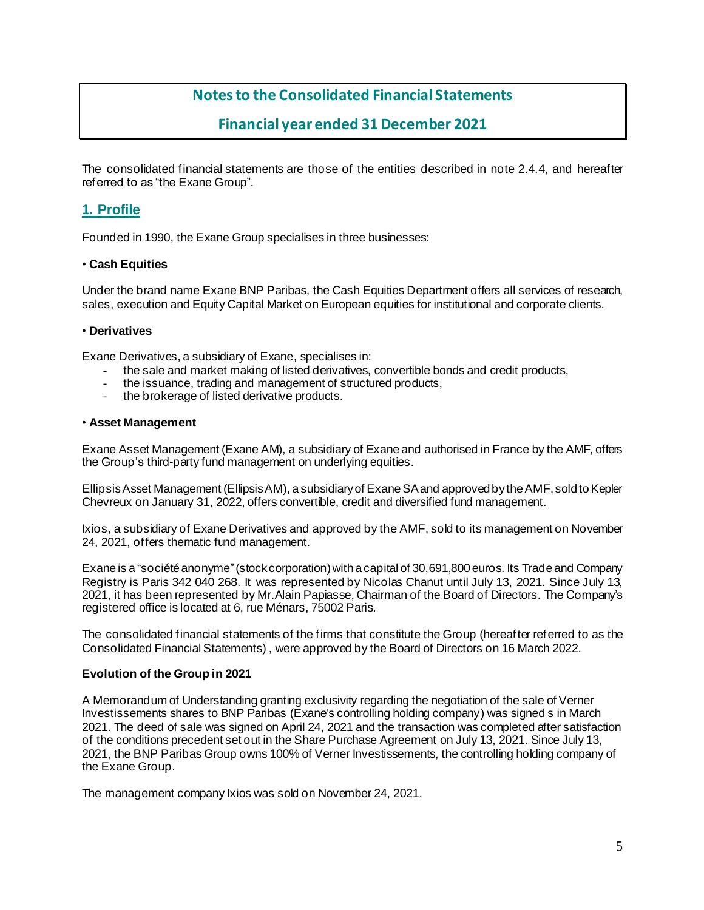# Notes to the Consolidated Financial Statements

## Financial year ended 31 December 2021

The consolidated financial statements are those of the entities described in note 2.4.4, and hereafter referred to as "the Exane Group".

## 1. Profile

Founded in 1990, the Exane Group specialises in three businesses:

• **Cash Equities**

Under the brand name Exane BNP Paribas, the Cash Equities Department offers all services of research, sales, execution and Equity Capital Market on European equities for institutional and corporate clients.

• **Derivatives**

Exane Derivatives, a subsidiary of Exane, specialises in:

- the sale and market making of listed derivatives, convertible bonds and credit products,
- the issuance, trading and management of structured products,
- the brokerage of listed derivative products.

• **Asset Management**

Exane Asset Management (Exane AM), a subsidiary of Exane and authorised in France by the AMF, offers the Group's third-party fund management on underlying equities.

Ellipsis Asset Management (Ellipsis AM), a subsidiary of Exane SA and approved by the AMF, sold to Kepler Chevreux on January 31, 2022, offers convertible, credit and diversified fund management.

Ixios, a subsidiary of Exane Derivatives and approved by the AMF, sold to its management on November 24, 2021, offers thematic fund management.

Exane is a "société anonyme" (stock corporation) with a capital of 30,691,800 euros. Its Trade and Company Registry is Paris 342 040 268. It was represented by Nicolas Chanut until July 13, 2021. Since July 13, 2021, it has been represented by Mr.Alain Papiasse, Chairman of the Board of Directors. The Company's registered office is located at 6, rue Ménars, 75002 Paris.

The consolidated financial statements of the firms that constitute the Group (hereafter referred to as the Consolidated Financial Statements) , were approved by the Board of Directors on 16 March 2022.

**Evolution of the Group in 2021**

A Memorandum of Understanding granting exclusivity regarding the negotiation of the sale of Verner Investissements shares to BNP Paribas (Exane's controlling holding company) was signed s in March 2021. The deed of sale was signed on April 24, 2021 and the transaction was completed after satisfaction of the conditions precedent set out in the Share Purchase Agreement on July 13, 2021. Since July 13, 2021, the BNP Paribas Group owns 100% of Verner Investissements, the controlling holding company of the Exane Group.

The management company Ixios was sold on November 24, 2021.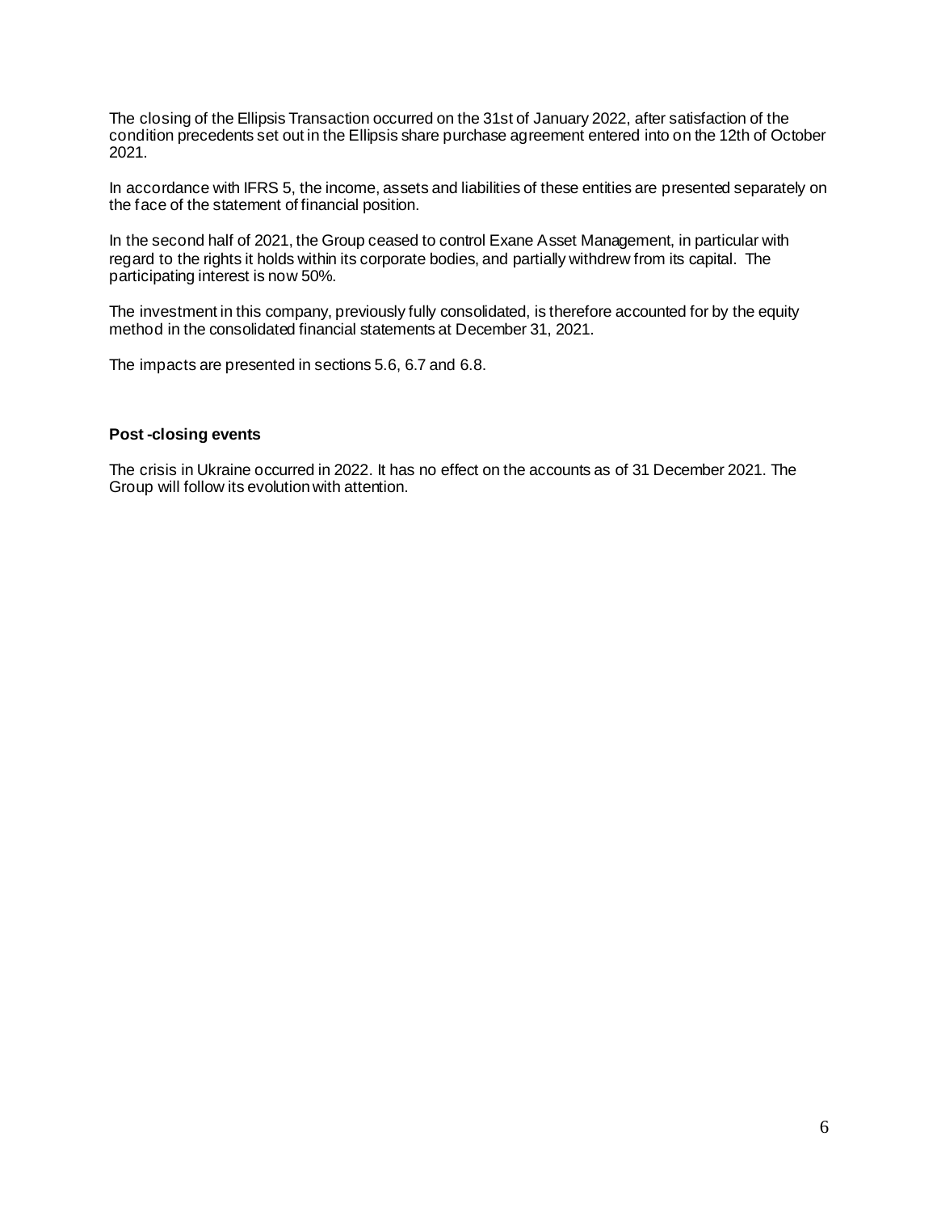The closing of the Ellipsis Transaction occurred on the 31st of January 2022, after satisfaction of the condition precedents set out in the Ellipsis share purchase agreement entered into on the 12th of October 2021.

In accordance with IFRS 5, the income, assets and liabilities of these entities are presented separately on the face of the statement of financial position.

In the second half of 2021, the Group ceased to control Exane Asset Management, in particular with regard to the rights it holds within its corporate bodies, and partially withdrew from its capital. The participating interest is now 50%.

The investment in this company, previously fully consolidated, is therefore accounted for by the equity method in the consolidated financial statements at December 31, 2021.

The impacts are presented in sections 5.6, 6.7 and 6.8.

**Post -closing events**

The crisis in Ukraine occurred in 2022. It has no effect on the accounts as of 31 December 2021. The Group will follow its evolution with attention.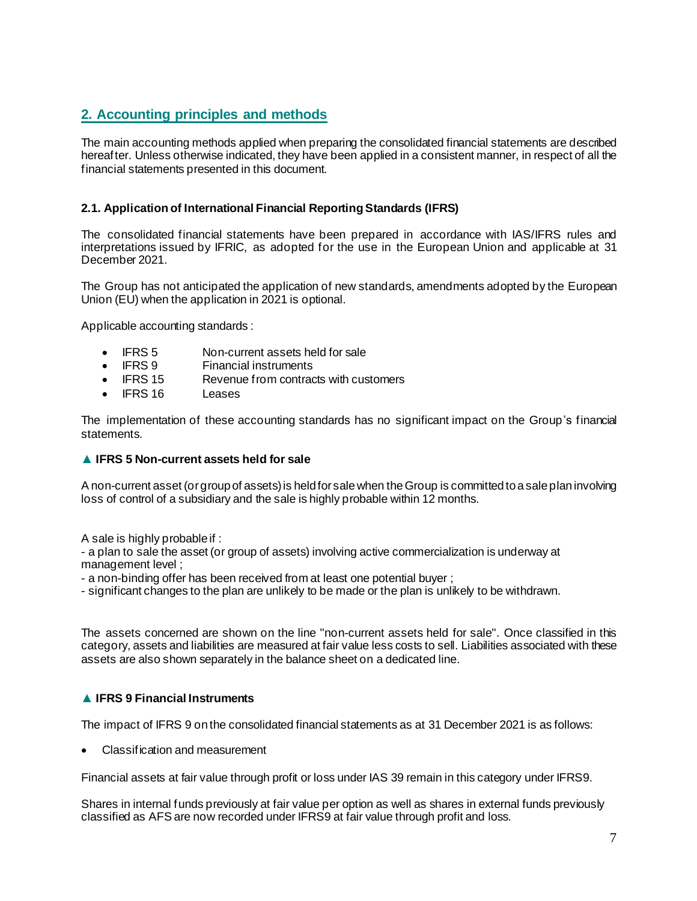## 2. Accounting principles and methods

The main accounting methods applied when preparing the consolidated financial statements are described hereafter. Unless otherwise indicated, they have been applied in a consistent manner, in respect of all the financial statements presented in this document.

### 2.1. Application of International Financial Reporting Standards (IFRS)

The consolidated financial statements have been prepared in accordance with IAS/IFRS rules and interpretations issued by IFRIC, as adopted for the use in the European Union and applicable at 31 December 2021.

The Group has not anticipated the application of new standards, amendments adopted by the European Union (EU) when the application in 2021 is optional.

Applicable accounting standards :

- IFRS 5 Non-current assets held for sale
- IFRS 9 Financial instruments
- IFRS 15 Revenue from contracts with customers
- IFRS 16 Leases

The implementation of these accounting standards has no significant impact on the Group's financial statements.

#### ▲ IFRS 5 Non-current assets held for sale

A non-current asset (or group of assets) is held for sale when the Group is committed to a sale plan involving loss of control of a subsidiary and the sale is highly probable within 12 months.

A sale is highly probable if :
- a plan to sale the asset (or group of assets) involving active commercialization is underway at management level ;
- a non-binding offer has been received from at least one potential buyer ;
- significant changes to the plan are unlikely to be made or the plan is unlikely to be withdrawn.

The assets concerned are shown on the line "non-current assets held for sale". Once classified in this category, assets and liabilities are measured at fair value less costs to sell. Liabilities associated with these assets are also shown separately in the balance sheet on a dedicated line.

#### ▲ IFRS 9 Financial Instruments

The impact of IFRS 9 on the consolidated financial statements as at 31 December 2021 is as follows:

- Classification and measurement

Financial assets at fair value through profit or loss under IAS 39 remain in this category under IFRS9.

Shares in internal funds previously at fair value per option as well as shares in external funds previously classified as AFS are now recorded under IFRS9 at fair value through profit and loss.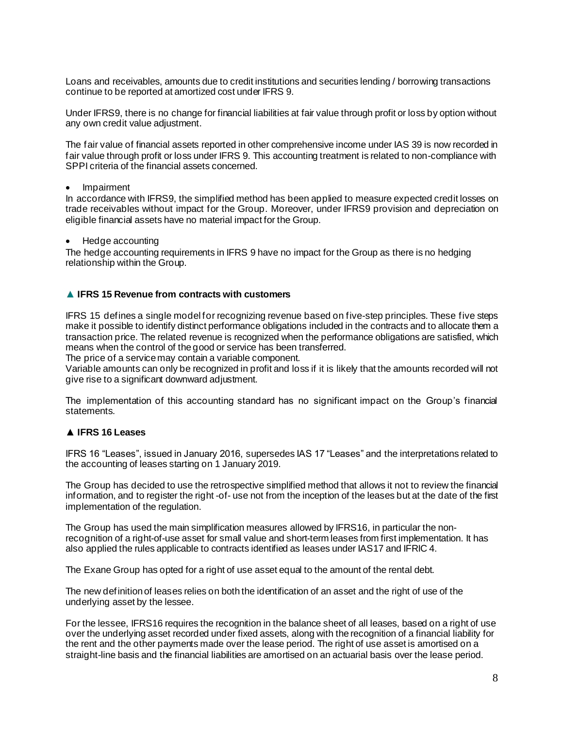Loans and receivables, amounts due to credit institutions and securities lending / borrowing transactions continue to be reported at amortized cost under IFRS 9.

Under IFRS9, there is no change for financial liabilities at fair value through profit or loss by option without any own credit value adjustment.

The fair value of financial assets reported in other comprehensive income under IAS 39 is now recorded in fair value through profit or loss under IFRS 9. This accounting treatment is related to non-compliance with SPPI criteria of the financial assets concerned.

- Impairment

In accordance with IFRS9, the simplified method has been applied to measure expected credit losses on trade receivables without impact for the Group. Moreover, under IFRS9 provision and depreciation on eligible financial assets have no material impact for the Group.

- Hedge accounting

The hedge accounting requirements in IFRS 9 have no impact for the Group as there is no hedging relationship within the Group.

### ▲ IFRS 15 Revenue from contracts with customers

IFRS 15 defines a single model for recognizing revenue based on five-step principles. These five steps make it possible to identify distinct performance obligations included in the contracts and to allocate them a transaction price. The related revenue is recognized when the performance obligations are satisfied, which means when the control of the good or service has been transferred.
The price of a service may contain a variable component.
Variable amounts can only be recognized in profit and loss if it is likely that the amounts recorded will not give rise to a significant downward adjustment.

The implementation of this accounting standard has no significant impact on the Group's financial statements.

### ▲ IFRS 16 Leases

IFRS 16 "Leases", issued in January 2016, supersedes IAS 17 "Leases" and the interpretations related to the accounting of leases starting on 1 January 2019.

The Group has decided to use the retrospective simplified method that allows it not to review the financial information, and to register the right-of- use not from the inception of the leases but at the date of the first implementation of the regulation.

The Group has used the main simplification measures allowed by IFRS16, in particular the non-recognition of a right-of-use asset for small value and short-term leases from first implementation. It has also applied the rules applicable to contracts identified as leases under IAS17 and IFRIC 4.

The Exane Group has opted for a right of use asset equal to the amount of the rental debt.

The new definition of leases relies on both the identification of an asset and the right of use of the underlying asset by the lessee.

For the lessee, IFRS16 requires the recognition in the balance sheet of all leases, based on a right of use over the underlying asset recorded under fixed assets, along with the recognition of a financial liability for the rent and the other payments made over the lease period. The right of use asset is amortised on a straight-line basis and the financial liabilities are amortised on an actuarial basis over the lease period.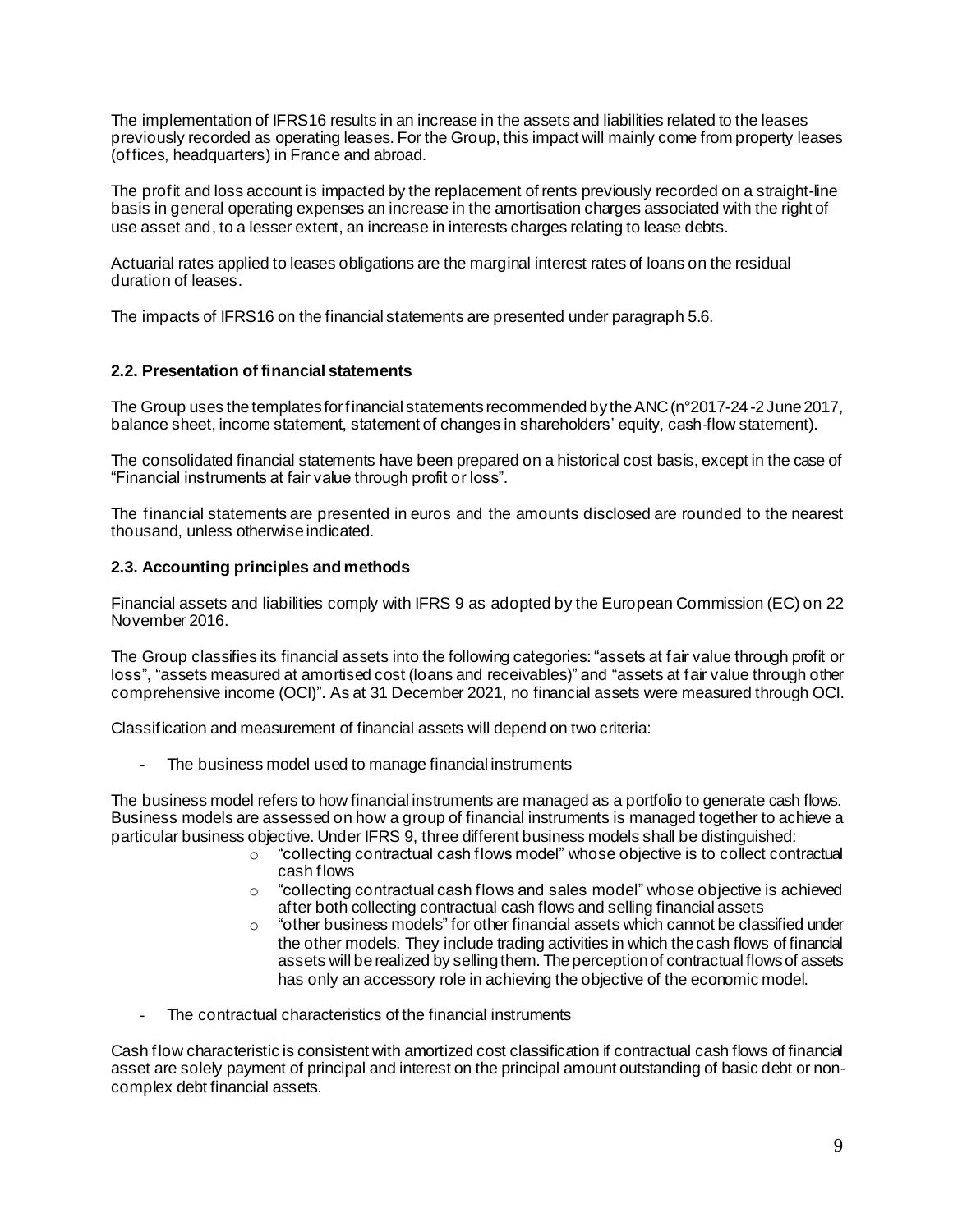The implementation of IFRS16 results in an increase in the assets and liabilities related to the leases previously recorded as operating leases. For the Group, this impact will mainly come from property leases (offices, headquarters) in France and abroad.

The profit and loss account is impacted by the replacement of rents previously recorded on a straight-line basis in general operating expenses an increase in the amortisation charges associated with the right of use asset and, to a lesser extent, an increase in interests charges relating to lease debts.

Actuarial rates applied to leases obligations are the marginal interest rates of loans on the residual duration of leases.

The impacts of IFRS16 on the financial statements are presented under paragraph 5.6.

### 2.2. Presentation of financial statements

The Group uses the templates for financial statements recommended by the ANC (n°2017-24 -2 June 2017, balance sheet, income statement, statement of changes in shareholders' equity, cash-flow statement).

The consolidated financial statements have been prepared on a historical cost basis, except in the case of "Financial instruments at fair value through profit or loss".

The financial statements are presented in euros and the amounts disclosed are rounded to the nearest thousand, unless otherwise indicated.

### 2.3. Accounting principles and methods

Financial assets and liabilities comply with IFRS 9 as adopted by the European Commission (EC) on 22 November 2016.

The Group classifies its financial assets into the following categories: "assets at fair value through profit or loss", "assets measured at amortised cost (loans and receivables)" and "assets at fair value through other comprehensive income (OCI)". As at 31 December 2021, no financial assets were measured through OCI.

Classification and measurement of financial assets will depend on two criteria:

- The business model used to manage financial instruments

The business model refers to how financial instruments are managed as a portfolio to generate cash flows. Business models are assessed on how a group of financial instruments is managed together to achieve a particular business objective. Under IFRS 9, three different business models shall be distinguished:

  - "collecting contractual cash flows model" whose objective is to collect contractual cash flows
  - "collecting contractual cash flows and sales model" whose objective is achieved after both collecting contractual cash flows and selling financial assets
  - "other business models" for other financial assets which cannot be classified under the other models. They include trading activities in which the cash flows of financial assets will be realized by selling them. The perception of contractual flows of assets has only an accessory role in achieving the objective of the economic model.

- The contractual characteristics of the financial instruments

Cash flow characteristic is consistent with amortized cost classification if contractual cash flows of financial asset are solely payment of principal and interest on the principal amount outstanding of basic debt or non-complex debt financial assets.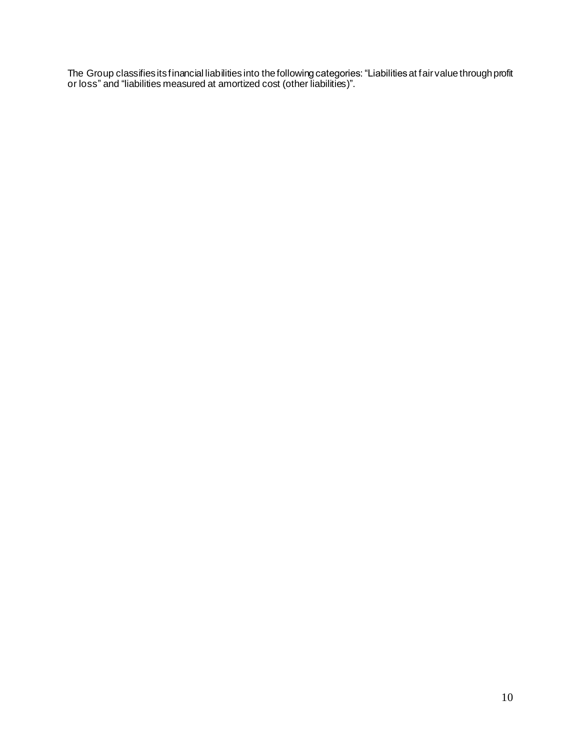The Group classifies its financial liabilities into the following categories: "Liabilities at fair value through profit or loss" and "liabilities measured at amortized cost (other liabilities)".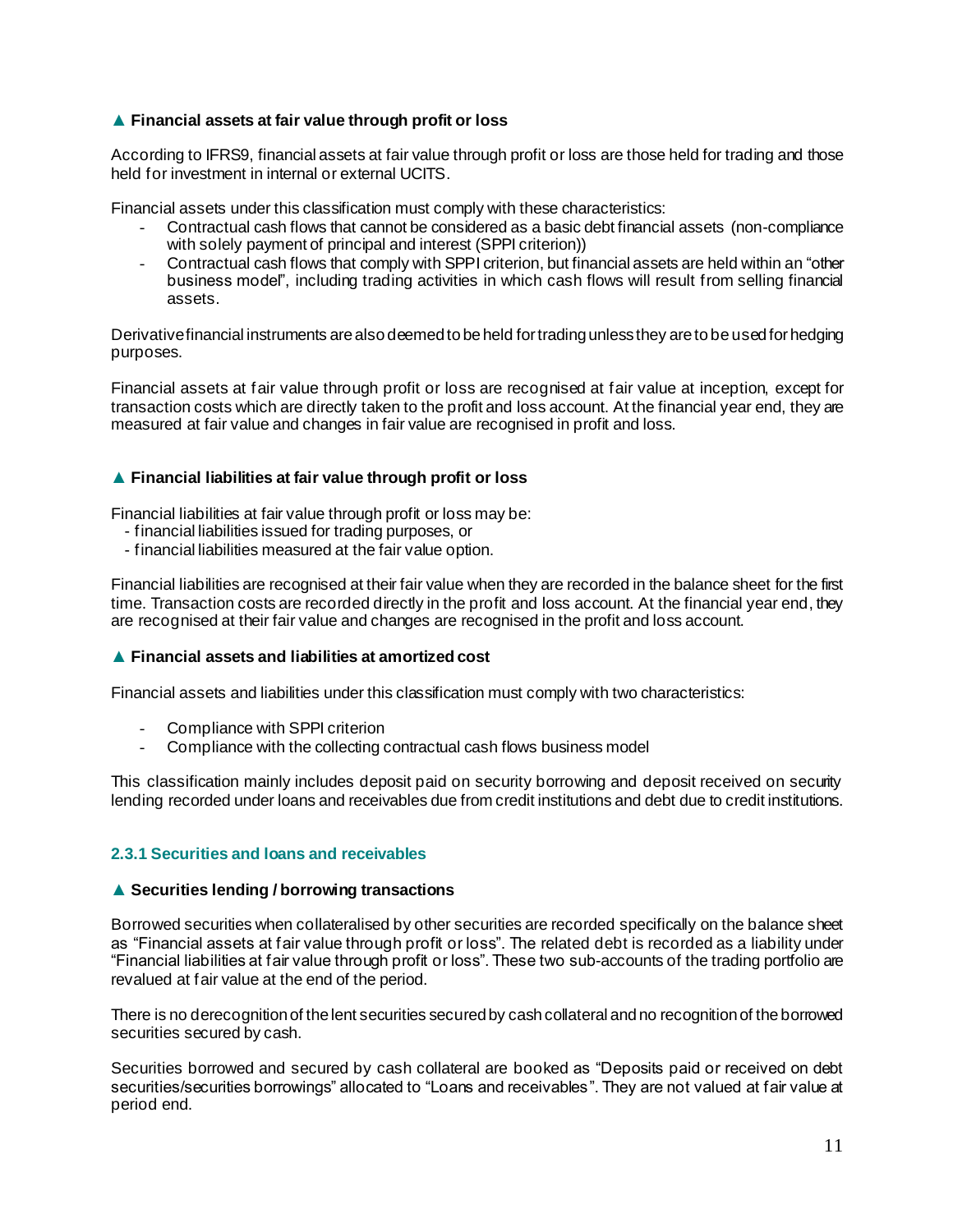### ▲ Financial assets at fair value through profit or loss

According to IFRS9, financial assets at fair value through profit or loss are those held for trading and those held for investment in internal or external UCITS.

Financial assets under this classification must comply with these characteristics:

- Contractual cash flows that cannot be considered as a basic debt financial assets (non-compliance with solely payment of principal and interest (SPPI criterion))
- Contractual cash flows that comply with SPPI criterion, but financial assets are held within an "other business model", including trading activities in which cash flows will result from selling financial assets.

Derivative financial instruments are also deemed to be held for trading unless they are to be used for hedging purposes.

Financial assets at fair value through profit or loss are recognised at fair value at inception, except for transaction costs which are directly taken to the profit and loss account. At the financial year end, they are measured at fair value and changes in fair value are recognised in profit and loss.

### ▲ Financial liabilities at fair value through profit or loss

Financial liabilities at fair value through profit or loss may be:

- financial liabilities issued for trading purposes, or
- financial liabilities measured at the fair value option.

Financial liabilities are recognised at their fair value when they are recorded in the balance sheet for the first time. Transaction costs are recorded directly in the profit and loss account. At the financial year end, they are recognised at their fair value and changes are recognised in the profit and loss account.

### ▲ Financial assets and liabilities at amortized cost

Financial assets and liabilities under this classification must comply with two characteristics:

- Compliance with SPPI criterion
- Compliance with the collecting contractual cash flows business model

This classification mainly includes deposit paid on security borrowing and deposit received on security lending recorded under loans and receivables due from credit institutions and debt due to credit institutions.

## 2.3.1 Securities and loans and receivables

### ▲ Securities lending / borrowing transactions

Borrowed securities when collateralised by other securities are recorded specifically on the balance sheet as "Financial assets at fair value through profit or loss". The related debt is recorded as a liability under "Financial liabilities at fair value through profit or loss". These two sub-accounts of the trading portfolio are revalued at fair value at the end of the period.

There is no derecognition of the lent securities secured by cash collateral and no recognition of the borrowed securities secured by cash.

Securities borrowed and secured by cash collateral are booked as "Deposits paid or received on debt securities/securities borrowings" allocated to "Loans and receivables". They are not valued at fair value at period end.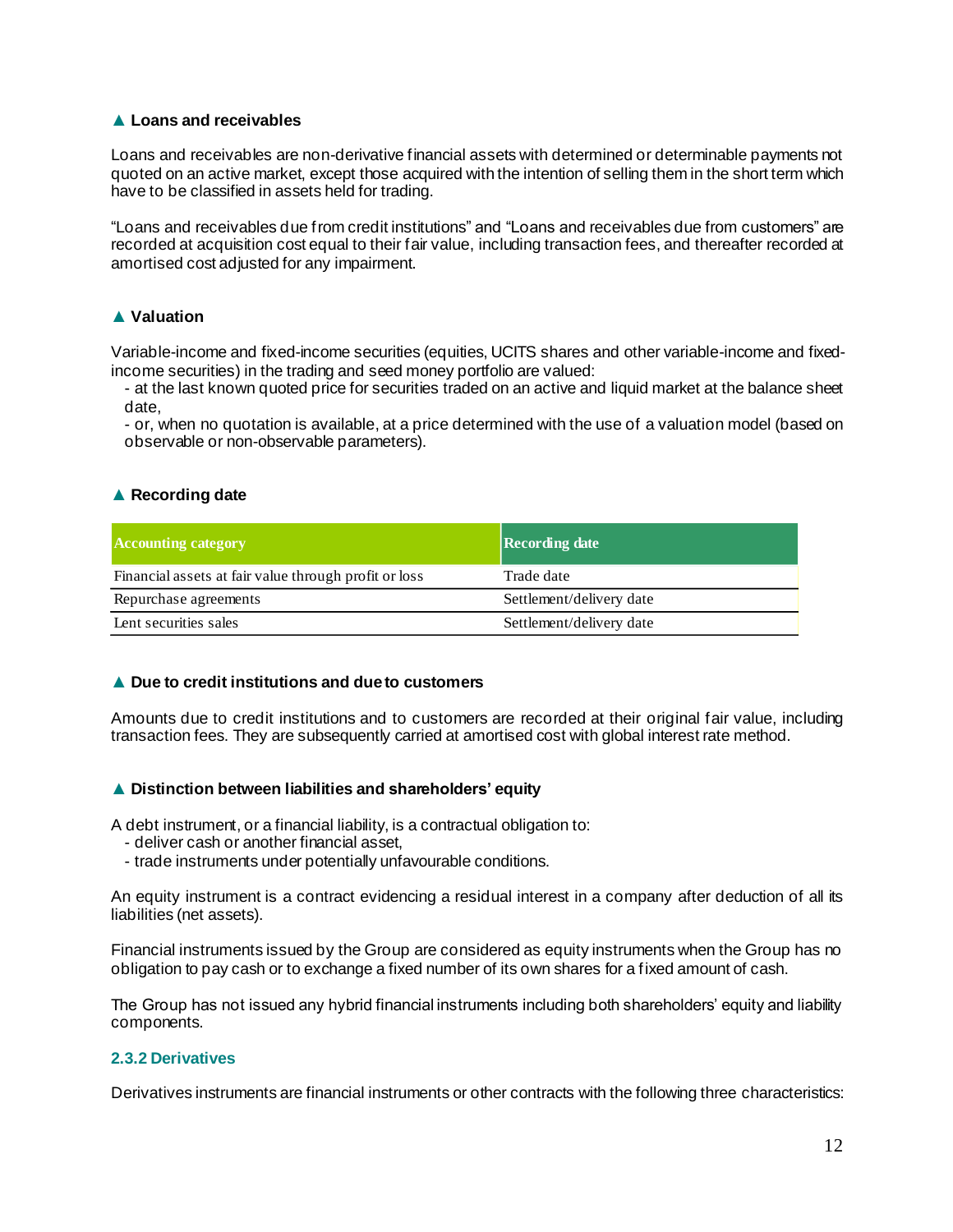### ▲ Loans and receivables

Loans and receivables are non-derivative financial assets with determined or determinable payments not quoted on an active market, except those acquired with the intention of selling them in the short term which have to be classified in assets held for trading.

"Loans and receivables due from credit institutions" and "Loans and receivables due from customers" are recorded at acquisition cost equal to their fair value, including transaction fees, and thereafter recorded at amortised cost adjusted for any impairment.

### ▲ Valuation

Variable-income and fixed-income securities (equities, UCITS shares and other variable-income and fixed-income securities) in the trading and seed money portfolio are valued:

- at the last known quoted price for securities traded on an active and liquid market at the balance sheet date,
- or, when no quotation is available, at a price determined with the use of a valuation model (based on observable or non-observable parameters).

### ▲ Recording date

| Accounting category | Recording date |
| --- | --- |
| Financial assets at fair value through profit or loss | Trade date |
| Repurchase agreements | Settlement/delivery date |
| Lent securities sales | Settlement/delivery date |

### ▲ Due to credit institutions and due to customers

Amounts due to credit institutions and to customers are recorded at their original fair value, including transaction fees. They are subsequently carried at amortised cost with global interest rate method.

### ▲ Distinction between liabilities and shareholders' equity

A debt instrument, or a financial liability, is a contractual obligation to:

- deliver cash or another financial asset,
- trade instruments under potentially unfavourable conditions.

An equity instrument is a contract evidencing a residual interest in a company after deduction of all its liabilities (net assets).

Financial instruments issued by the Group are considered as equity instruments when the Group has no obligation to pay cash or to exchange a fixed number of its own shares for a fixed amount of cash.

The Group has not issued any hybrid financial instruments including both shareholders' equity and liability components.

#### 2.3.2 Derivatives

Derivatives instruments are financial instruments or other contracts with the following three characteristics: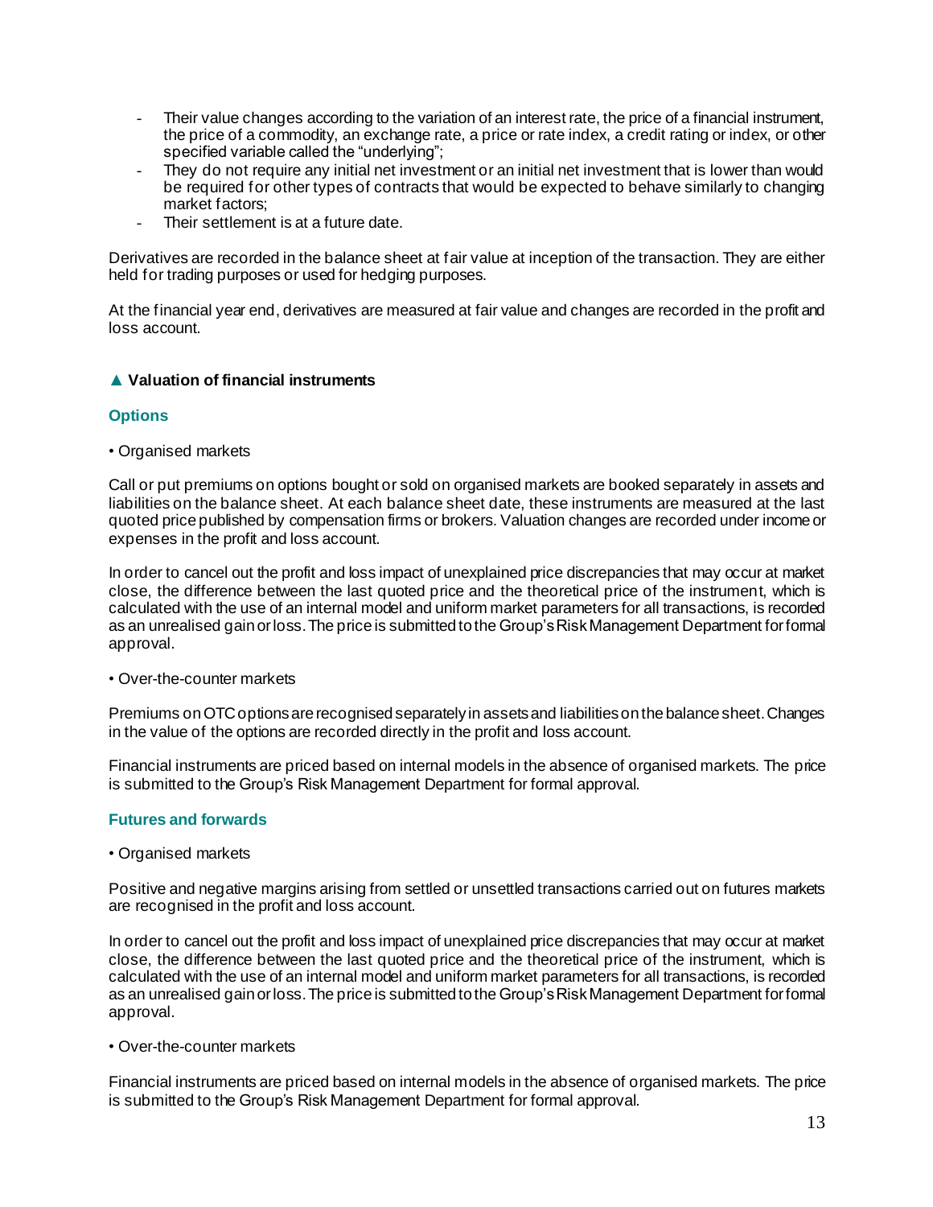- Their value changes according to the variation of an interest rate, the price of a financial instrument, the price of a commodity, an exchange rate, a price or rate index, a credit rating or index, or other specified variable called the "underlying";
- They do not require any initial net investment or an initial net investment that is lower than would be required for other types of contracts that would be expected to behave similarly to changing market factors;
- Their settlement is at a future date.

Derivatives are recorded in the balance sheet at fair value at inception of the transaction. They are either held for trading purposes or used for hedging purposes.

At the financial year end, derivatives are measured at fair value and changes are recorded in the profit and loss account.

### ▲ Valuation of financial instruments

#### Options

• Organised markets

Call or put premiums on options bought or sold on organised markets are booked separately in assets and liabilities on the balance sheet. At each balance sheet date, these instruments are measured at the last quoted price published by compensation firms or brokers. Valuation changes are recorded under income or expenses in the profit and loss account.

In order to cancel out the profit and loss impact of unexplained price discrepancies that may occur at market close, the difference between the last quoted price and the theoretical price of the instrument, which is calculated with the use of an internal model and uniform market parameters for all transactions, is recorded as an unrealised gain or loss. The price is submitted to the Group's Risk Management Department for formal approval.

• Over-the-counter markets

Premiums on OTC options are recognised separately in assets and liabilities on the balance sheet. Changes in the value of the options are recorded directly in the profit and loss account.

Financial instruments are priced based on internal models in the absence of organised markets. The price is submitted to the Group's Risk Management Department for formal approval.

#### Futures and forwards

• Organised markets

Positive and negative margins arising from settled or unsettled transactions carried out on futures markets are recognised in the profit and loss account.

In order to cancel out the profit and loss impact of unexplained price discrepancies that may occur at market close, the difference between the last quoted price and the theoretical price of the instrument, which is calculated with the use of an internal model and uniform market parameters for all transactions, is recorded as an unrealised gain or loss. The price is submitted to the Group's Risk Management Department for formal approval.

• Over-the-counter markets

Financial instruments are priced based on internal models in the absence of organised markets. The price is submitted to the Group's Risk Management Department for formal approval.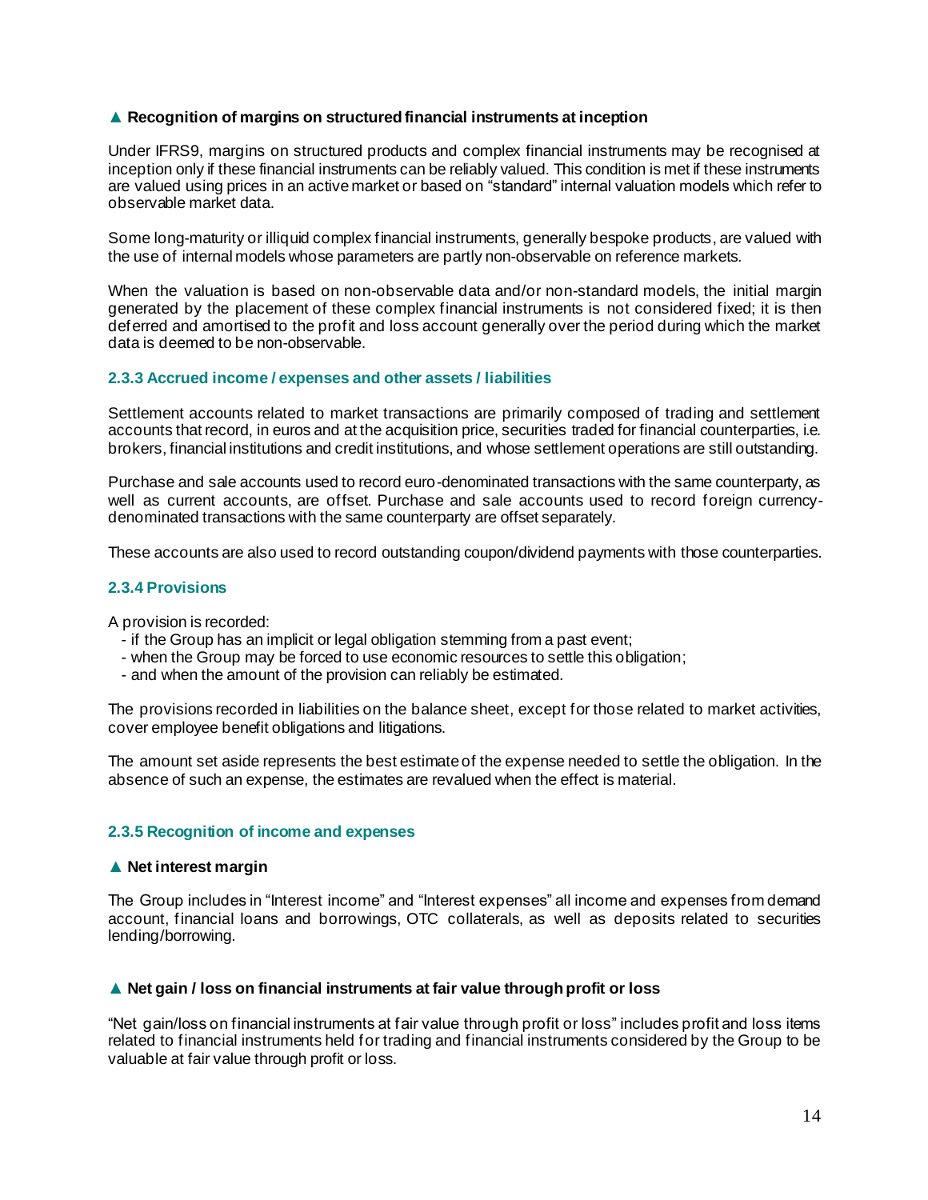#### ▲ Recognition of margins on structured financial instruments at inception

Under IFRS9, margins on structured products and complex financial instruments may be recognised at inception only if these financial instruments can be reliably valued. This condition is met if these instruments are valued using prices in an active market or based on "standard" internal valuation models which refer to observable market data.

Some long-maturity or illiquid complex financial instruments, generally bespoke products, are valued with the use of internal models whose parameters are partly non-observable on reference markets.

When the valuation is based on non-observable data and/or non-standard models, the initial margin generated by the placement of these complex financial instruments is not considered fixed; it is then deferred and amortised to the profit and loss account generally over the period during which the market data is deemed to be non-observable.

### 2.3.3 Accrued income / expenses and other assets / liabilities

Settlement accounts related to market transactions are primarily composed of trading and settlement accounts that record, in euros and at the acquisition price, securities traded for financial counterparties, i.e. brokers, financial institutions and credit institutions, and whose settlement operations are still outstanding.

Purchase and sale accounts used to record euro-denominated transactions with the same counterparty, as well as current accounts, are offset. Purchase and sale accounts used to record foreign currency-denominated transactions with the same counterparty are offset separately.

These accounts are also used to record outstanding coupon/dividend payments with those counterparties.

### 2.3.4 Provisions

A provision is recorded:

- if the Group has an implicit or legal obligation stemming from a past event;
- when the Group may be forced to use economic resources to settle this obligation;
- and when the amount of the provision can reliably be estimated.

The provisions recorded in liabilities on the balance sheet, except for those related to market activities, cover employee benefit obligations and litigations.

The amount set aside represents the best estimate of the expense needed to settle the obligation. In the absence of such an expense, the estimates are revalued when the effect is material.

### 2.3.5 Recognition of income and expenses

#### ▲ Net interest margin

The Group includes in "Interest income" and "Interest expenses" all income and expenses from demand account, financial loans and borrowings, OTC collaterals, as well as deposits related to securities lending/borrowing.

#### ▲ Net gain / loss on financial instruments at fair value through profit or loss

"Net gain/loss on financial instruments at fair value through profit or loss" includes profit and loss items related to financial instruments held for trading and financial instruments considered by the Group to be valuable at fair value through profit or loss.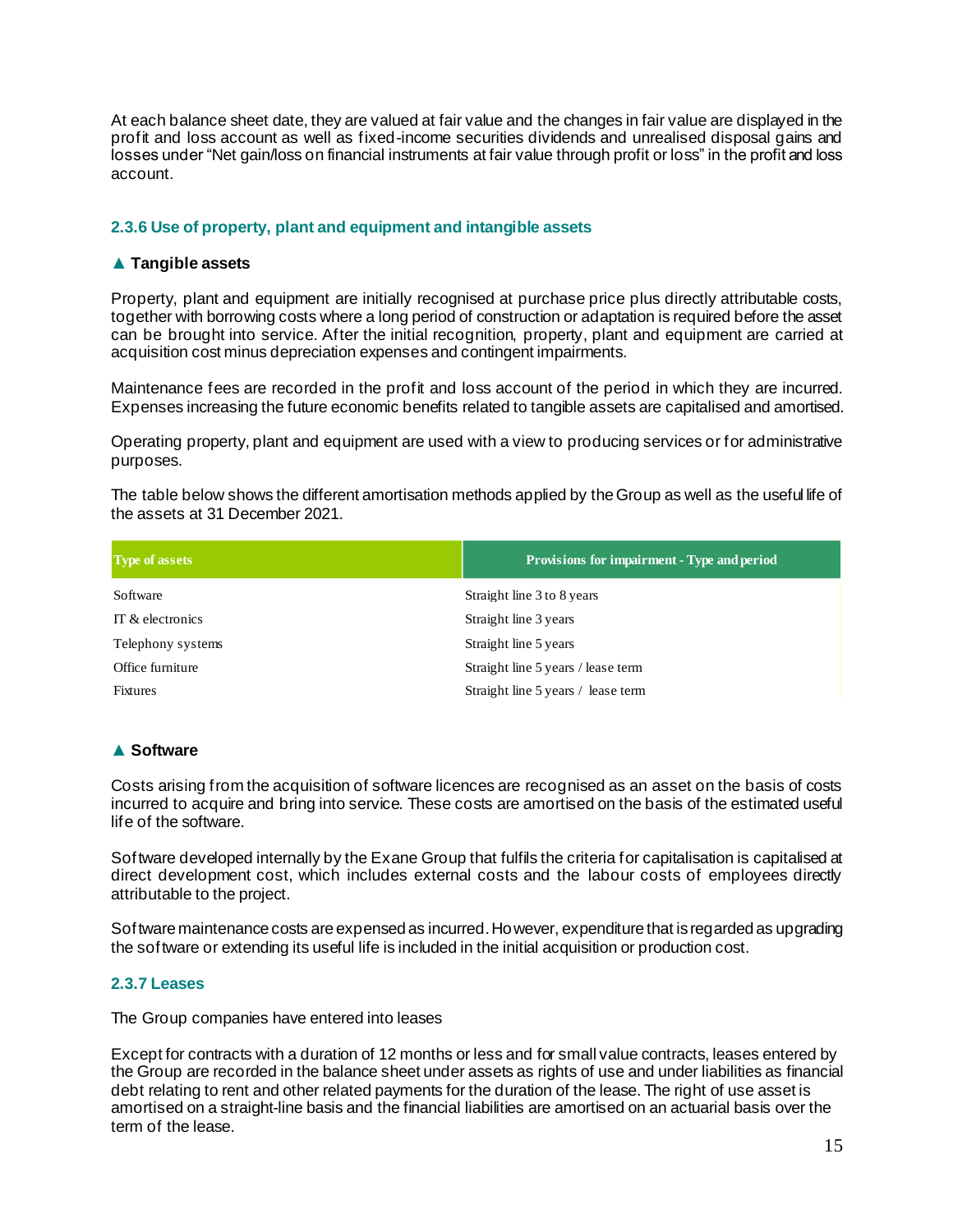At each balance sheet date, they are valued at fair value and the changes in fair value are displayed in the profit and loss account as well as fixed-income securities dividends and unrealised disposal gains and losses under "Net gain/loss on financial instruments at fair value through profit or loss" in the profit and loss account.

### 2.3.6 Use of property, plant and equipment and intangible assets

**▲ Tangible assets**

Property, plant and equipment are initially recognised at purchase price plus directly attributable costs, together with borrowing costs where a long period of construction or adaptation is required before the asset can be brought into service. After the initial recognition, property, plant and equipment are carried at acquisition cost minus depreciation expenses and contingent impairments.

Maintenance fees are recorded in the profit and loss account of the period in which they are incurred. Expenses increasing the future economic benefits related to tangible assets are capitalised and amortised.

Operating property, plant and equipment are used with a view to producing services or for administrative purposes.

The table below shows the different amortisation methods applied by the Group as well as the useful life of the assets at 31 December 2021.

| Type of assets | Provisions for impairment - Type and period |
|---|---|
| Software | Straight line 3 to 8 years |
| IT & electronics | Straight line 3 years |
| Telephony systems | Straight line 5 years |
| Office furniture | Straight line 5 years / lease term |
| Fixtures | Straight line 5 years / lease term |

**▲ Software**

Costs arising from the acquisition of software licences are recognised as an asset on the basis of costs incurred to acquire and bring into service. These costs are amortised on the basis of the estimated useful life of the software.

Software developed internally by the Exane Group that fulfils the criteria for capitalisation is capitalised at direct development cost, which includes external costs and the labour costs of employees directly attributable to the project.

Software maintenance costs are expensed as incurred. However, expenditure that is regarded as upgrading the software or extending its useful life is included in the initial acquisition or production cost.

### 2.3.7 Leases

The Group companies have entered into leases

Except for contracts with a duration of 12 months or less and for small value contracts, leases entered by the Group are recorded in the balance sheet under assets as rights of use and under liabilities as financial debt relating to rent and other related payments for the duration of the lease. The right of use asset is amortised on a straight-line basis and the financial liabilities are amortised on an actuarial basis over the term of the lease.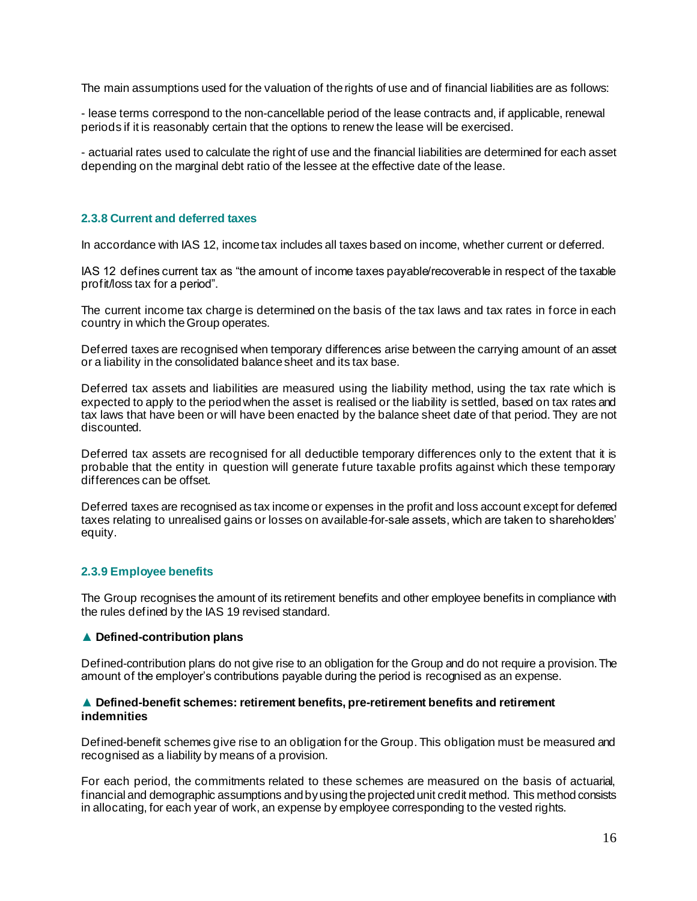The main assumptions used for the valuation of the rights of use and of financial liabilities are as follows:

- lease terms correspond to the non-cancellable period of the lease contracts and, if applicable, renewal periods if it is reasonably certain that the options to renew the lease will be exercised.

- actuarial rates used to calculate the right of use and the financial liabilities are determined for each asset depending on the marginal debt ratio of the lessee at the effective date of the lease.

### 2.3.8 Current and deferred taxes

In accordance with IAS 12, income tax includes all taxes based on income, whether current or deferred.

IAS 12 defines current tax as "the amount of income taxes payable/recoverable in respect of the taxable profit/loss tax for a period".

The current income tax charge is determined on the basis of the tax laws and tax rates in force in each country in which the Group operates.

Deferred taxes are recognised when temporary differences arise between the carrying amount of an asset or a liability in the consolidated balance sheet and its tax base.

Deferred tax assets and liabilities are measured using the liability method, using the tax rate which is expected to apply to the period when the asset is realised or the liability is settled, based on tax rates and tax laws that have been or will have been enacted by the balance sheet date of that period. They are not discounted.

Deferred tax assets are recognised for all deductible temporary differences only to the extent that it is probable that the entity in question will generate future taxable profits against which these temporary differences can be offset.

Deferred taxes are recognised as tax income or expenses in the profit and loss account except for deferred taxes relating to unrealised gains or losses on available-for-sale assets, which are taken to shareholders' equity.

### 2.3.9 Employee benefits

The Group recognises the amount of its retirement benefits and other employee benefits in compliance with the rules defined by the IAS 19 revised standard.

**▲ Defined-contribution plans**

Defined-contribution plans do not give rise to an obligation for the Group and do not require a provision. The amount of the employer's contributions payable during the period is recognised as an expense.

**▲ Defined-benefit schemes: retirement benefits, pre-retirement benefits and retirement indemnities**

Defined-benefit schemes give rise to an obligation for the Group. This obligation must be measured and recognised as a liability by means of a provision.

For each period, the commitments related to these schemes are measured on the basis of actuarial, financial and demographic assumptions and by using the projected unit credit method. This method consists in allocating, for each year of work, an expense by employee corresponding to the vested rights.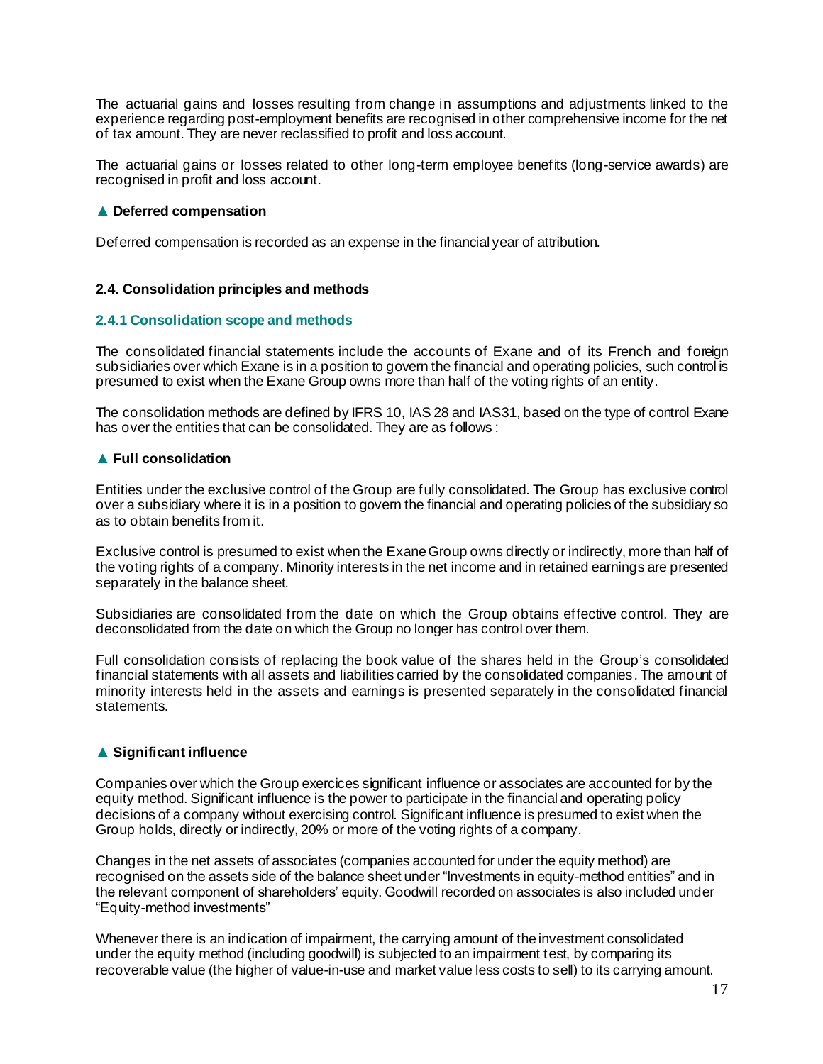The actuarial gains and losses resulting from change in assumptions and adjustments linked to the experience regarding post-employment benefits are recognised in other comprehensive income for the net of tax amount. They are never reclassified to profit and loss account.

The actuarial gains or losses related to other long-term employee benefits (long-service awards) are recognised in profit and loss account.

**▲ Deferred compensation**

Deferred compensation is recorded as an expense in the financial year of attribution.

### 2.4. Consolidation principles and methods

#### 2.4.1 Consolidation scope and methods

The consolidated financial statements include the accounts of Exane and of its French and foreign subsidiaries over which Exane is in a position to govern the financial and operating policies, such control is presumed to exist when the Exane Group owns more than half of the voting rights of an entity.

The consolidation methods are defined by IFRS 10, IAS 28 and IAS31, based on the type of control Exane has over the entities that can be consolidated. They are as follows :

**▲ Full consolidation**

Entities under the exclusive control of the Group are fully consolidated. The Group has exclusive control over a subsidiary where it is in a position to govern the financial and operating policies of the subsidiary so as to obtain benefits from it.

Exclusive control is presumed to exist when the Exane Group owns directly or indirectly, more than half of the voting rights of a company. Minority interests in the net income and in retained earnings are presented separately in the balance sheet.

Subsidiaries are consolidated from the date on which the Group obtains effective control. They are deconsolidated from the date on which the Group no longer has control over them.

Full consolidation consists of replacing the book value of the shares held in the Group's consolidated financial statements with all assets and liabilities carried by the consolidated companies. The amount of minority interests held in the assets and earnings is presented separately in the consolidated financial statements.

**▲ Significant influence**

Companies over which the Group exercices significant influence or associates are accounted for by the equity method. Significant influence is the power to participate in the financial and operating policy decisions of a company without exercising control. Significant influence is presumed to exist when the Group holds, directly or indirectly, 20% or more of the voting rights of a company.

Changes in the net assets of associates (companies accounted for under the equity method) are recognised on the assets side of the balance sheet under "Investments in equity-method entities" and in the relevant component of shareholders' equity. Goodwill recorded on associates is also included under "Equity-method investments"

Whenever there is an indication of impairment, the carrying amount of the investment consolidated under the equity method (including goodwill) is subjected to an impairment test, by comparing its recoverable value (the higher of value-in-use and market value less costs to sell) to its carrying amount.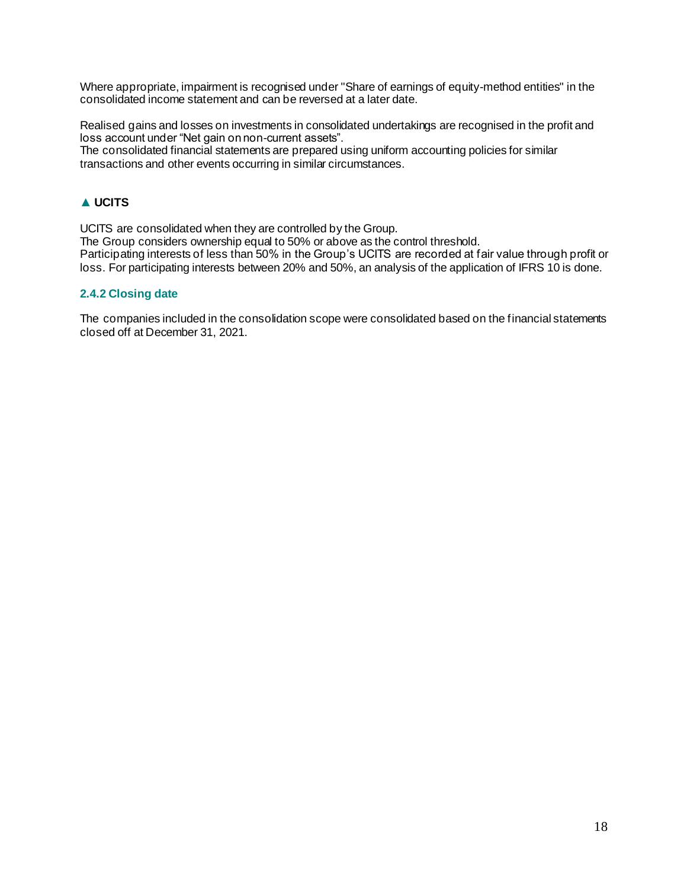Where appropriate, impairment is recognised under "Share of earnings of equity-method entities" in the consolidated income statement and can be reversed at a later date.

Realised gains and losses on investments in consolidated undertakings are recognised in the profit and loss account under "Net gain on non-current assets".
The consolidated financial statements are prepared using uniform accounting policies for similar transactions and other events occurring in similar circumstances.

#### ▲ UCITS

UCITS are consolidated when they are controlled by the Group.
The Group considers ownership equal to 50% or above as the control threshold.
Participating interests of less than 50% in the Group's UCITS are recorded at fair value through profit or loss. For participating interests between 20% and 50%, an analysis of the application of IFRS 10 is done.

### 2.4.2 Closing date

The companies included in the consolidation scope were consolidated based on the financial statements closed off at December 31, 2021.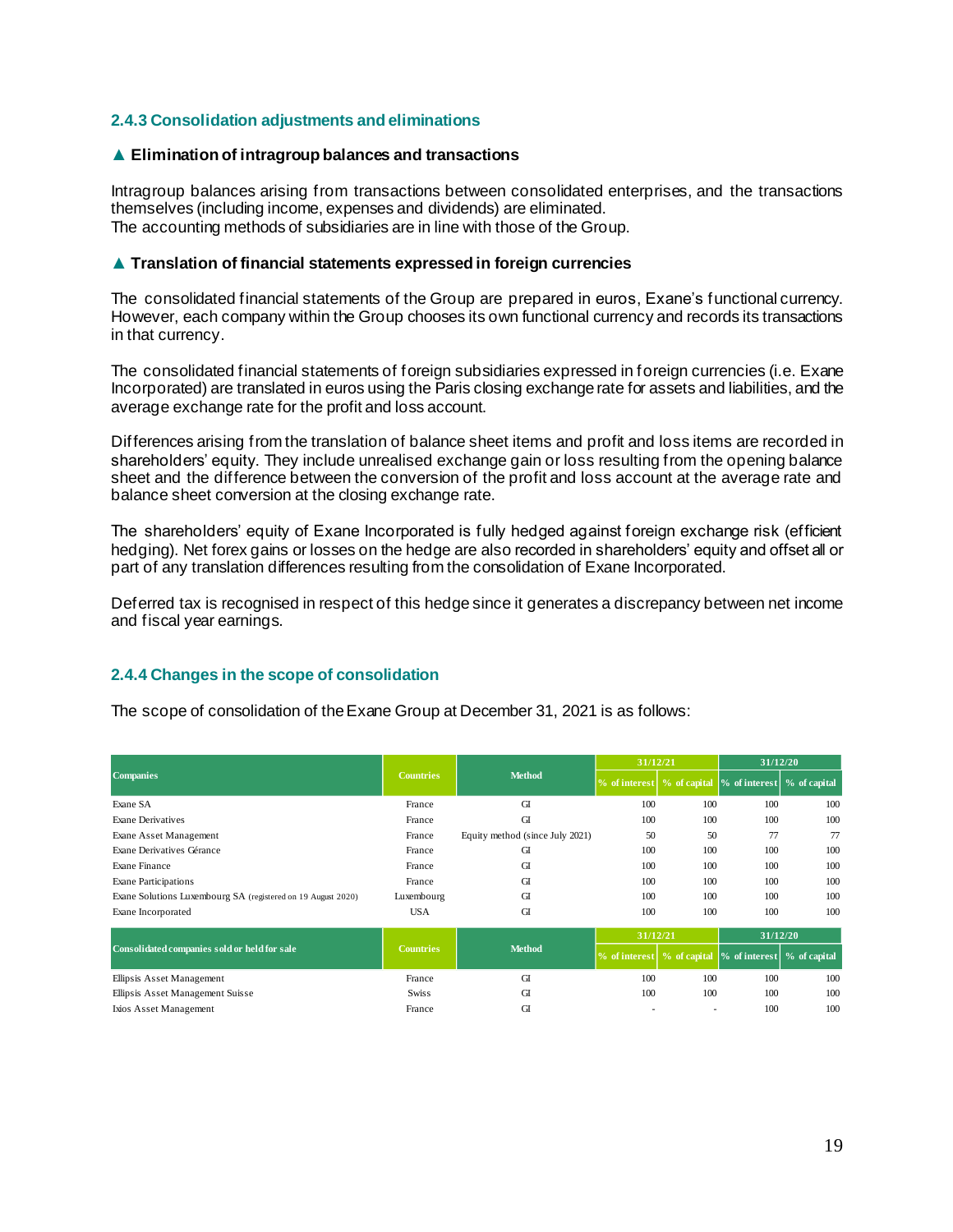### 2.4.3 Consolidation adjustments and eliminations

**▲ Elimination of intragroup balances and transactions**

Intragroup balances arising from transactions between consolidated enterprises, and the transactions themselves (including income, expenses and dividends) are eliminated.
The accounting methods of subsidiaries are in line with those of the Group.

**▲ Translation of financial statements expressed in foreign currencies**

The consolidated financial statements of the Group are prepared in euros, Exane's functional currency. However, each company within the Group chooses its own functional currency and records its transactions in that currency.

The consolidated financial statements of foreign subsidiaries expressed in foreign currencies (i.e. Exane Incorporated) are translated in euros using the Paris closing exchange rate for assets and liabilities, and the average exchange rate for the profit and loss account.

Differences arising from the translation of balance sheet items and profit and loss items are recorded in shareholders' equity. They include unrealised exchange gain or loss resulting from the opening balance sheet and the difference between the conversion of the profit and loss account at the average rate and balance sheet conversion at the closing exchange rate.

The shareholders' equity of Exane Incorporated is fully hedged against foreign exchange risk (efficient hedging). Net forex gains or losses on the hedge are also recorded in shareholders' equity and offset all or part of any translation differences resulting from the consolidation of Exane Incorporated.

Deferred tax is recognised in respect of this hedge since it generates a discrepancy between net income and fiscal year earnings.

### 2.4.4 Changes in the scope of consolidation

The scope of consolidation of the Exane Group at December 31, 2021 is as follows:

| Companies | Countries | Method | 31/12/21 | | 31/12/20 | |
|---|---|---|---|---|---|---|
| | | | % of interest | % of capital | % of interest | % of capital |
| Exane SA | France | GI | 100 | 100 | 100 | 100 |
| Exane Derivatives | France | GI | 100 | 100 | 100 | 100 |
| Exane Asset Management | France | Equity method (since July 2021) | 50 | 50 | 77 | 77 |
| Exane Derivatives Gérance | France | GI | 100 | 100 | 100 | 100 |
| Exane Finance | France | GI | 100 | 100 | 100 | 100 |
| Exane Participations | France | GI | 100 | 100 | 100 | 100 |
| Exane Solutions Luxembourg SA (registered on 19 August 2020) | Luxembourg | GI | 100 | 100 | 100 | 100 |
| Exane Incorporated | USA | GI | 100 | 100 | 100 | 100 |

| Consolidated companies sold or held for sale | Countries | Method | 31/12/21 | | 31/12/20 | |
|---|---|---|---|---|---|---|
| | | | % of interest | % of capital | % of interest | % of capital |
| Ellipsis Asset Management | France | GI | 100 | 100 | 100 | 100 |
| Ellipsis Asset Management Suisse | Swiss | GI | 100 | 100 | 100 | 100 |
| Ixios Asset Management | France | GI | - | - | 100 | 100 |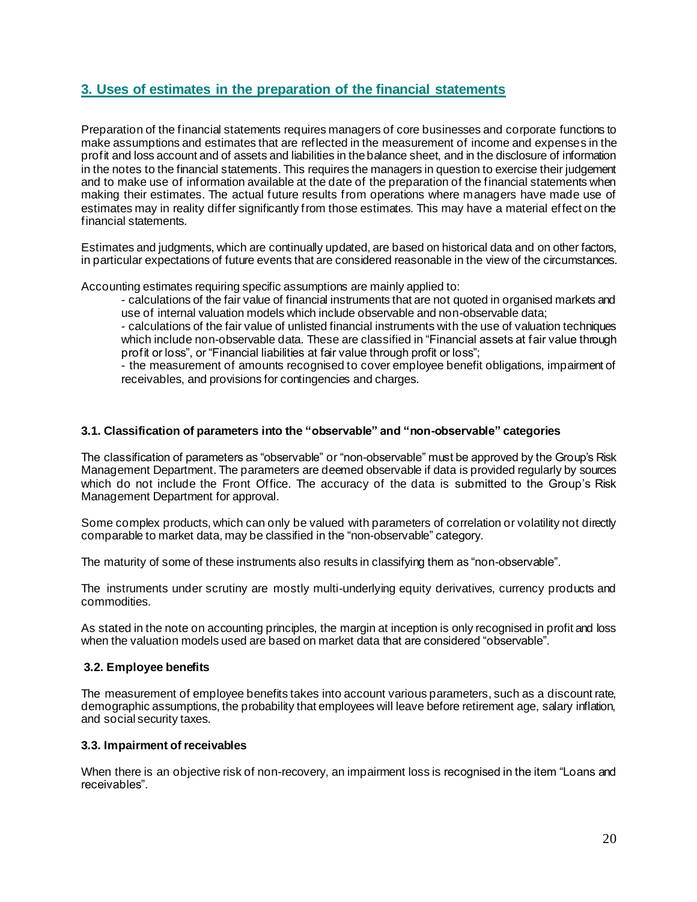## 3. Uses of estimates in the preparation of the financial statements

Preparation of the financial statements requires managers of core businesses and corporate functions to make assumptions and estimates that are reflected in the measurement of income and expenses in the profit and loss account and of assets and liabilities in the balance sheet, and in the disclosure of information in the notes to the financial statements. This requires the managers in question to exercise their judgement and to make use of information available at the date of the preparation of the financial statements when making their estimates. The actual future results from operations where managers have made use of estimates may in reality differ significantly from those estimates. This may have a material effect on the financial statements.

Estimates and judgments, which are continually updated, are based on historical data and on other factors, in particular expectations of future events that are considered reasonable in the view of the circumstances.

Accounting estimates requiring specific assumptions are mainly applied to:

- calculations of the fair value of financial instruments that are not quoted in organised markets and use of internal valuation models which include observable and non-observable data;
- calculations of the fair value of unlisted financial instruments with the use of valuation techniques which include non-observable data. These are classified in "Financial assets at fair value through profit or loss", or "Financial liabilities at fair value through profit or loss";
- the measurement of amounts recognised to cover employee benefit obligations, impairment of receivables, and provisions for contingencies and charges.

### 3.1. Classification of parameters into the "observable" and "non-observable" categories

The classification of parameters as "observable" or "non-observable" must be approved by the Group's Risk Management Department. The parameters are deemed observable if data is provided regularly by sources which do not include the Front Office. The accuracy of the data is submitted to the Group's Risk Management Department for approval.

Some complex products, which can only be valued with parameters of correlation or volatility not directly comparable to market data, may be classified in the "non-observable" category.

The maturity of some of these instruments also results in classifying them as "non-observable".

The instruments under scrutiny are mostly multi-underlying equity derivatives, currency products and commodities.

As stated in the note on accounting principles, the margin at inception is only recognised in profit and loss when the valuation models used are based on market data that are considered "observable".

### 3.2. Employee benefits

The measurement of employee benefits takes into account various parameters, such as a discount rate, demographic assumptions, the probability that employees will leave before retirement age, salary inflation, and social security taxes.

### 3.3. Impairment of receivables

When there is an objective risk of non-recovery, an impairment loss is recognised in the item "Loans and receivables".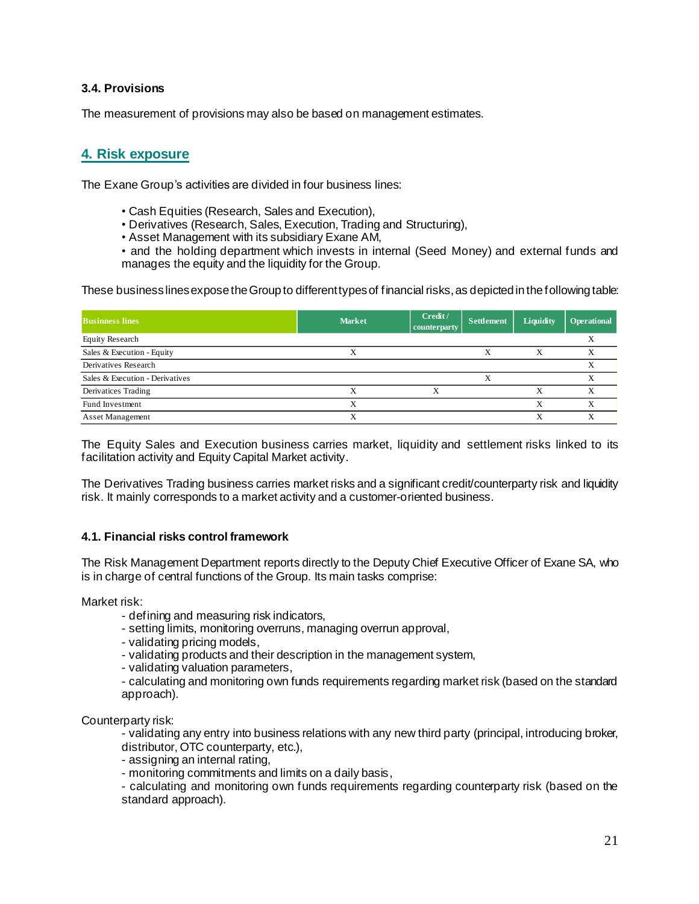### 3.4. Provisions

The measurement of provisions may also be based on management estimates.

## 4. Risk exposure

The Exane Group's activities are divided in four business lines:

- Cash Equities (Research, Sales and Execution),
- Derivatives (Research, Sales, Execution, Trading and Structuring),
- Asset Management with its subsidiary Exane AM,
- and the holding department which invests in internal (Seed Money) and external funds and manages the equity and the liquidity for the Group.

These business lines expose the Group to different types of financial risks, as depicted in the following table:

| Businness lines | Market | Credit / counterparty | Settlement | Liquidity | Operational |
|---|---|---|---|---|---|
| Equity Research | | | | | X |
| Sales & Execution - Equity | X | | X | X | X |
| Derivatives Research | | | | | X |
| Sales & Execution - Derivatives | | | X | | X |
| Derivatices Trading | X | X | | X | X |
| Fund Investment | X | | | X | X |
| Asset Management | X | | | X | X |

The Equity Sales and Execution business carries market, liquidity and settlement risks linked to its facilitation activity and Equity Capital Market activity.

The Derivatives Trading business carries market risks and a significant credit/counterparty risk and liquidity risk. It mainly corresponds to a market activity and a customer-oriented business.

### 4.1. Financial risks control framework

The Risk Management Department reports directly to the Deputy Chief Executive Officer of Exane SA, who is in charge of central functions of the Group. Its main tasks comprise:

Market risk:

- defining and measuring risk indicators,
- setting limits, monitoring overruns, managing overrun approval,
- validating pricing models,
- validating products and their description in the management system,
- validating valuation parameters,
- calculating and monitoring own funds requirements regarding market risk (based on the standard approach).

Counterparty risk:

- validating any entry into business relations with any new third party (principal, introducing broker, distributor, OTC counterparty, etc.),
- assigning an internal rating,
- monitoring commitments and limits on a daily basis,
- calculating and monitoring own funds requirements regarding counterparty risk (based on the standard approach).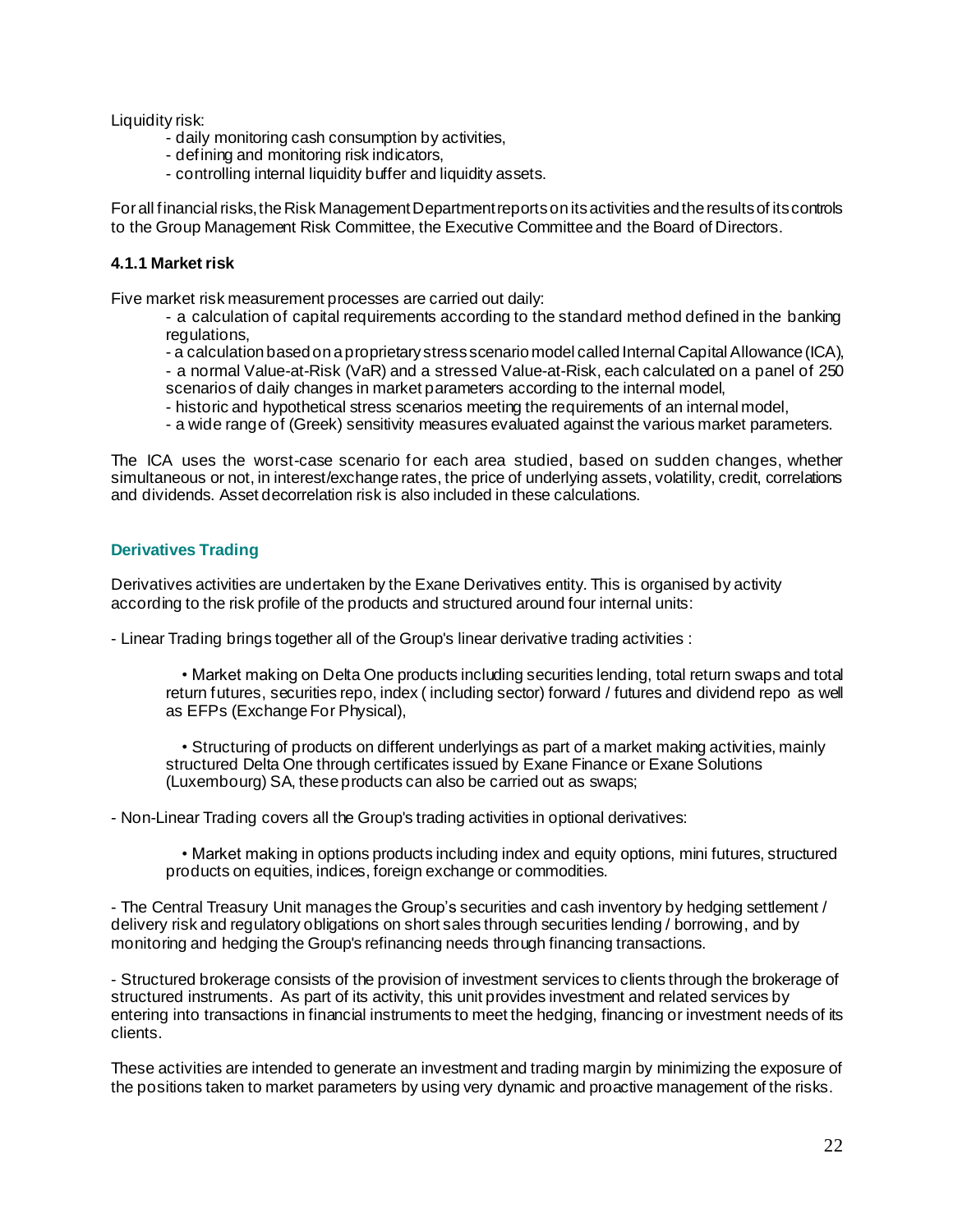Liquidity risk:

- daily monitoring cash consumption by activities,
- defining and monitoring risk indicators,
- controlling internal liquidity buffer and liquidity assets.

For all financial risks, the Risk Management Department reports on its activities and the results of its controls to the Group Management Risk Committee, the Executive Committee and the Board of Directors.

### 4.1.1 Market risk

Five market risk measurement processes are carried out daily:

- a calculation of capital requirements according to the standard method defined in the banking regulations,
- a calculation based on a proprietary stress scenario model called Internal Capital Allowance (ICA),
- a normal Value-at-Risk (VaR) and a stressed Value-at-Risk, each calculated on a panel of 250 scenarios of daily changes in market parameters according to the internal model,
- historic and hypothetical stress scenarios meeting the requirements of an internal model,
- a wide range of (Greek) sensitivity measures evaluated against the various market parameters.

The ICA uses the worst-case scenario for each area studied, based on sudden changes, whether simultaneous or not, in interest/exchange rates, the price of underlying assets, volatility, credit, correlations and dividends. Asset decorrelation risk is also included in these calculations.

#### Derivatives Trading

Derivatives activities are undertaken by the Exane Derivatives entity. This is organised by activity according to the risk profile of the products and structured around four internal units:

- Linear Trading brings together all of the Group's linear derivative trading activities :

  • Market making on Delta One products including securities lending, total return swaps and total return futures, securities repo, index ( including sector) forward / futures and dividend repo as well as EFPs (Exchange For Physical),

  • Structuring of products on different underlyings as part of a market making activities, mainly structured Delta One through certificates issued by Exane Finance or Exane Solutions (Luxembourg) SA, these products can also be carried out as swaps;

- Non-Linear Trading covers all the Group's trading activities in optional derivatives:

  • Market making in options products including index and equity options, mini futures, structured products on equities, indices, foreign exchange or commodities.

- The Central Treasury Unit manages the Group's securities and cash inventory by hedging settlement / delivery risk and regulatory obligations on short sales through securities lending / borrowing, and by monitoring and hedging the Group's refinancing needs through financing transactions.

- Structured brokerage consists of the provision of investment services to clients through the brokerage of structured instruments. As part of its activity, this unit provides investment and related services by entering into transactions in financial instruments to meet the hedging, financing or investment needs of its clients.

These activities are intended to generate an investment and trading margin by minimizing the exposure of the positions taken to market parameters by using very dynamic and proactive management of the risks.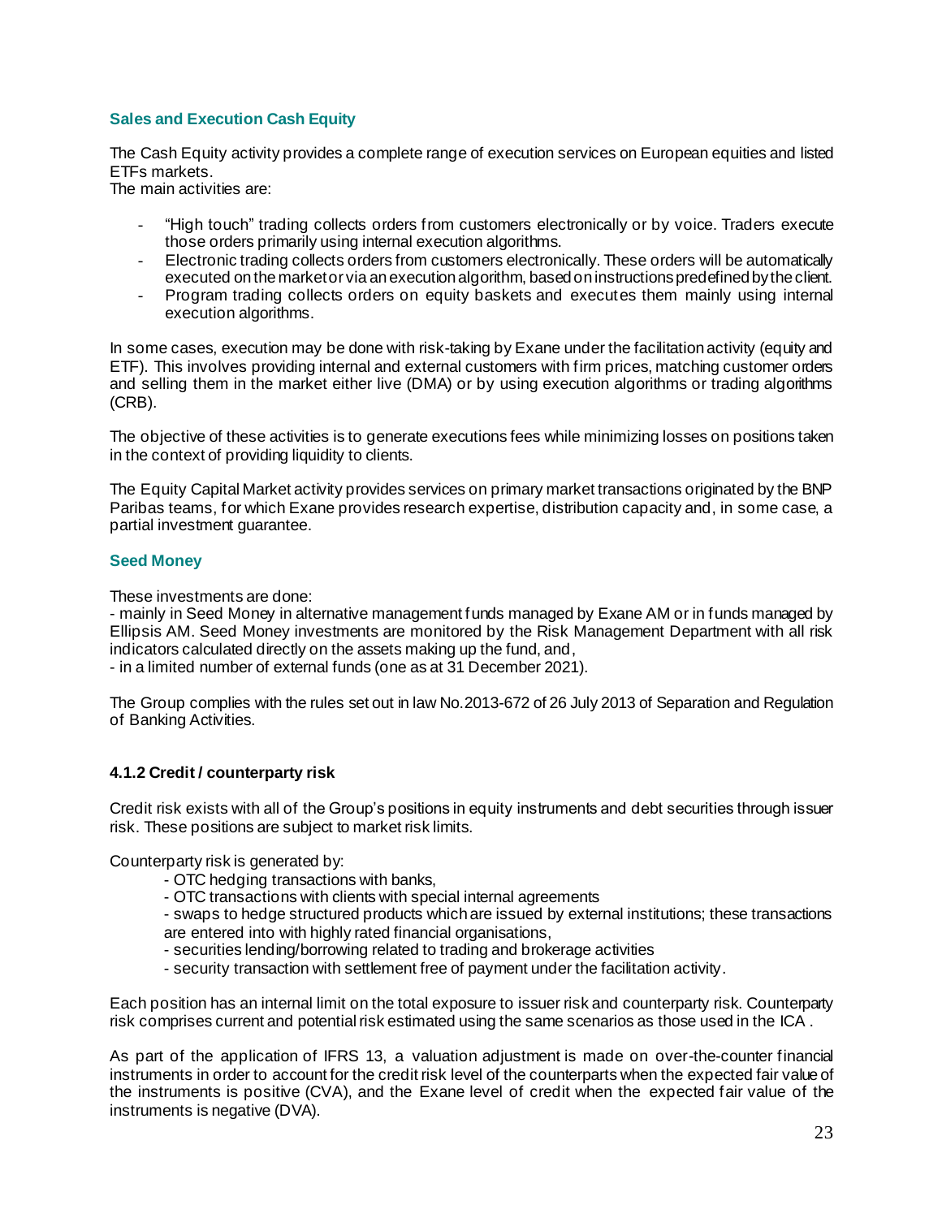### Sales and Execution Cash Equity

The Cash Equity activity provides a complete range of execution services on European equities and listed ETFs markets.
The main activities are:

- "High touch" trading collects orders from customers electronically or by voice. Traders execute those orders primarily using internal execution algorithms.
- Electronic trading collects orders from customers electronically. These orders will be automatically executed on the market or via an execution algorithm, based on instructions predefined by the client.
- Program trading collects orders on equity baskets and executes them mainly using internal execution algorithms.

In some cases, execution may be done with risk-taking by Exane under the facilitation activity (equity and ETF). This involves providing internal and external customers with firm prices, matching customer orders and selling them in the market either live (DMA) or by using execution algorithms or trading algorithms (CRB).

The objective of these activities is to generate executions fees while minimizing losses on positions taken in the context of providing liquidity to clients.

The Equity Capital Market activity provides services on primary market transactions originated by the BNP Paribas teams, for which Exane provides research expertise, distribution capacity and, in some case, a partial investment guarantee.

### Seed Money

These investments are done:
- mainly in Seed Money in alternative management funds managed by Exane AM or in funds managed by Ellipsis AM. Seed Money investments are monitored by the Risk Management Department with all risk indicators calculated directly on the assets making up the fund, and,
- in a limited number of external funds (one as at 31 December 2021).

The Group complies with the rules set out in law No.2013-672 of 26 July 2013 of Separation and Regulation of Banking Activities.

#### 4.1.2 Credit / counterparty risk

Credit risk exists with all of the Group's positions in equity instruments and debt securities through issuer risk. These positions are subject to market risk limits.

Counterparty risk is generated by:
- OTC hedging transactions with banks,
- OTC transactions with clients with special internal agreements
- swaps to hedge structured products which are issued by external institutions; these transactions are entered into with highly rated financial organisations,
- securities lending/borrowing related to trading and brokerage activities
- security transaction with settlement free of payment under the facilitation activity.

Each position has an internal limit on the total exposure to issuer risk and counterparty risk. Counterparty risk comprises current and potential risk estimated using the same scenarios as those used in the ICA .

As part of the application of IFRS 13, a valuation adjustment is made on over-the-counter financial instruments in order to account for the credit risk level of the counterparts when the expected fair value of the instruments is positive (CVA), and the Exane level of credit when the expected fair value of the instruments is negative (DVA).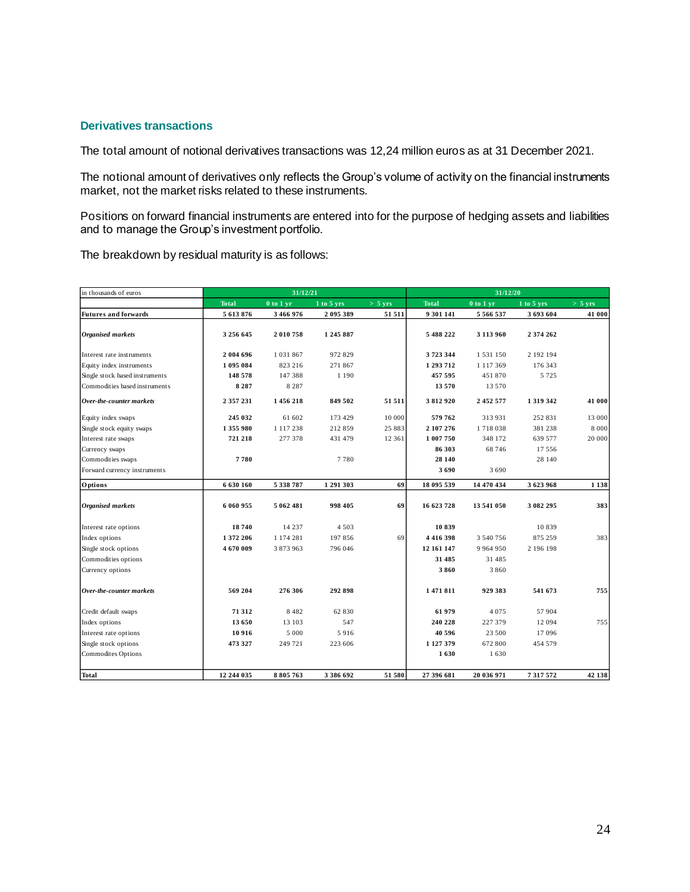## Derivatives transactions

The total amount of notional derivatives transactions was 12,24 million euros as at 31 December 2021.

The notional amount of derivatives only reflects the Group's volume of activity on the financial instruments market, not the market risks related to these instruments.

Positions on forward financial instruments are entered into for the purpose of hedging assets and liabilities and to manage the Group's investment portfolio.

The breakdown by residual maturity is as follows:

| in thousands of euros | 31/12/21 | | | | 31/12/20 | | | |
|---|---|---|---|---|---|---|---|---|
| | **Total** | **0 to 1 yr** | **1 to 5 yrs** | **> 5 yrs** | **Total** | **0 to 1 yr** | **1 to 5 yrs** | **> 5 yrs** |
| **Futures and forwards** | **5 613 876** | **3 466 976** | **2 095 389** | **51 511** | **9 301 141** | **5 566 537** | **3 693 604** | **41 000** |
| ***Organised markets*** | **3 256 645** | **2 010 758** | **1 245 887** | | **5 488 222** | **3 113 960** | **2 374 262** | |
| Interest rate instruments | **2 004 696** | 1 031 867 | 972 829 | | **3 723 344** | 1 531 150 | 2 192 194 | |
| Equity index instruments | **1 095 084** | 823 216 | 271 867 | | **1 293 712** | 1 117 369 | 176 343 | |
| Single stock based instruments | **148 578** | 147 388 | 1 190 | | **457 595** | 451 870 | 5 725 | |
| Commodities based instruments | **8 287** | 8 287 | | | **13 570** | 13 570 | | |
| ***Over-the-counter markets*** | **2 357 231** | **1 456 218** | **849 502** | **51 511** | **3 812 920** | **2 452 577** | **1 319 342** | **41 000** |
| Equity index swaps | **245 032** | 61 602 | 173 429 | 10 000 | **579 762** | 313 931 | 252 831 | 13 000 |
| Single stock equity swaps | **1 355 980** | 1 117 238 | 212 859 | 25 883 | **2 107 276** | 1 718 038 | 381 238 | 8 000 |
| Interest rate swaps | **721 218** | 277 378 | 431 479 | 12 361 | **1 007 750** | 348 172 | 639 577 | 20 000 |
| Currency swaps | | | | | **86 303** | 68 746 | 17 556 | |
| Commodities swaps | **7 780** | | 7 780 | | **28 140** | | 28 140 | |
| Forward currency instruments | | | | | **3 690** | 3 690 | | |
| **Options** | **6 630 160** | **5 338 787** | **1 291 303** | **69** | **18 095 539** | **14 470 434** | **3 623 968** | **1 138** |
| ***Organised markets*** | **6 060 955** | **5 062 481** | **998 405** | **69** | **16 623 728** | **13 541 050** | **3 082 295** | **383** |
| Interest rate options | **18 740** | 14 237 | 4 503 | | **10 839** | | 10 839 | |
| Index options | **1 372 206** | 1 174 281 | 197 856 | 69 | **4 416 398** | 3 540 756 | 875 259 | 383 |
| Single stock options | **4 670 009** | 3 873 963 | 796 046 | | **12 161 147** | 9 964 950 | 2 196 198 | |
| Commodities options | | | | | **31 485** | 31 485 | | |
| Currency options | | | | | **3 860** | 3 860 | | |
| ***Over-the-counter markets*** | **569 204** | **276 306** | **292 898** | | **1 471 811** | **929 383** | **541 673** | **755** |
| Credit default swaps | **71 312** | 8 482 | 62 830 | | **61 979** | 4 075 | 57 904 | |
| Index options | **13 650** | 13 103 | 547 | | **240 228** | 227 379 | 12 094 | 755 |
| Interest rate options | **10 916** | 5 000 | 5 916 | | **40 596** | 23 500 | 17 096 | |
| Single stock options | **473 327** | 249 721 | 223 606 | | **1 127 379** | 672 800 | 454 579 | |
| Commodites Options | | | | | **1 630** | 1 630 | | |
| **Total** | **12 244 035** | **8 805 763** | **3 386 692** | **51 580** | **27 396 681** | **20 036 971** | **7 317 572** | **42 138** |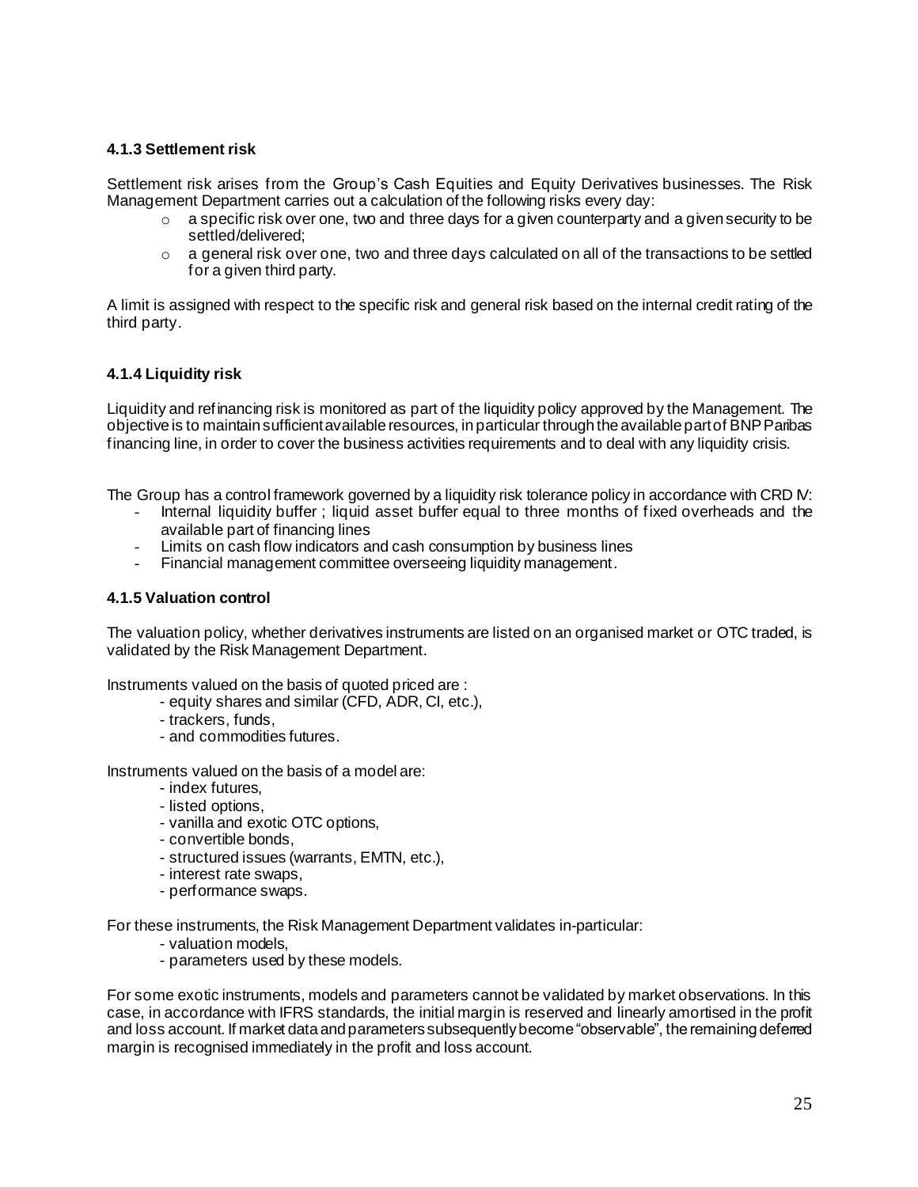### 4.1.3 Settlement risk

Settlement risk arises from the Group's Cash Equities and Equity Derivatives businesses. The Risk Management Department carries out a calculation of the following risks every day:

- a specific risk over one, two and three days for a given counterparty and a given security to be settled/delivered;
- a general risk over one, two and three days calculated on all of the transactions to be settled for a given third party.

A limit is assigned with respect to the specific risk and general risk based on the internal credit rating of the third party.

### 4.1.4 Liquidity risk

Liquidity and refinancing risk is monitored as part of the liquidity policy approved by the Management. The objective is to maintain sufficient available resources, in particular through the available part of BNP Paribas financing line, in order to cover the business activities requirements and to deal with any liquidity crisis.

The Group has a control framework governed by a liquidity risk tolerance policy in accordance with CRD IV:

- Internal liquidity buffer ; liquid asset buffer equal to three months of fixed overheads and the available part of financing lines
- Limits on cash flow indicators and cash consumption by business lines
- Financial management committee overseeing liquidity management.

### 4.1.5 Valuation control

The valuation policy, whether derivatives instruments are listed on an organised market or OTC traded, is validated by the Risk Management Department.

Instruments valued on the basis of quoted priced are :

- equity shares and similar (CFD, ADR, CI, etc.),
- trackers, funds,
- and commodities futures.

Instruments valued on the basis of a model are:

- index futures,
- listed options,
- vanilla and exotic OTC options,
- convertible bonds,
- structured issues (warrants, EMTN, etc.),
- interest rate swaps,
- performance swaps.

For these instruments, the Risk Management Department validates in-particular:

- valuation models,
- parameters used by these models.

For some exotic instruments, models and parameters cannot be validated by market observations. In this case, in accordance with IFRS standards, the initial margin is reserved and linearly amortised in the profit and loss account. If market data and parameters subsequently become "observable", the remaining deferred margin is recognised immediately in the profit and loss account.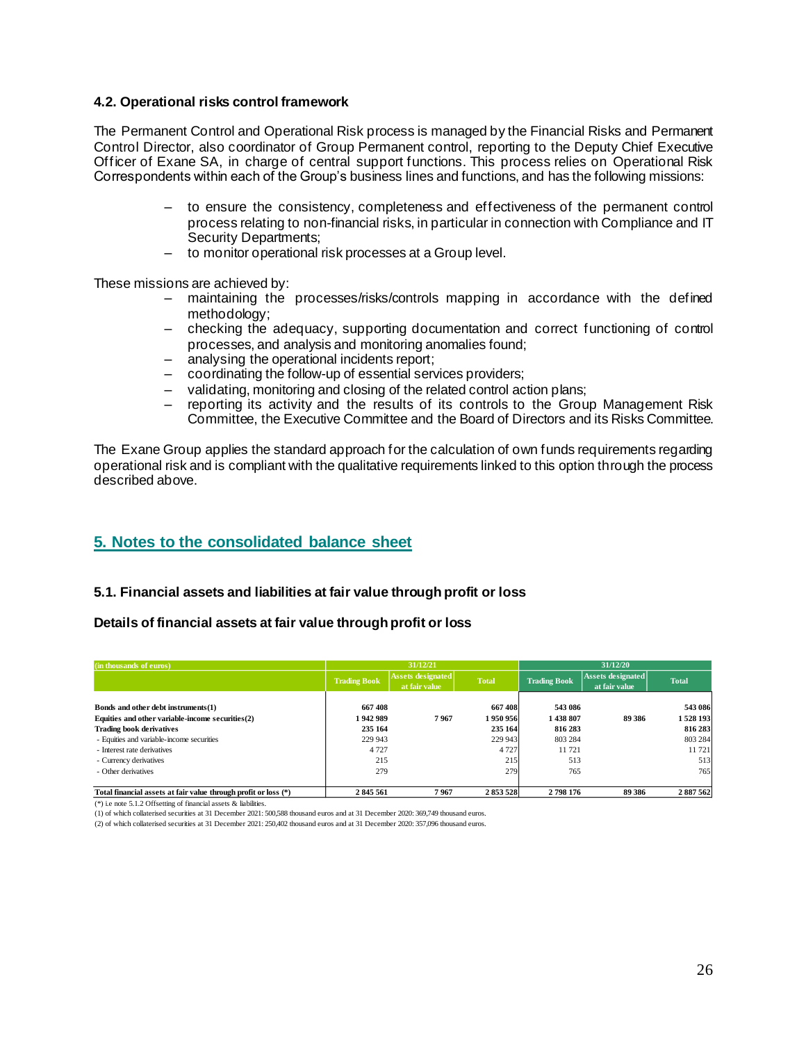### 4.2. Operational risks control framework

The Permanent Control and Operational Risk process is managed by the Financial Risks and Permanent Control Director, also coordinator of Group Permanent control, reporting to the Deputy Chief Executive Officer of Exane SA, in charge of central support functions. This process relies on Operational Risk Correspondents within each of the Group's business lines and functions, and has the following missions:

- to ensure the consistency, completeness and effectiveness of the permanent control process relating to non-financial risks, in particular in connection with Compliance and IT Security Departments;
- to monitor operational risk processes at a Group level.

These missions are achieved by:

- maintaining the processes/risks/controls mapping in accordance with the defined methodology;
- checking the adequacy, supporting documentation and correct functioning of control processes, and analysis and monitoring anomalies found;
- analysing the operational incidents report;
- coordinating the follow-up of essential services providers;
- validating, monitoring and closing of the related control action plans;
- reporting its activity and the results of its controls to the Group Management Risk Committee, the Executive Committee and the Board of Directors and its Risks Committee.

The Exane Group applies the standard approach for the calculation of own funds requirements regarding operational risk and is compliant with the qualitative requirements linked to this option through the process described above.

## 5. Notes to the consolidated balance sheet

### 5.1. Financial assets and liabilities at fair value through profit or loss

#### Details of financial assets at fair value through profit or loss

| (in thousands of euros) | 31/12/21 | | | 31/12/20 | | |
|---|---|---|---|---|---|---|
| | Trading Book | Assets designated at fair value | Total | Trading Book | Assets designated at fair value | Total |
| **Bonds and other debt instruments(1)** | **667 408** | | **667 408** | **543 086** | | **543 086** |
| **Equities and other variable-income securities(2)** | **1 942 989** | **7 967** | **1 950 956** | **1 438 807** | **89 386** | **1 528 193** |
| **Trading book derivatives** | **235 164** | | **235 164** | **816 283** | | **816 283** |
| - Equities and variable-income securities | 229 943 | | 229 943 | 803 284 | | 803 284 |
| - Interest rate derivatives | 4 727 | | 4 727 | 11 721 | | 11 721 |
| - Currency derivatives | 215 | | 215 | 513 | | 513 |
| - Other derivatives | 279 | | 279 | 765 | | 765 |
| **Total financial assets at fair value through profit or loss (*)** | **2 845 561** | **7 967** | **2 853 528** | **2 798 176** | **89 386** | **2 887 562** |

(*) i.e note 5.1.2 Offsetting of financial assets & liabilities.

(1) of which collaterised securities at 31 December 2021: 500,588 thousand euros and at 31 December 2020: 369,749 thousand euros.

(2) of which collaterised securities at 31 December 2021: 250,402 thousand euros and at 31 December 2020: 357,096 thousand euros.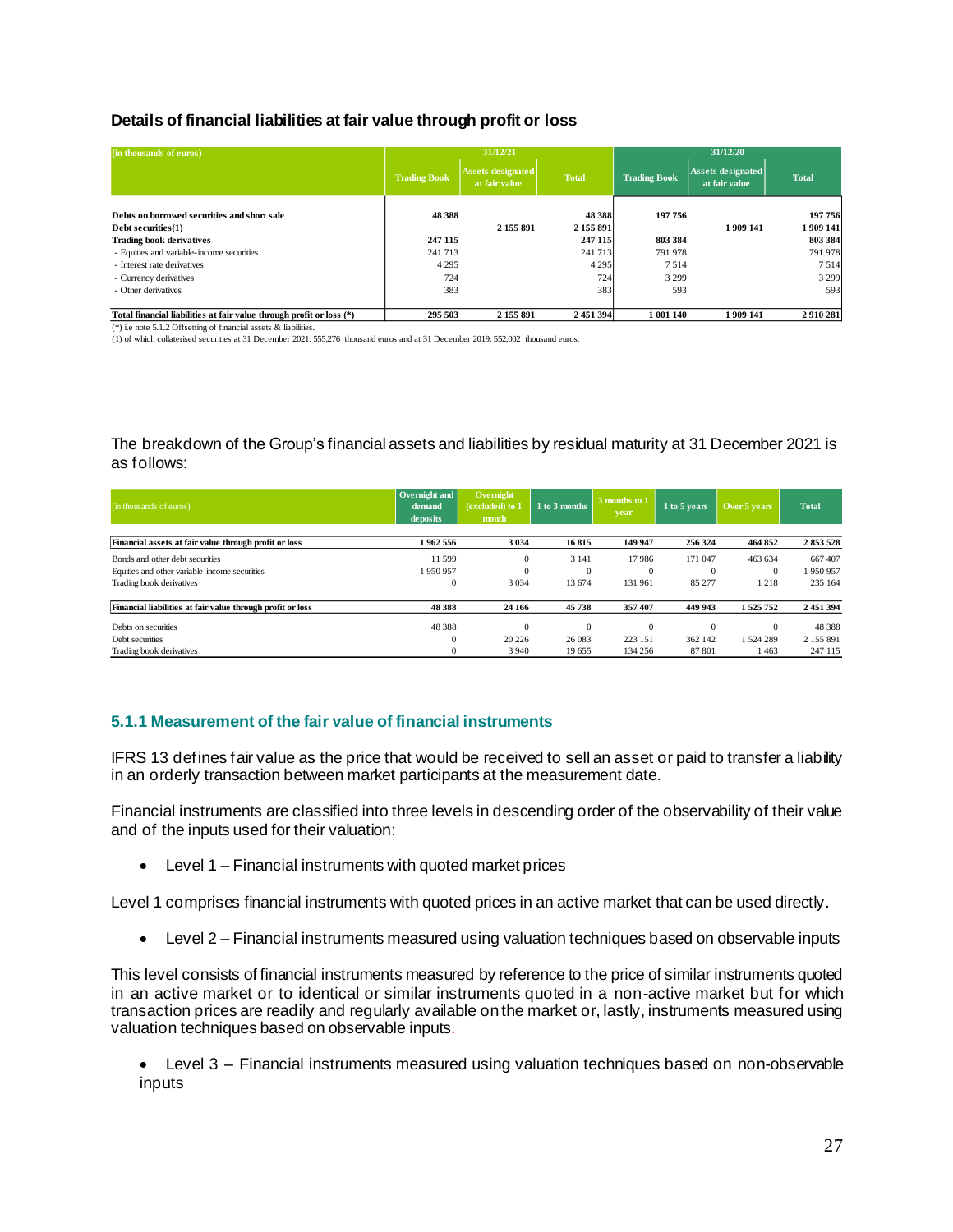### Details of financial liabilities at fair value through profit or loss

| (in thousands of euros) | 31/12/21 | | | 31/12/20 | | |
|---|---|---|---|---|---|---|
| | Trading Book | Assets designated at fair value | Total | Trading Book | Assets designated at fair value | Total |
| **Debts on borrowed securities and short sale** | **48 388** | | **48 388** | **197 756** | | **197 756** |
| **Debt securities(1)** | | **2 155 891** | **2 155 891** | | **1 909 141** | **1 909 141** |
| **Trading book derivatives** | **247 115** | | **247 115** | **803 384** | | **803 384** |
| - Equities and variable-income securities | 241 713 | | 241 713 | 791 978 | | 791 978 |
| - Interest rate derivatives | 4 295 | | 4 295 | 7 514 | | 7 514 |
| - Currency derivatives | 724 | | 724 | 3 299 | | 3 299 |
| - Other derivatives | 383 | | 383 | 593 | | 593 |
| **Total financial liabilities at fair value through profit or loss (*)** | **295 503** | **2 155 891** | **2 451 394** | **1 001 140** | **1 909 141** | **2 910 281** |

(*) i.e note 5.1.2 Offsetting of financial assets & liabilities.
(1) of which collaterised securities at 31 December 2021: 555,276 thousand euros and at 31 December 2019: 552,002 thousand euros.

The breakdown of the Group's financial assets and liabilities by residual maturity at 31 December 2021 is as follows:

| (in thousands of euros) | Overnight and demand deposits | Overnight (excluded) to 1 month | 1 to 3 months | 3 months to 1 year | 1 to 5 years | Over 5 years | Total |
|---|---|---|---|---|---|---|---|
| **Financial assets at fair value through profit or loss** | **1 962 556** | **3 034** | **16 815** | **149 947** | **256 324** | **464 852** | **2 853 528** |
| Bonds and other debt securities | 11 599 | 0 | 3 141 | 17 986 | 171 047 | 463 634 | 667 407 |
| Equities and other variable-income securities | 1 950 957 | 0 | 0 | 0 | 0 | 0 | 1 950 957 |
| Trading book derivatives | 0 | 3 034 | 13 674 | 131 961 | 85 277 | 1 218 | 235 164 |
| **Financial liabilities at fair value through profit or loss** | **48 388** | **24 166** | **45 738** | **357 407** | **449 943** | **1 525 752** | **2 451 394** |
| Debts on securities | 48 388 | 0 | 0 | 0 | 0 | 0 | 48 388 |
| Debt securities | 0 | 20 226 | 26 083 | 223 151 | 362 142 | 1 524 289 | 2 155 891 |
| Trading book derivatives | 0 | 3 940 | 19 655 | 134 256 | 87 801 | 1 463 | 247 115 |

### 5.1.1 Measurement of the fair value of financial instruments

IFRS 13 defines fair value as the price that would be received to sell an asset or paid to transfer a liability in an orderly transaction between market participants at the measurement date.

Financial instruments are classified into three levels in descending order of the observability of their value and of the inputs used for their valuation:

- Level 1 – Financial instruments with quoted market prices

Level 1 comprises financial instruments with quoted prices in an active market that can be used directly.

- Level 2 – Financial instruments measured using valuation techniques based on observable inputs

This level consists of financial instruments measured by reference to the price of similar instruments quoted in an active market or to identical or similar instruments quoted in a non-active market but for which transaction prices are readily and regularly available on the market or, lastly, instruments measured using valuation techniques based on observable inputs.

- Level 3 – Financial instruments measured using valuation techniques based on non-observable inputs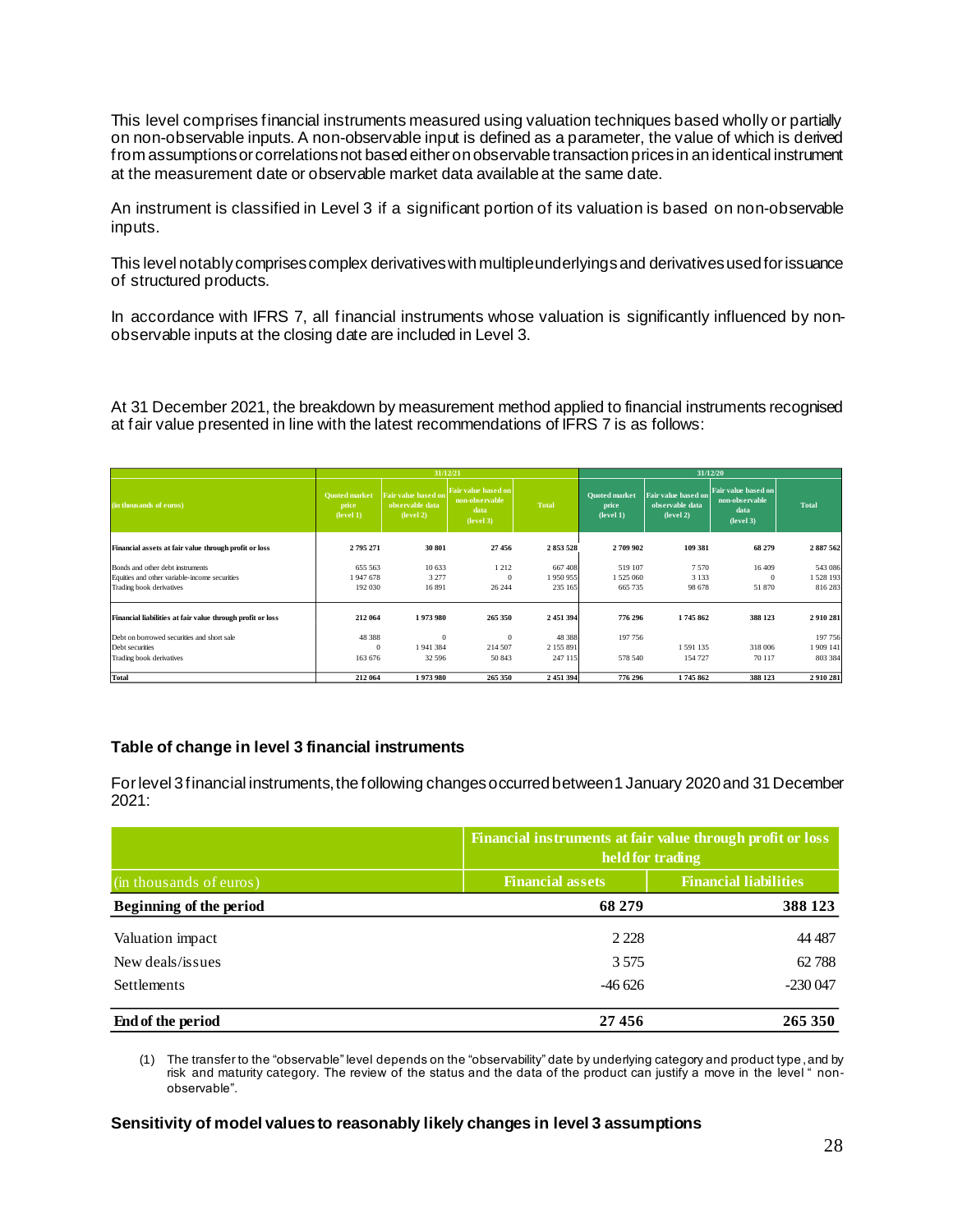This level comprises financial instruments measured using valuation techniques based wholly or partially on non-observable inputs. A non-observable input is defined as a parameter, the value of which is derived from assumptions or correlations not based either on observable transaction prices in an identical instrument at the measurement date or observable market data available at the same date.

An instrument is classified in Level 3 if a significant portion of its valuation is based on non-observable inputs.

This level notably comprises complex derivatives with multiple underlyings and derivatives used for issuance of structured products.

In accordance with IFRS 7, all financial instruments whose valuation is significantly influenced by non-observable inputs at the closing date are included in Level 3.

At 31 December 2021, the breakdown by measurement method applied to financial instruments recognised at fair value presented in line with the latest recommendations of IFRS 7 is as follows:

| (in thousands of euros) | 31/12/21 | | | | 31/12/20 | | | |
|---|---|---|---|---|---|---|---|---|
| | Quoted market price (level 1) | Fair value based on observable data (level 2) | Fair value based on non-observable data (level 3) | Total | Quoted market price (level 1) | Fair value based on observable data (level 2) | Fair value based on non-observable data (level 3) | Total |
| **Financial assets at fair value through profit or loss** | **2 795 271** | **30 801** | **27 456** | **2 853 528** | **2 709 902** | **109 381** | **68 279** | **2 887 562** |
| Bonds and other debt instruments | 655 563 | 10 633 | 1 212 | 667 408 | 519 107 | 7 570 | 16 409 | 543 086 |
| Equities and other variable-income securities | 1 947 678 | 3 277 | 0 | 1 950 955 | 1 525 060 | 3 133 | 0 | 1 528 193 |
| Trading book derivatives | 192 030 | 16 891 | 26 244 | 235 165 | 665 735 | 98 678 | 51 870 | 816 283 |
| **Financial liabilities at fair value through profit or loss** | **212 064** | **1 973 980** | **265 350** | **2 451 394** | **776 296** | **1 745 862** | **388 123** | **2 910 281** |
| Debt on borrowed securities and short sale | 48 388 | 0 | 0 | 48 388 | 197 756 | | | 197 756 |
| Debt securities | 0 | 1 941 384 | 214 507 | 2 155 891 | | 1 591 135 | 318 006 | 1 909 141 |
| Trading book derivatives | 163 676 | 32 596 | 50 843 | 247 115 | 578 540 | 154 727 | 70 117 | 803 384 |
| **Total** | **212 064** | **1 973 980** | **265 350** | **2 451 394** | **776 296** | **1 745 862** | **388 123** | **2 910 281** |

### Table of change in level 3 financial instruments

For level 3 financial instruments, the following changes occurred between 1 January 2020 and 31 December 2021:

| (in thousands of euros) | Financial instruments at fair value through profit or loss held for trading | |
|---|---|---|
| | Financial assets | Financial liabilities |
| **Beginning of the period** | **68 279** | **388 123** |
| Valuation impact | 2 228 | 44 487 |
| New deals/issues | 3 575 | 62 788 |
| Settlements | -46 626 | -230 047 |
| **End of the period** | **27 456** | **265 350** |

(1) The transfer to the "observable" level depends on the "observability" date by underlying category and product type, and by risk and maturity category. The review of the status and the data of the product can justify a move in the level " non-observable".

### Sensitivity of model values to reasonably likely changes in level 3 assumptions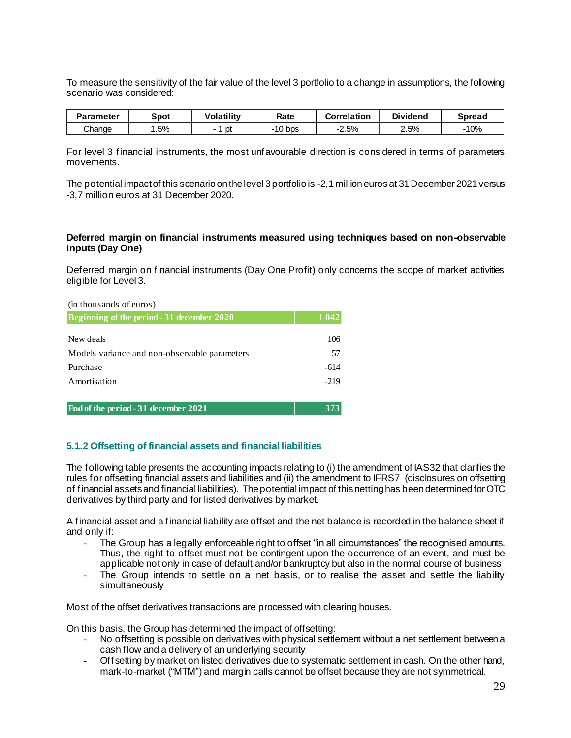To measure the sensitivity of the fair value of the level 3 portfolio to a change in assumptions, the following scenario was considered:

| Parameter | Spot | Volatility | Rate | Correlation | Dividend | Spread |
|---|---|---|---|---|---|---|
| Change | 1.5% | - 1 pt | -10 bps | -2.5% | 2.5% | -10% |

For level 3 financial instruments, the most unfavourable direction is considered in terms of parameters movements.

The potential impact of this scenario on the level 3 portfolio is -2,1 million euros at 31 December 2021 versus -3,7 million euros at 31 December 2020.

**Deferred margin on financial instruments measured using techniques based on non-observable inputs (Day One)**

Deferred margin on financial instruments (Day One Profit) only concerns the scope of market activities eligible for Level 3.

(in thousands of euros)

| Beginning of the period - 31 december 2020 | 1 042 |
|---|---|
| New deals | 106 |
| Models variance and non-observable parameters | 57 |
| Purchase | -614 |
| Amortisation | -219 |
| **End of the period - 31 december 2021** | **373** |

### 5.1.2 Offsetting of financial assets and financial liabilities

The following table presents the accounting impacts relating to (i) the amendment of IAS32 that clarifies the rules for offsetting financial assets and liabilities and (ii) the amendment to IFRS7 (disclosures on offsetting of financial assets and financial liabilities). The potential impact of this netting has been determined for OTC derivatives by third party and for listed derivatives by market.

A financial asset and a financial liability are offset and the net balance is recorded in the balance sheet if and only if:

- The Group has a legally enforceable right to offset "in all circumstances" the recognised amounts. Thus, the right to offset must not be contingent upon the occurrence of an event, and must be applicable not only in case of default and/or bankruptcy but also in the normal course of business
- The Group intends to settle on a net basis, or to realise the asset and settle the liability simultaneously

Most of the offset derivatives transactions are processed with clearing houses.

On this basis, the Group has determined the impact of offsetting:

- No offsetting is possible on derivatives with physical settlement without a net settlement between a cash flow and a delivery of an underlying security
- Offsetting by market on listed derivatives due to systematic settlement in cash. On the other hand, mark-to-market ("MTM") and margin calls cannot be offset because they are not symmetrical.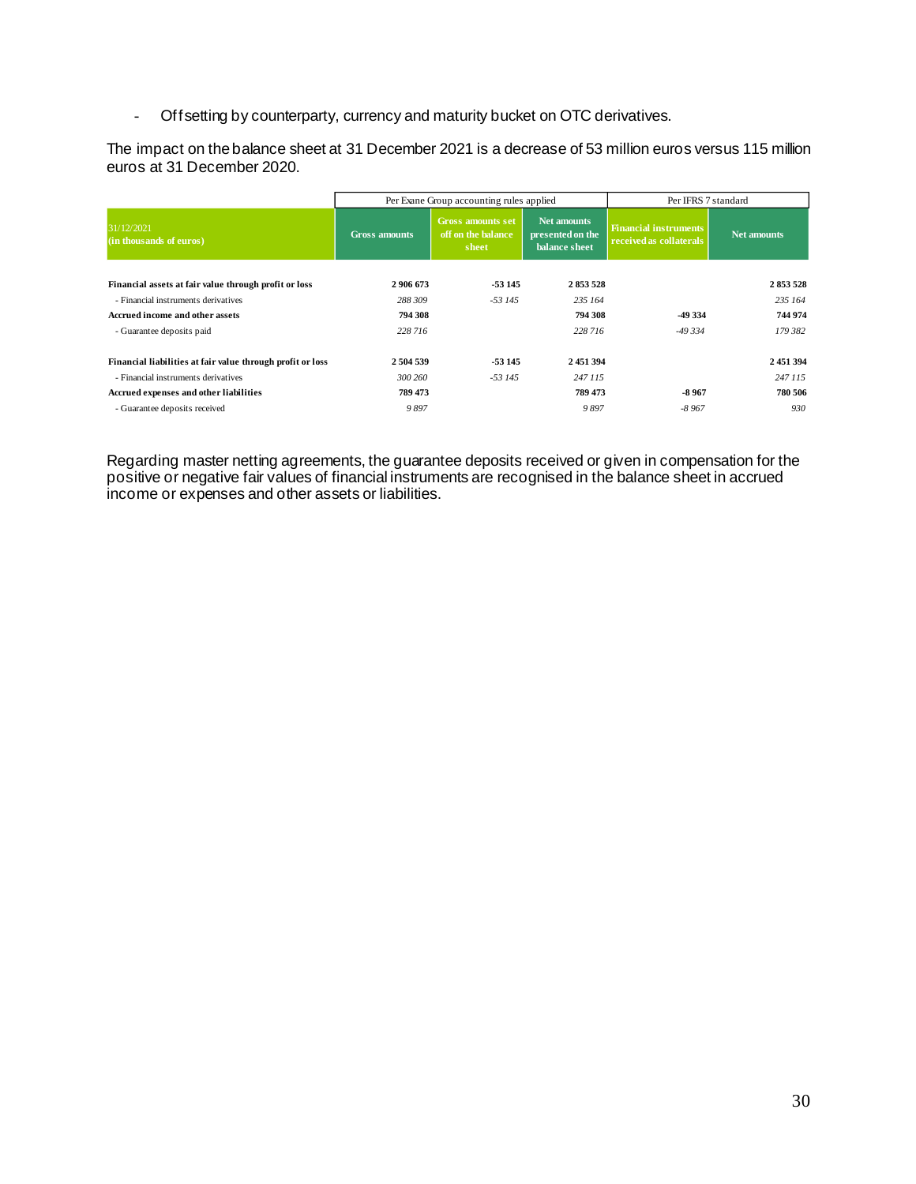- Offsetting by counterparty, currency and maturity bucket on OTC derivatives.

The impact on the balance sheet at 31 December 2021 is a decrease of 53 million euros versus 115 million euros at 31 December 2020.

| | Per Exane Group accounting rules applied | | | Per IFRS 7 standard | |
|---|---|---|---|---|---|
| 31/12/2021 (in thousands of euros) | Gross amounts | Gross amounts set off on the balance sheet | Net amounts presented on the balance sheet | Financial instruments received as collaterals | Net amounts |
| **Financial assets at fair value through profit or loss** | **2 906 673** | **-53 145** | **2 853 528** | | **2 853 528** |
| - Financial instruments derivatives | *288 309* | *-53 145* | *235 164* | | *235 164* |
| **Accrued income and other assets** | **794 308** | | **794 308** | **-49 334** | **744 974** |
| - Guarantee deposits paid | *228 716* | | *228 716* | *-49 334* | *179 382* |
| **Financial liabilities at fair value through profit or loss** | **2 504 539** | **-53 145** | **2 451 394** | | **2 451 394** |
| - Financial instruments derivatives | *300 260* | *-53 145* | *247 115* | | *247 115* |
| **Accrued expenses and other liabilities** | **789 473** | | **789 473** | **-8 967** | **780 506** |
| - Guarantee deposits received | *9 897* | | *9 897* | *-8 967* | *930* |

Regarding master netting agreements, the guarantee deposits received or given in compensation for the positive or negative fair values of financial instruments are recognised in the balance sheet in accrued income or expenses and other assets or liabilities.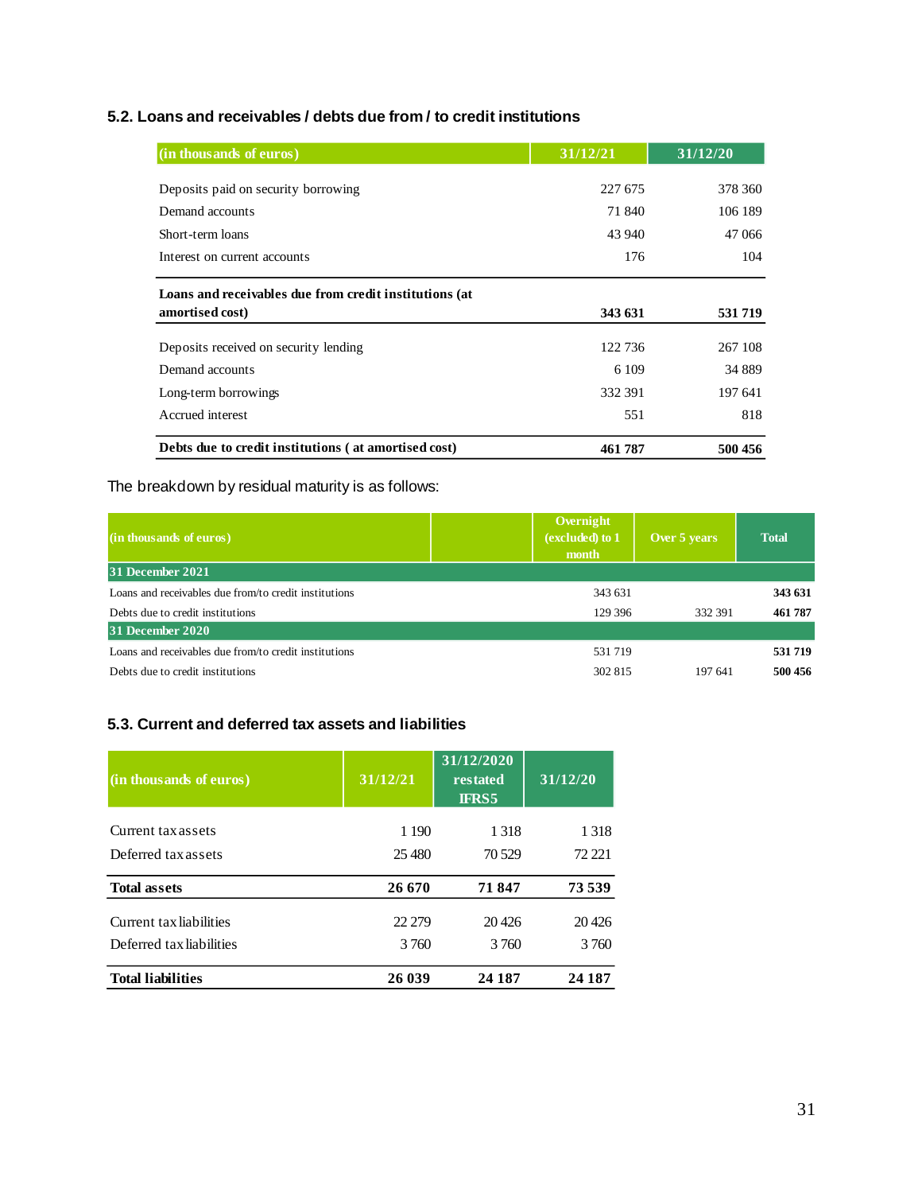## 5.2. Loans and receivables / debts due from / to credit institutions

| (in thousands of euros) | 31/12/21 | 31/12/20 |
|---|---|---|
| Deposits paid on security borrowing | 227 675 | 378 360 |
| Demand accounts | 71 840 | 106 189 |
| Short-term loans | 43 940 | 47 066 |
| Interest on current accounts | 176 | 104 |
| **Loans and receivables due from credit institutions (at amortised cost)** | **343 631** | **531 719** |
| Deposits received on security lending | 122 736 | 267 108 |
| Demand accounts | 6 109 | 34 889 |
| Long-term borrowings | 332 391 | 197 641 |
| Accrued interest | 551 | 818 |
| **Debts due to credit institutions ( at amortised cost)** | **461 787** | **500 456** |

The breakdown by residual maturity is as follows:

| (in thousands of euros) | | Overnight (excluded) to 1 month | Over 5 years | Total |
|---|---|---|---|---|
| **31 December 2021** | | | | |
| Loans and receivables due from/to credit institutions | | 343 631 | | **343 631** |
| Debts due to credit institutions | | 129 396 | 332 391 | **461 787** |
| **31 December 2020** | | | | |
| Loans and receivables due from/to credit institutions | | 531 719 | | **531 719** |
| Debts due to credit institutions | | 302 815 | 197 641 | **500 456** |

## 5.3. Current and deferred tax assets and liabilities

| (in thousands of euros) | 31/12/21 | 31/12/2020 restated IFRS5 | 31/12/20 |
|---|---|---|---|
| Current tax assets | 1 190 | 1 318 | 1 318 |
| Deferred tax assets | 25 480 | 70 529 | 72 221 |
| **Total assets** | **26 670** | **71 847** | **73 539** |
| Current tax liabilities | 22 279 | 20 426 | 20 426 |
| Deferred tax liabilities | 3 760 | 3 760 | 3 760 |
| **Total liabilities** | **26 039** | **24 187** | **24 187** |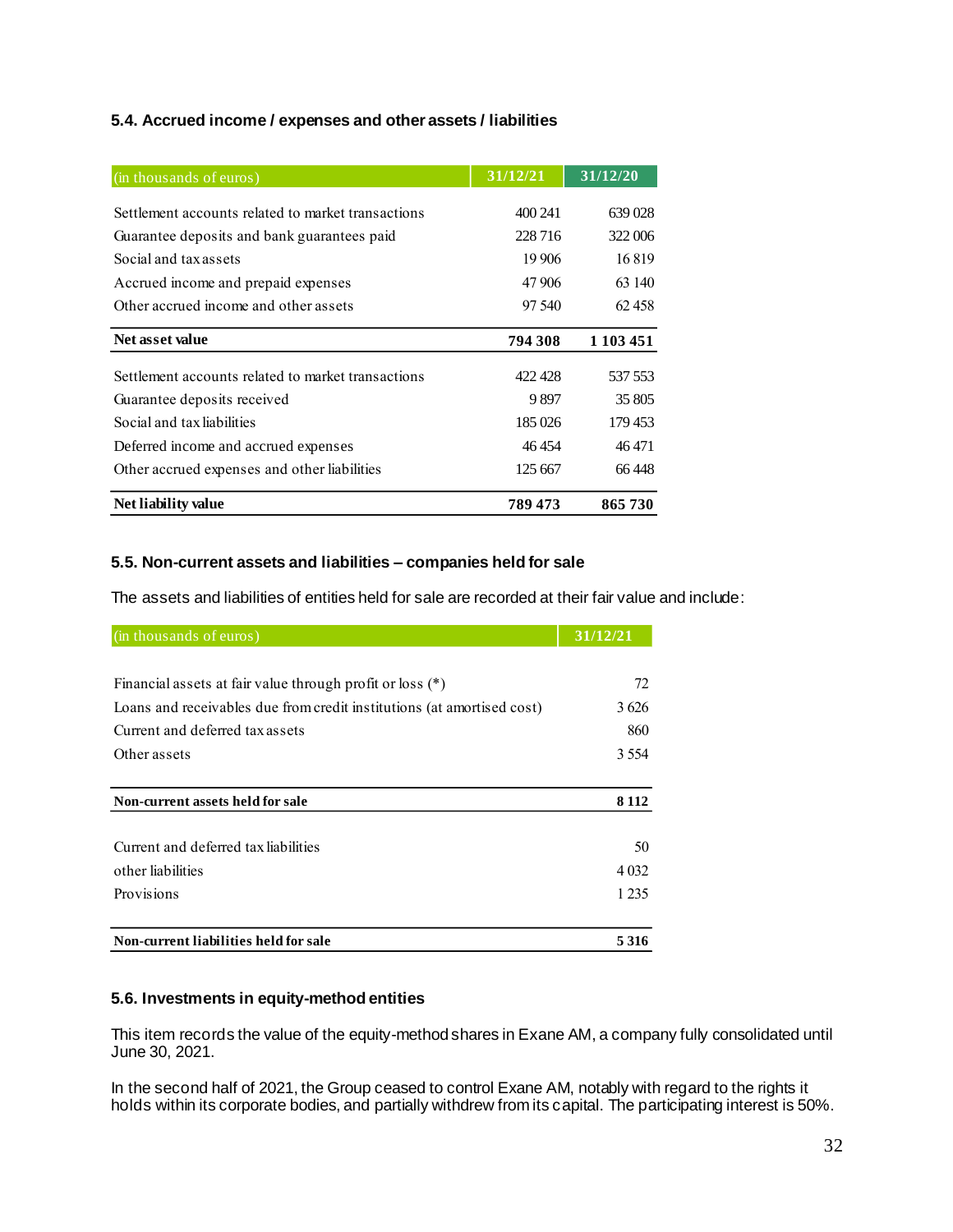### 5.4. Accrued income / expenses and other assets / liabilities

| (in thousands of euros) | 31/12/21 | 31/12/20 |
|---|---|---|
| Settlement accounts related to market transactions | 400 241 | 639 028 |
| Guarantee deposits and bank guarantees paid | 228 716 | 322 006 |
| Social and tax assets | 19 906 | 16 819 |
| Accrued income and prepaid expenses | 47 906 | 63 140 |
| Other accrued income and other assets | 97 540 | 62 458 |
| **Net asset value** | **794 308** | **1 103 451** |
| Settlement accounts related to market transactions | 422 428 | 537 553 |
| Guarantee deposits received | 9 897 | 35 805 |
| Social and tax liabilities | 185 026 | 179 453 |
| Deferred income and accrued expenses | 46 454 | 46 471 |
| Other accrued expenses and other liabilities | 125 667 | 66 448 |
| **Net liability value** | **789 473** | **865 730** |

### 5.5. Non-current assets and liabilities – companies held for sale

The assets and liabilities of entities held for sale are recorded at their fair value and include:

| (in thousands of euros) | 31/12/21 |
|---|---|
| Financial assets at fair value through profit or loss (*) | 72 |
| Loans and receivables due from credit institutions (at amortised cost) | 3 626 |
| Current and deferred tax assets | 860 |
| Other assets | 3 554 |
| **Non-current assets held for sale** | **8 112** |
| Current and deferred tax liabilities | 50 |
| other liabilities | 4 032 |
| Provisions | 1 235 |
| **Non-current liabilities held for sale** | **5 316** |

### 5.6. Investments in equity-method entities

This item records the value of the equity-method shares in Exane AM, a company fully consolidated until June 30, 2021.

In the second half of 2021, the Group ceased to control Exane AM, notably with regard to the rights it holds within its corporate bodies, and partially withdrew from its capital. The participating interest is 50%.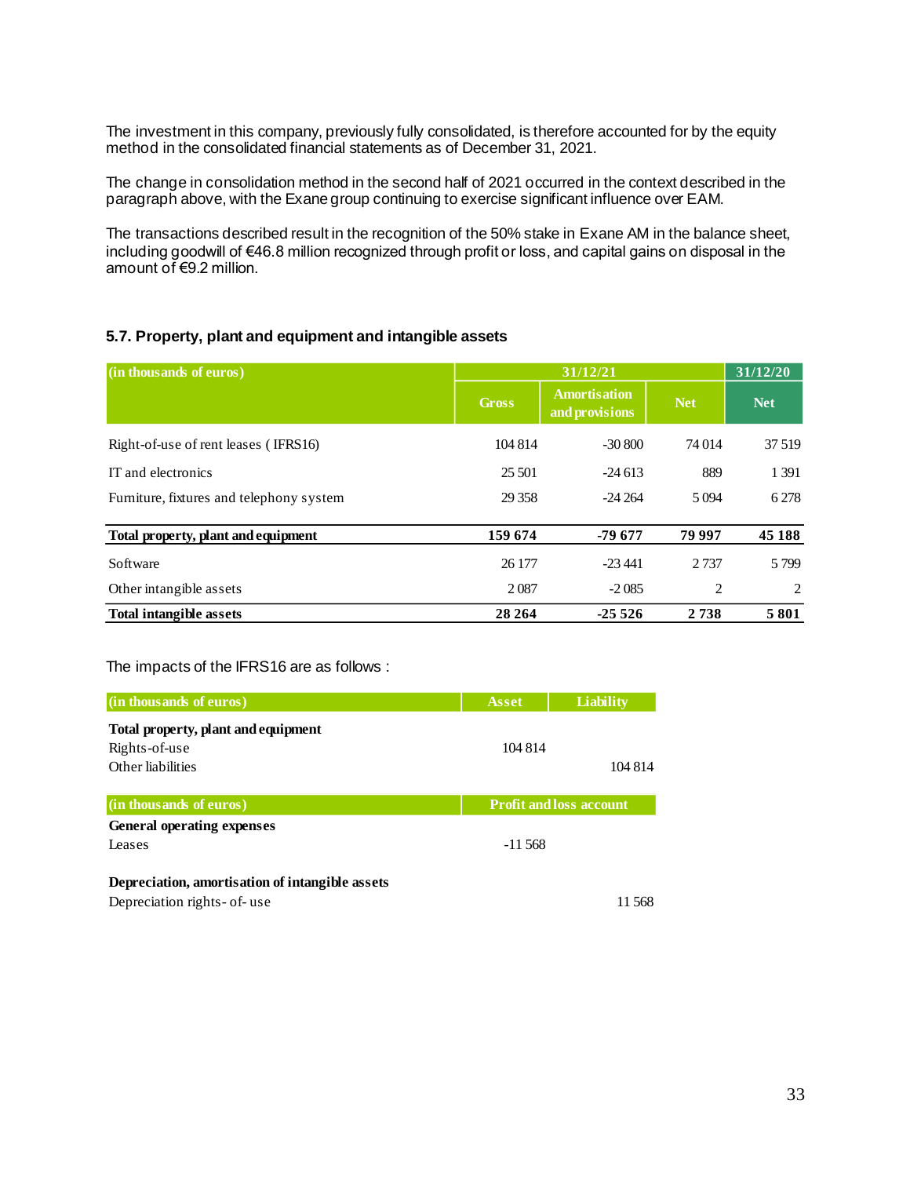The investment in this company, previously fully consolidated, is therefore accounted for by the equity method in the consolidated financial statements as of December 31, 2021.

The change in consolidation method in the second half of 2021 occurred in the context described in the paragraph above, with the Exane group continuing to exercise significant influence over EAM.

The transactions described result in the recognition of the 50% stake in Exane AM in the balance sheet, including goodwill of €46.8 million recognized through profit or loss, and capital gains on disposal in the amount of €9.2 million.

### 5.7. Property, plant and equipment and intangible assets

| (in thousands of euros) | 31/12/21 | | | 31/12/20 |
|---|---|---|---|---|
| | Gross | Amortisation and provisions | Net | Net |
| Right-of-use of rent leases ( IFRS16) | 104 814 | -30 800 | 74 014 | 37 519 |
| IT and electronics | 25 501 | -24 613 | 889 | 1 391 |
| Furniture, fixtures and telephony system | 29 358 | -24 264 | 5 094 | 6 278 |
| **Total property, plant and equipment** | **159 674** | **-79 677** | **79 997** | **45 188** |
| Software | 26 177 | -23 441 | 2 737 | 5 799 |
| Other intangible assets | 2 087 | -2 085 | 2 | 2 |
| **Total intangible assets** | **28 264** | **-25 526** | **2 738** | **5 801** |

The impacts of the IFRS16 are as follows :

| (in thousands of euros) | Asset | Liability |
|---|---|---|
| **Total property, plant and equipment** | | |
| Rights-of-use | 104 814 | |
| Other liabilities | | 104 814 |

| (in thousands of euros) | Profit and loss account | |
|---|---|---|
| **General operating expenses** | | |
| Leases | -11 568 | |
| **Depreciation, amortisation of intangible assets** | | |
| Depreciation rights- of- use | | 11 568 |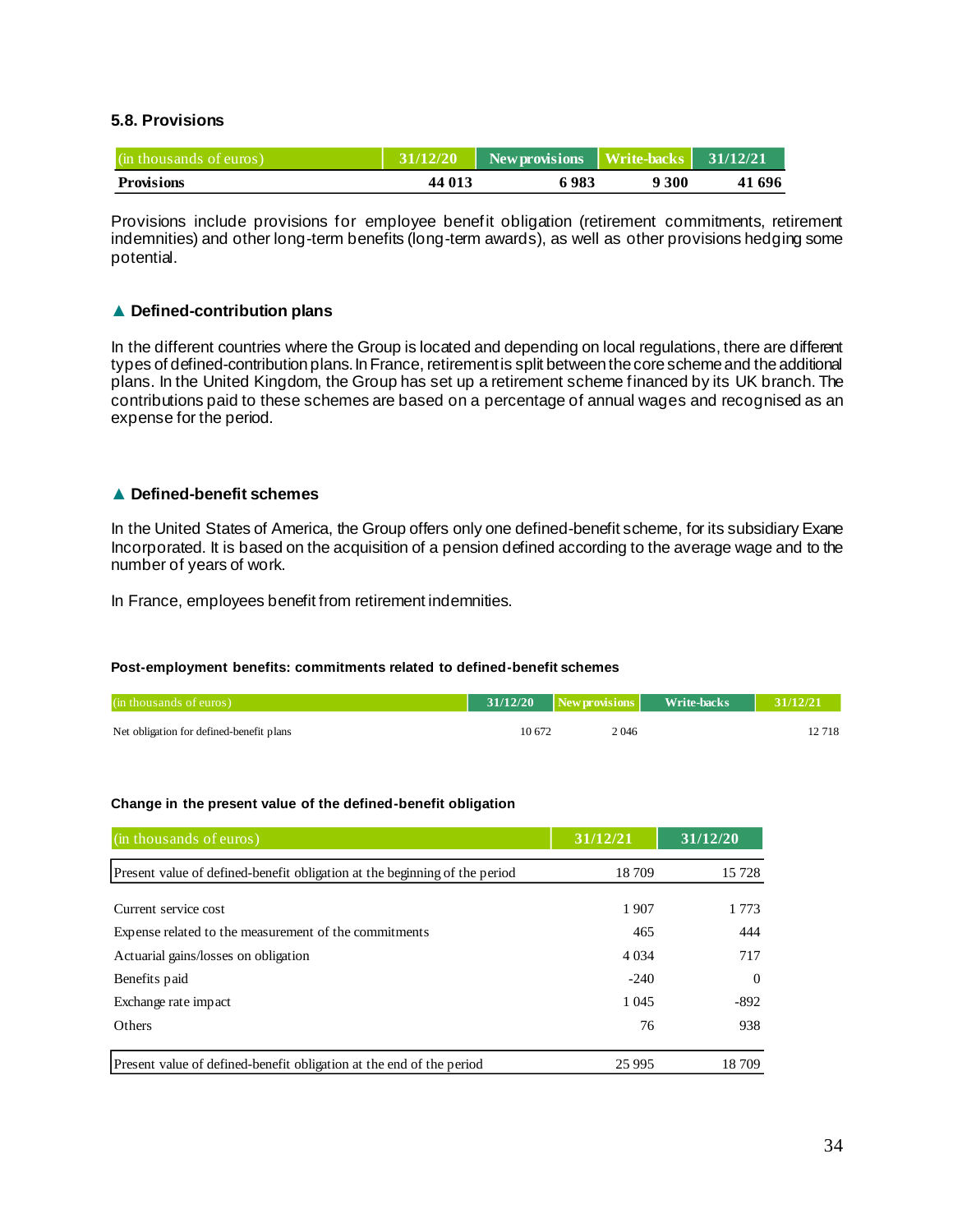### 5.8. Provisions

| (in thousands of euros) | 31/12/20 | New provisions | Write-backs | 31/12/21 |
|---|---|---|---|---|
| **Provisions** | **44 013** | **6 983** | **9 300** | **41 696** |

Provisions include provisions for employee benefit obligation (retirement commitments, retirement indemnities) and other long-term benefits (long-term awards), as well as other provisions hedging some potential.

#### ▲ Defined-contribution plans

In the different countries where the Group is located and depending on local regulations, there are different types of defined-contribution plans. In France, retirement is split between the core scheme and the additional plans. In the United Kingdom, the Group has set up a retirement scheme financed by its UK branch. The contributions paid to these schemes are based on a percentage of annual wages and recognised as an expense for the period.

#### ▲ Defined-benefit schemes

In the United States of America, the Group offers only one defined-benefit scheme, for its subsidiary Exane Incorporated. It is based on the acquisition of a pension defined according to the average wage and to the number of years of work.

In France, employees benefit from retirement indemnities.

**Post-employment benefits: commitments related to defined-benefit schemes**

| (in thousands of euros) | 31/12/20 | New provisions | Write-backs | 31/12/21 |
|---|---|---|---|---|
| Net obligation for defined-benefit plans | 10 672 | 2 046 | | 12 718 |

**Change in the present value of the defined-benefit obligation**

| (in thousands of euros) | 31/12/21 | 31/12/20 |
|---|---|---|
| Present value of defined-benefit obligation at the beginning of the period | 18 709 | 15 728 |
| Current service cost | 1 907 | 1 773 |
| Expense related to the measurement of the commitments | 465 | 444 |
| Actuarial gains/losses on obligation | 4 034 | 717 |
| Benefits paid | -240 | 0 |
| Exchange rate impact | 1 045 | -892 |
| Others | 76 | 938 |
| Present value of defined-benefit obligation at the end of the period | 25 995 | 18 709 |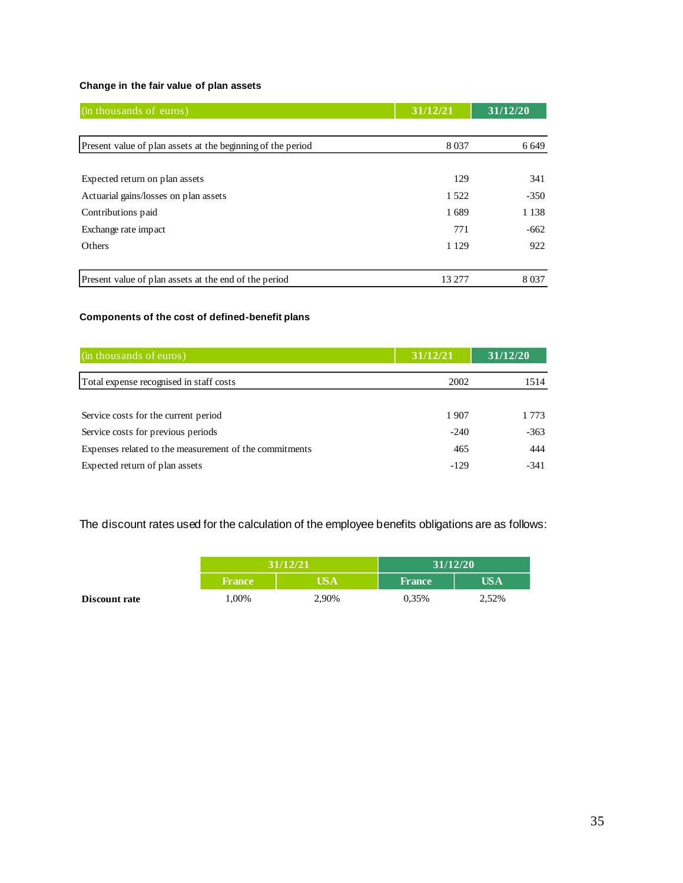**Change in the fair value of plan assets**

| (in thousands of euros) | 31/12/21 | 31/12/20 |
|---|---|---|
| Present value of plan assets at the beginning of the period | 8 037 | 6 649 |
| Expected return on plan assets | 129 | 341 |
| Actuarial gains/losses on plan assets | 1 522 | -350 |
| Contributions paid | 1 689 | 1 138 |
| Exchange rate impact | 771 | -662 |
| Others | 1 129 | 922 |
| Present value of plan assets at the end of the period | 13 277 | 8 037 |

**Components of the cost of defined-benefit plans**

| (in thousands of euros) | 31/12/21 | 31/12/20 |
|---|---|---|
| Total expense recognised in staff costs | 2002 | 1514 |
| Service costs for the current period | 1 907 | 1 773 |
| Service costs for previous periods | -240 | -363 |
| Expenses related to the measurement of the commitments | 465 | 444 |
| Expected return of plan assets | -129 | -341 |

The discount rates used for the calculation of the employee benefits obligations are as follows:

| | 31/12/21 | | 31/12/20 | |
|---|---|---|---|---|
| | France | USA | France | USA |
| **Discount rate** | 1,00% | 2,90% | 0,35% | 2,52% |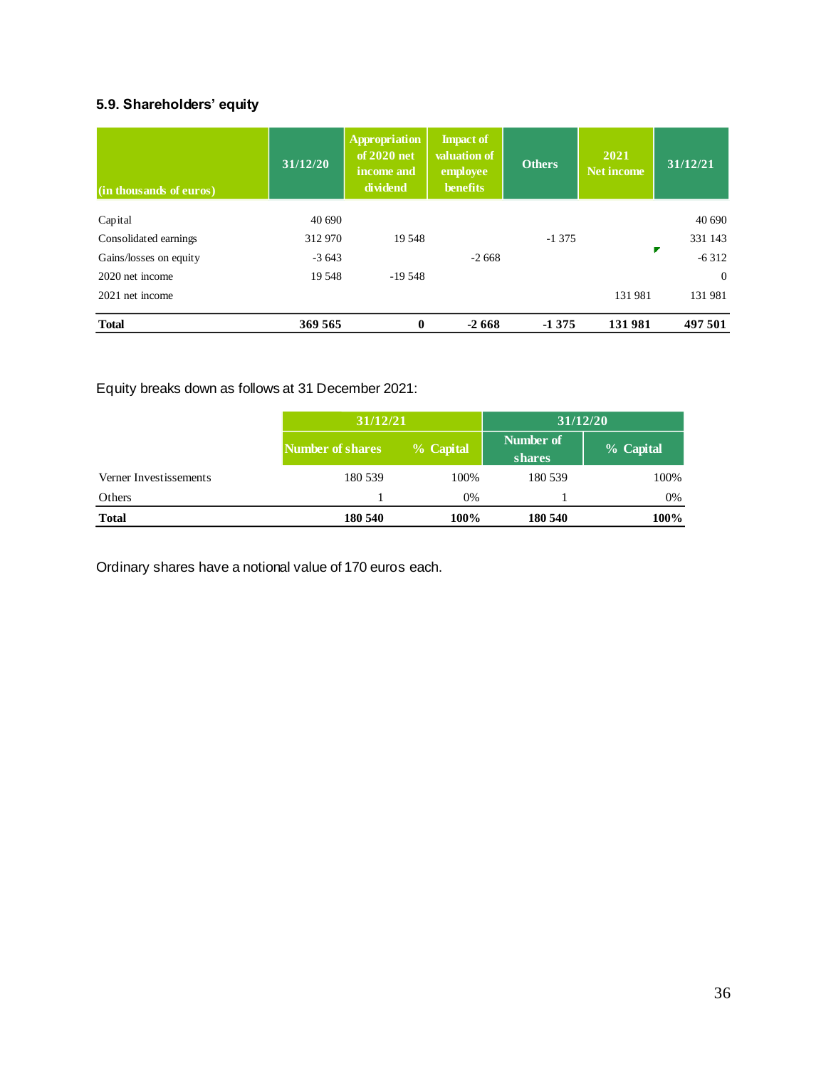### 5.9. Shareholders' equity

| (in thousands of euros) | 31/12/20 | Appropriation of 2020 net income and dividend | Impact of valuation of employee benefits | Others | 2021 Net income | 31/12/21 |
|---|---|---|---|---|---|---|
| Capital | 40 690 | | | | | 40 690 |
| Consolidated earnings | 312 970 | 19 548 | | -1 375 | | 331 143 |
| Gains/losses on equity | -3 643 | | -2 668 | | | -6 312 |
| 2020 net income | 19 548 | -19 548 | | | | 0 |
| 2021 net income | | | | | 131 981 | 131 981 |
| **Total** | **369 565** | **0** | **-2 668** | **-1 375** | **131 981** | **497 501** |

Equity breaks down as follows at 31 December 2021:

| | 31/12/21 | | 31/12/20 | |
|---|---|---|---|---|
| | Number of shares | % Capital | Number of shares | % Capital |
| Verner Investissements | 180 539 | 100% | 180 539 | 100% |
| Others | 1 | 0% | 1 | 0% |
| **Total** | **180 540** | **100%** | **180 540** | **100%** |

Ordinary shares have a notional value of 170 euros each.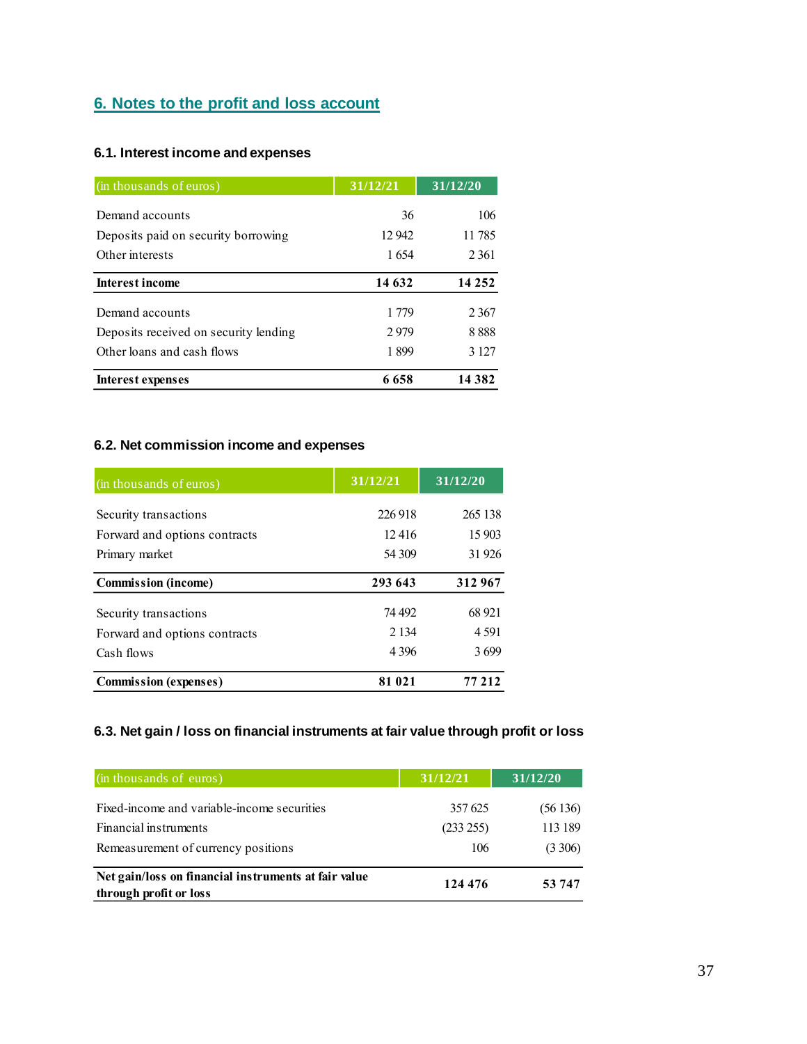## 6. Notes to the profit and loss account

### 6.1. Interest income and expenses

| (in thousands of euros) | 31/12/21 | 31/12/20 |
|---|---|---|
| Demand accounts | 36 | 106 |
| Deposits paid on security borrowing | 12 942 | 11 785 |
| Other interests | 1 654 | 2 361 |
| **Interest income** | **14 632** | **14 252** |
| Demand accounts | 1 779 | 2 367 |
| Deposits received on security lending | 2 979 | 8 888 |
| Other loans and cash flows | 1 899 | 3 127 |
| **Interest expenses** | **6 658** | **14 382** |

### 6.2. Net commission income and expenses

| (in thousands of euros) | 31/12/21 | 31/12/20 |
|---|---|---|
| Security transactions | 226 918 | 265 138 |
| Forward and options contracts | 12 416 | 15 903 |
| Primary market | 54 309 | 31 926 |
| **Commission (income)** | **293 643** | **312 967** |
| Security transactions | 74 492 | 68 921 |
| Forward and options contracts | 2 134 | 4 591 |
| Cash flows | 4 396 | 3 699 |
| **Commission (expenses)** | **81 021** | **77 212** |

### 6.3. Net gain / loss on financial instruments at fair value through profit or loss

| (in thousands of euros) | 31/12/21 | 31/12/20 |
|---|---|---|
| Fixed-income and variable-income securities | 357 625 | (56 136) |
| Financial instruments | (233 255) | 113 189 |
| Remeasurement of currency positions | 106 | (3 306) |
| **Net gain/loss on financial instruments at fair value through profit or loss** | **124 476** | **53 747** |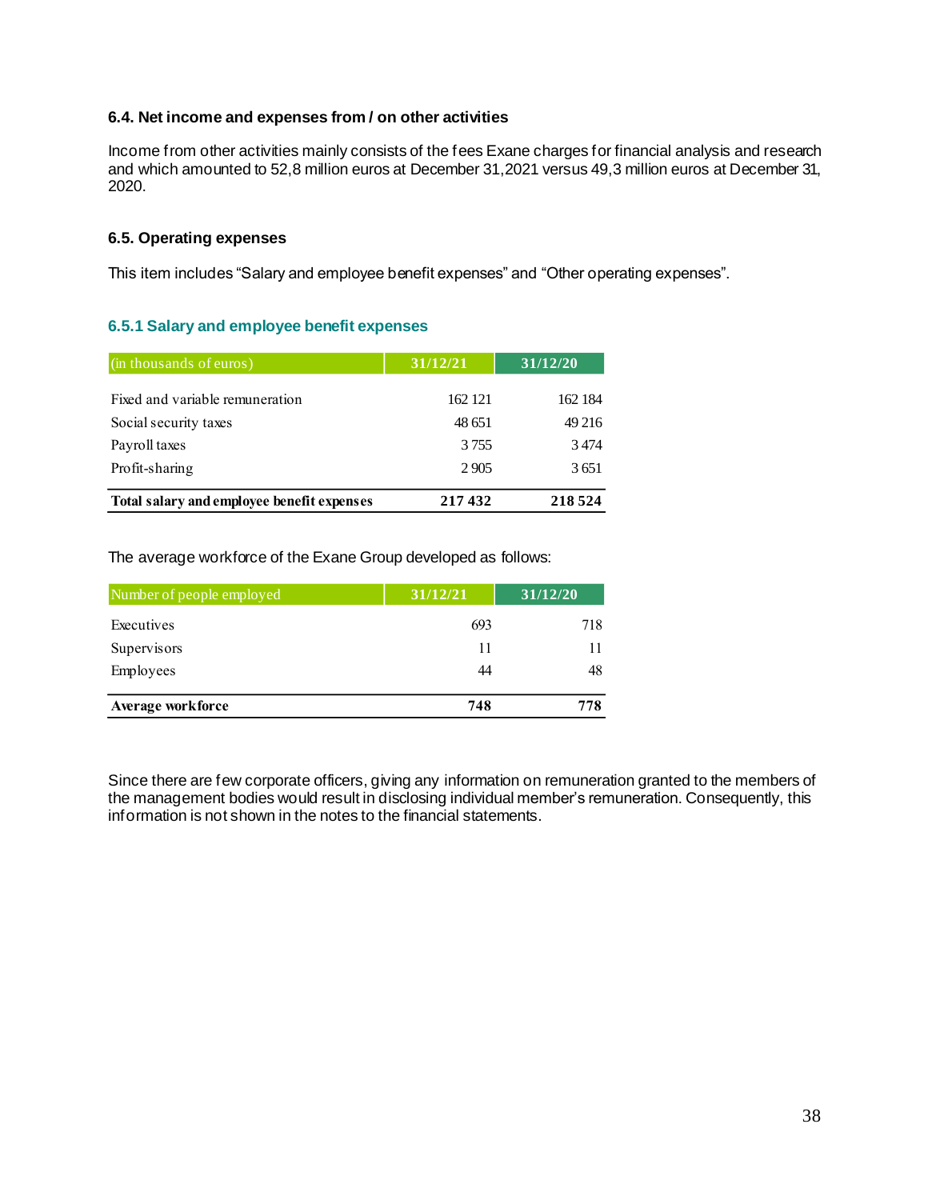### 6.4. Net income and expenses from / on other activities

Income from other activities mainly consists of the fees Exane charges for financial analysis and research and which amounted to 52,8 million euros at December 31,2021 versus 49,3 million euros at December 31, 2020.

### 6.5. Operating expenses

This item includes "Salary and employee benefit expenses" and "Other operating expenses".

#### 6.5.1 Salary and employee benefit expenses

| (in thousands of euros) | 31/12/21 | 31/12/20 |
|---|---|---|
| Fixed and variable remuneration | 162 121 | 162 184 |
| Social security taxes | 48 651 | 49 216 |
| Payroll taxes | 3 755 | 3 474 |
| Profit-sharing | 2 905 | 3 651 |
| **Total salary and employee benefit expenses** | **217 432** | **218 524** |

The average workforce of the Exane Group developed as follows:

| Number of people employed | 31/12/21 | 31/12/20 |
|---|---|---|
| Executives | 693 | 718 |
| Supervisors | 11 | 11 |
| Employees | 44 | 48 |
| **Average workforce** | **748** | **778** |

Since there are few corporate officers, giving any information on remuneration granted to the members of the management bodies would result in disclosing individual member's remuneration. Consequently, this information is not shown in the notes to the financial statements.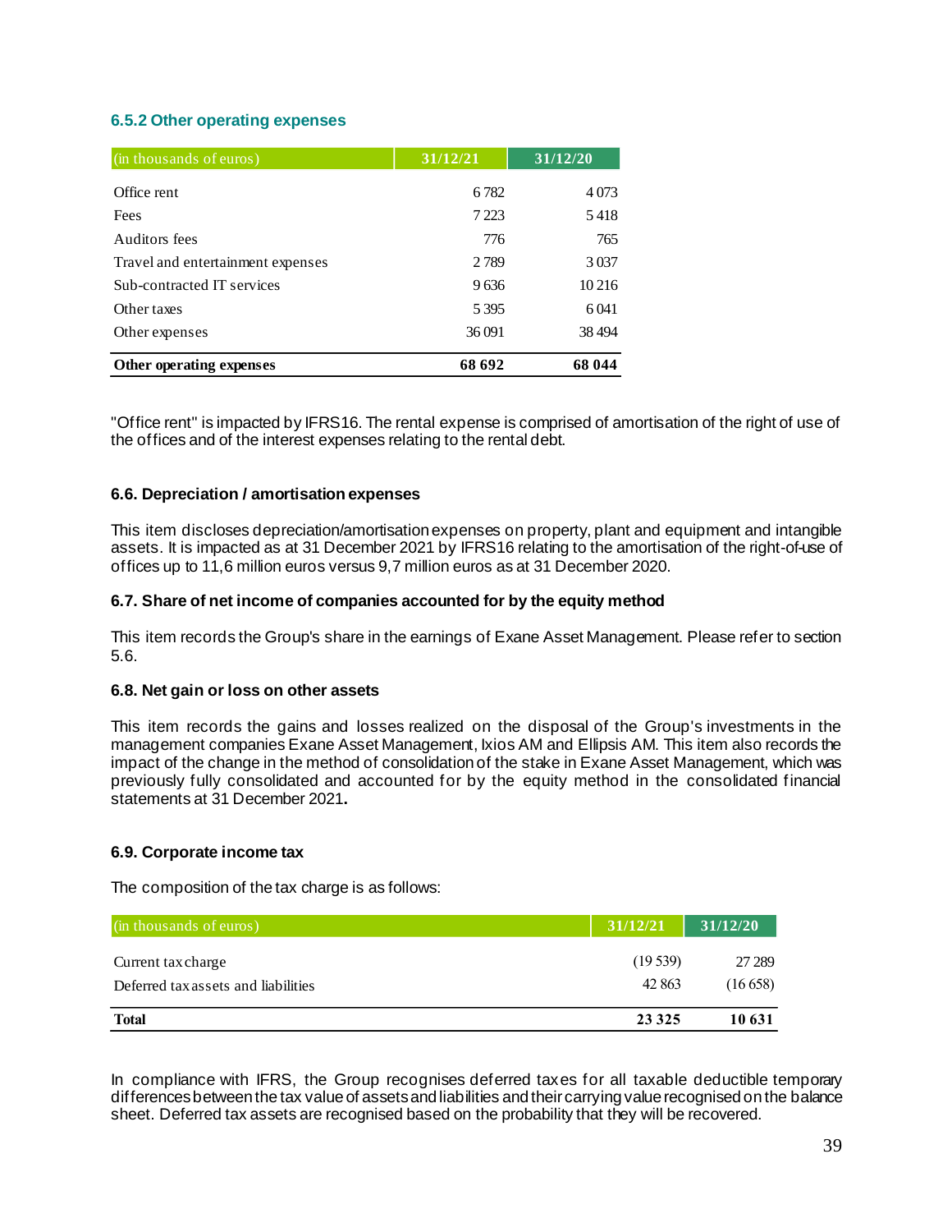### 6.5.2 Other operating expenses

| (in thousands of euros) | 31/12/21 | 31/12/20 |
|---|---|---|
| Office rent | 6 782 | 4 073 |
| Fees | 7 223 | 5 418 |
| Auditors fees | 776 | 765 |
| Travel and entertainment expenses | 2 789 | 3 037 |
| Sub-contracted IT services | 9 636 | 10 216 |
| Other taxes | 5 395 | 6 041 |
| Other expenses | 36 091 | 38 494 |
| **Other operating expenses** | **68 692** | **68 044** |

"Office rent" is impacted by IFRS16. The rental expense is comprised of amortisation of the right of use of the offices and of the interest expenses relating to the rental debt.

### 6.6. Depreciation / amortisation expenses

This item discloses depreciation/amortisation expenses on property, plant and equipment and intangible assets. It is impacted as at 31 December 2021 by IFRS16 relating to the amortisation of the right-of-use of offices up to 11,6 million euros versus 9,7 million euros as at 31 December 2020.

### 6.7. Share of net income of companies accounted for by the equity method

This item records the Group's share in the earnings of Exane Asset Management. Please refer to section 5.6.

### 6.8. Net gain or loss on other assets

This item records the gains and losses realized on the disposal of the Group's investments in the management companies Exane Asset Management, Ixios AM and Ellipsis AM. This item also records the impact of the change in the method of consolidation of the stake in Exane Asset Management, which was previously fully consolidated and accounted for by the equity method in the consolidated financial statements at 31 December 2021**.**

### 6.9. Corporate income tax

The composition of the tax charge is as follows:

| (in thousands of euros) | 31/12/21 | 31/12/20 |
|---|---|---|
| Current tax charge | (19 539) | 27 289 |
| Deferred tax assets and liabilities | 42 863 | (16 658) |
| **Total** | **23 325** | **10 631** |

In compliance with IFRS, the Group recognises deferred taxes for all taxable deductible temporary differences between the tax value of assets and liabilities and their carrying value recognised on the balance sheet. Deferred tax assets are recognised based on the probability that they will be recovered.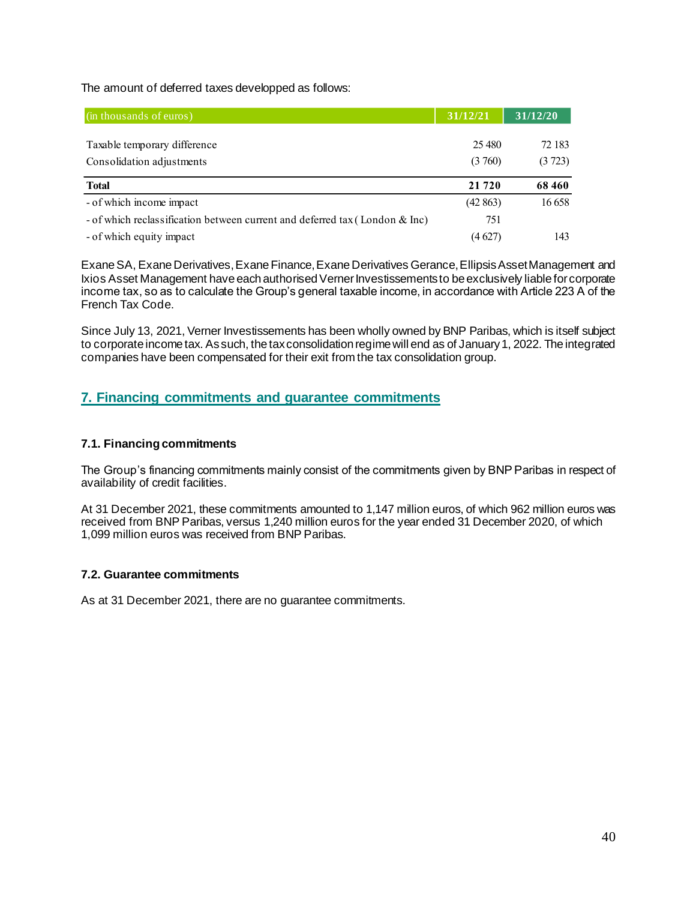The amount of deferred taxes developped as follows:

| (in thousands of euros) | 31/12/21 | 31/12/20 |
|---|---|---|
| Taxable temporary difference | 25 480 | 72 183 |
| Consolidation adjustments | (3 760) | (3 723) |
| **Total** | **21 720** | **68 460** |
| - of which income impact | (42 863) | 16 658 |
| - of which reclassification between current and deferred tax ( London & Inc) | 751 | |
| - of which equity impact | (4 627) | 143 |

Exane SA, Exane Derivatives, Exane Finance, Exane Derivatives Gerance, Ellipsis Asset Management and Ixios Asset Management have each authorised Verner Investissements to be exclusively liable for corporate income tax, so as to calculate the Group's general taxable income, in accordance with Article 223 A of the French Tax Code.

Since July 13, 2021, Verner Investissements has been wholly owned by BNP Paribas, which is itself subject to corporate income tax. As such, the tax consolidation regime will end as of January 1, 2022. The integrated companies have been compensated for their exit from the tax consolidation group.

## 7. Financing commitments and guarantee commitments

### 7.1. Financing commitments

The Group's financing commitments mainly consist of the commitments given by BNP Paribas in respect of availability of credit facilities.

At 31 December 2021, these commitments amounted to 1,147 million euros, of which 962 million euros was received from BNP Paribas, versus 1,240 million euros for the year ended 31 December 2020, of which 1,099 million euros was received from BNP Paribas.

### 7.2. Guarantee commitments

As at 31 December 2021, there are no guarantee commitments.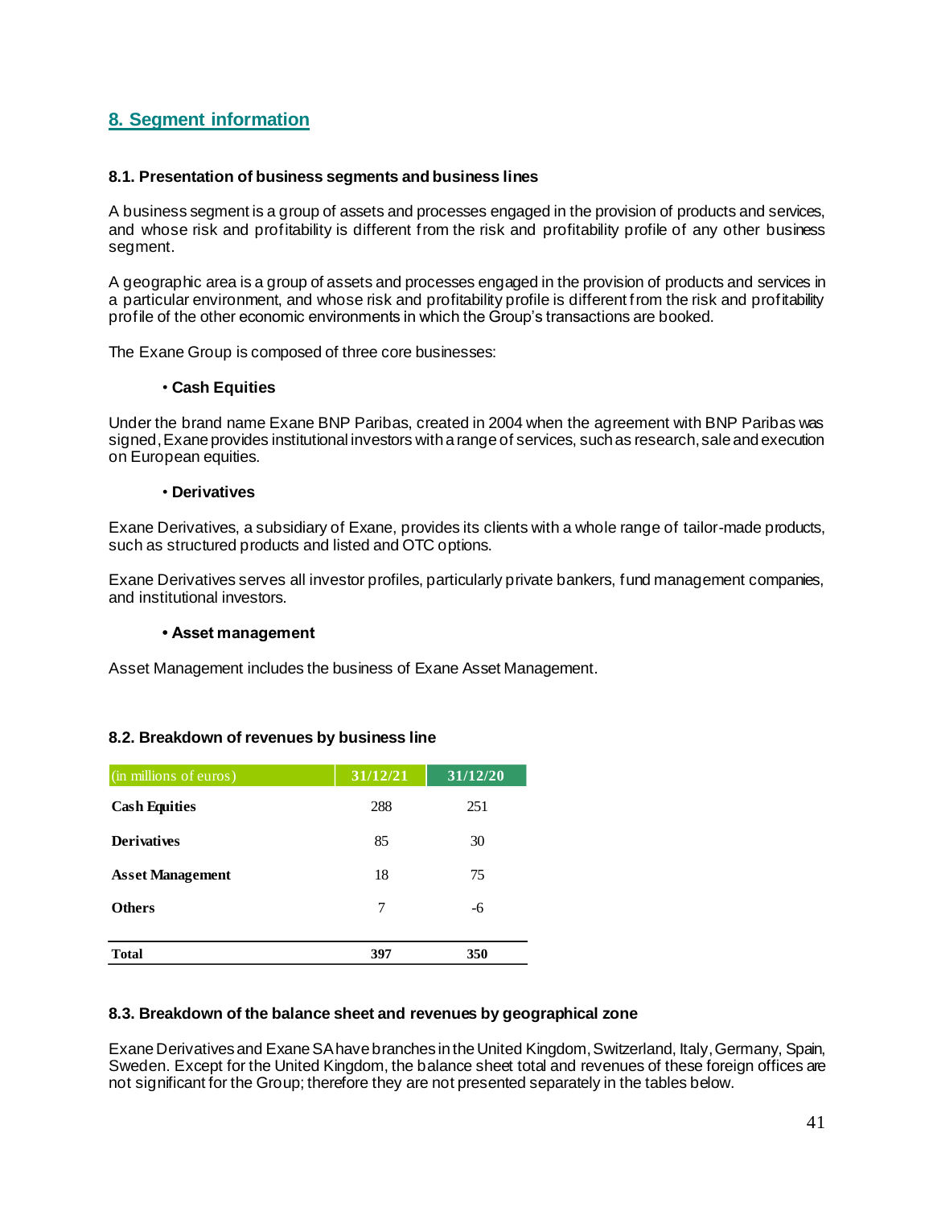## 8. Segment information

### 8.1. Presentation of business segments and business lines

A business segment is a group of assets and processes engaged in the provision of products and services, and whose risk and profitability is different from the risk and profitability profile of any other business segment.

A geographic area is a group of assets and processes engaged in the provision of products and services in a particular environment, and whose risk and profitability profile is different from the risk and profitability profile of the other economic environments in which the Group's transactions are booked.

The Exane Group is composed of three core businesses:

- **Cash Equities**

Under the brand name Exane BNP Paribas, created in 2004 when the agreement with BNP Paribas was signed, Exane provides institutional investors with a range of services, such as research, sale and execution on European equities.

- **Derivatives**

Exane Derivatives, a subsidiary of Exane, provides its clients with a whole range of tailor-made products, such as structured products and listed and OTC options.

Exane Derivatives serves all investor profiles, particularly private bankers, fund management companies, and institutional investors.

- **Asset management**

Asset Management includes the business of Exane Asset Management.

### 8.2. Breakdown of revenues by business line

| (in millions of euros) | 31/12/21 | 31/12/20 |
|---|---|---|
| **Cash Equities** | 288 | 251 |
| **Derivatives** | 85 | 30 |
| **Asset Management** | 18 | 75 |
| **Others** | 7 | -6 |
| **Total** | **397** | **350** |

### 8.3. Breakdown of the balance sheet and revenues by geographical zone

Exane Derivatives and Exane SA have branches in the United Kingdom, Switzerland, Italy, Germany, Spain, Sweden. Except for the United Kingdom, the balance sheet total and revenues of these foreign offices are not significant for the Group; therefore they are not presented separately in the tables below.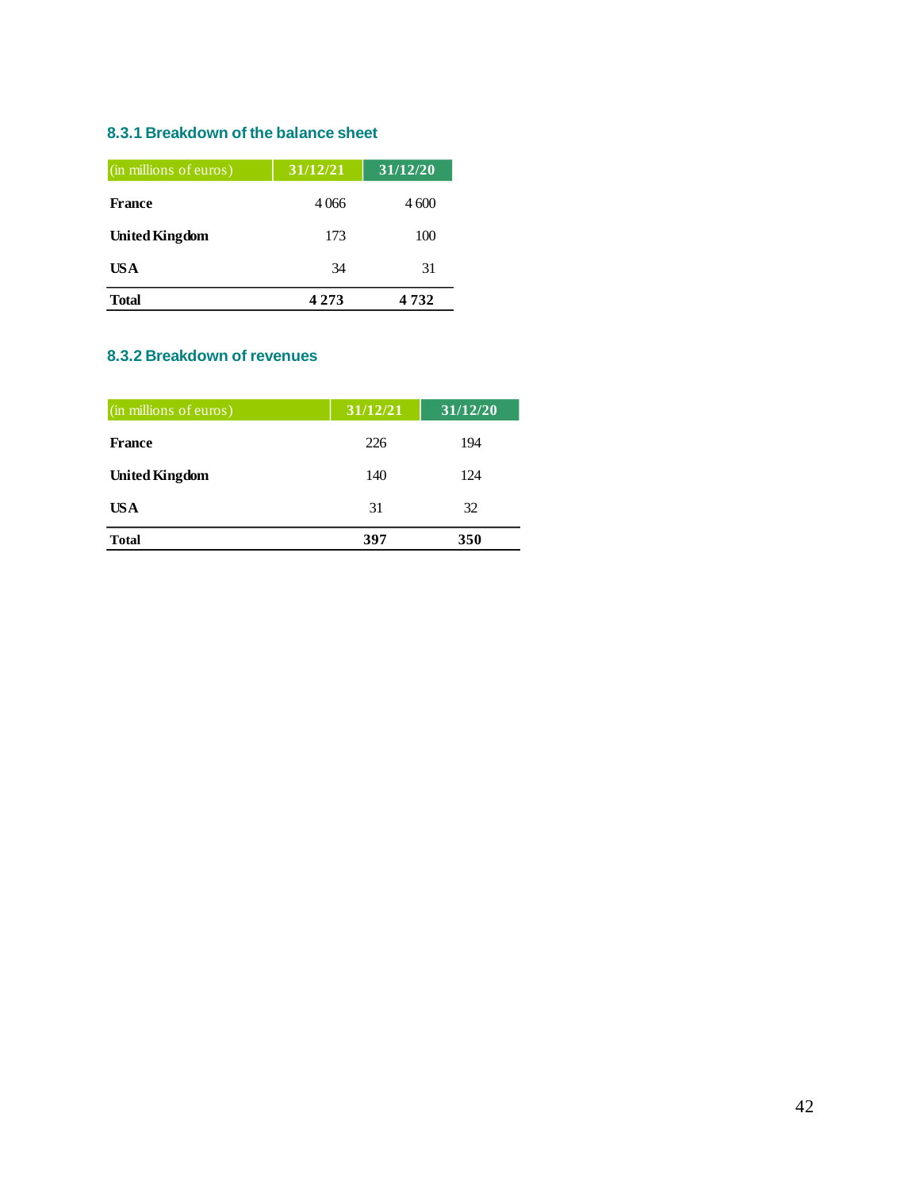### 8.3.1 Breakdown of the balance sheet

| (in millions of euros) | 31/12/21 | 31/12/20 |
|---|---|---|
| **France** | 4 066 | 4 600 |
| **United Kingdom** | 173 | 100 |
| **USA** | 34 | 31 |
| **Total** | **4 273** | **4 732** |

### 8.3.2 Breakdown of revenues

| (in millions of euros) | 31/12/21 | 31/12/20 |
|---|---|---|
| **France** | 226 | 194 |
| **United Kingdom** | 140 | 124 |
| **USA** | 31 | 32 |
| **Total** | **397** | **350** |